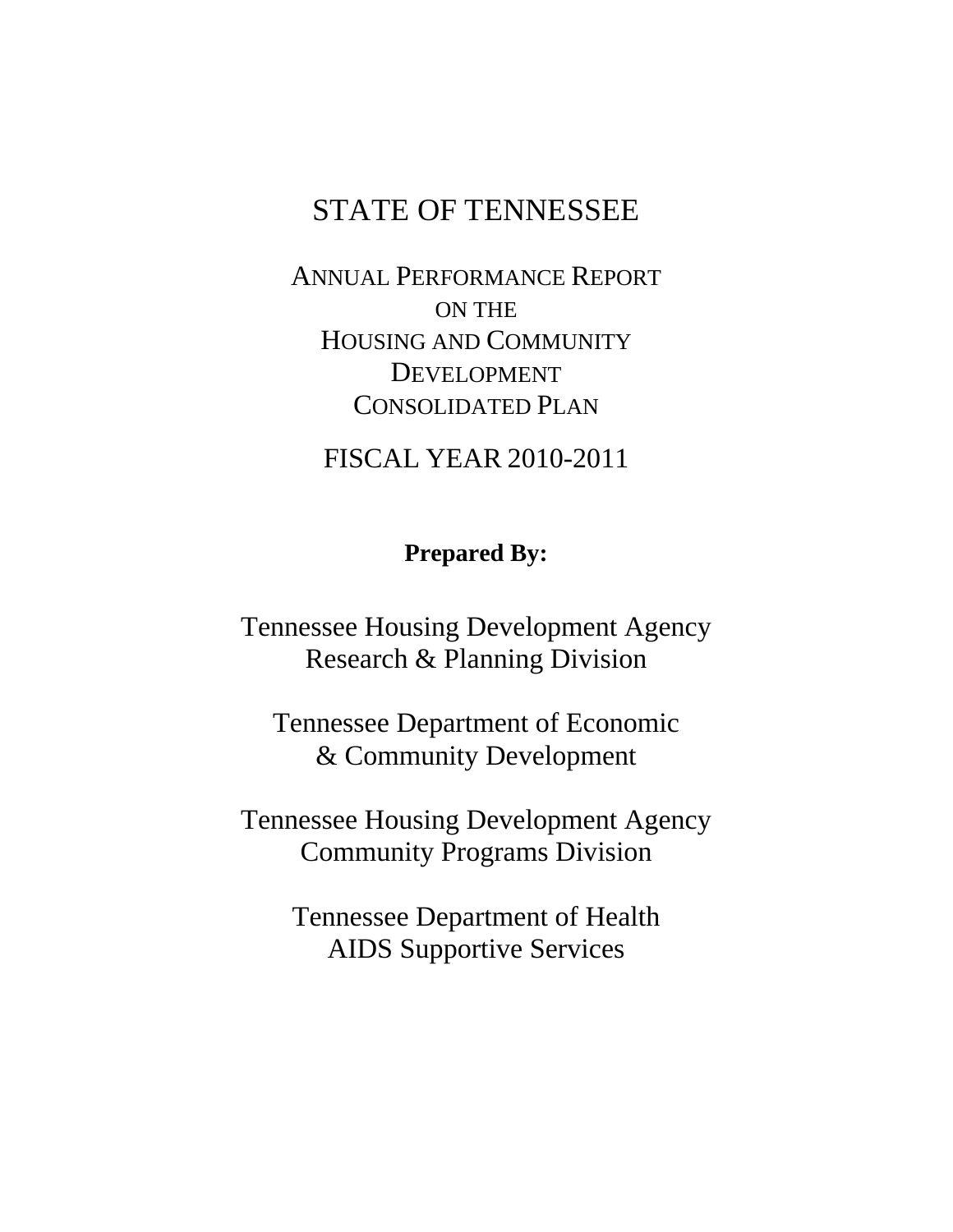# STATE OF TENNESSEE

## ANNUAL PERFORMANCE REPORT ON THE HOUSING AND COMMUNITY DEVELOPMENT CONSOLIDATED PLAN

## FISCAL YEAR 2010-2011

**Prepared By:**

Tennessee Housing Development Agency
Research & Planning Division

Tennessee Department of Economic
& Community Development

Tennessee Housing Development Agency
Community Programs Division

Tennessee Department of Health
AIDS Supportive Services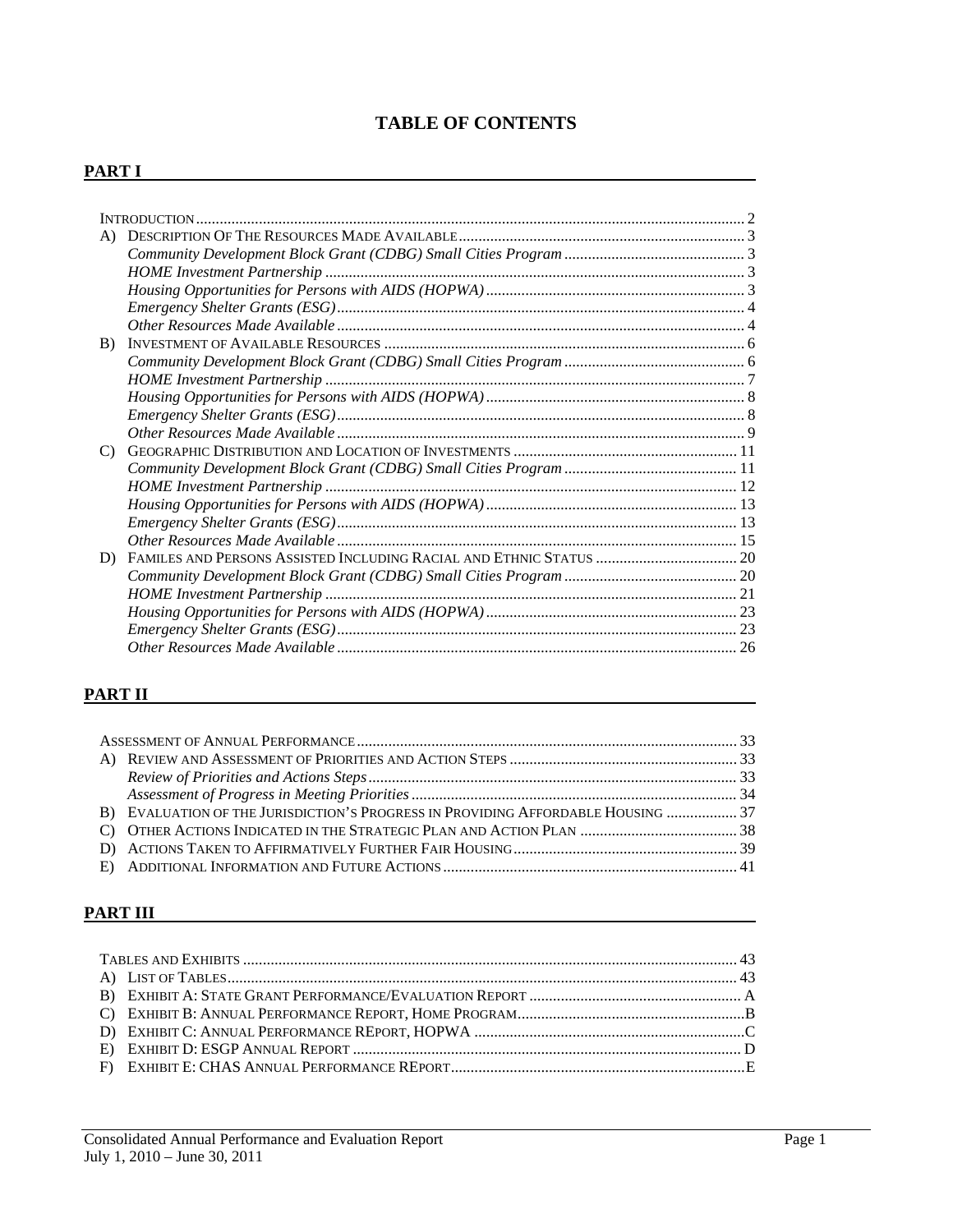# TABLE OF CONTENTS

## PART I

- INTRODUCTION ... 2
- A) DESCRIPTION OF THE RESOURCES MADE AVAILABLE ... 3
  - *Community Development Block Grant (CDBG) Small Cities Program* ... 3
  - *HOME Investment Partnership* ... 3
  - *Housing Opportunities for Persons with AIDS (HOPWA)* ... 3
  - *Emergency Shelter Grants (ESG)* ... 4
  - *Other Resources Made Available* ... 4
- B) INVESTMENT OF AVAILABLE RESOURCES ... 6
  - *Community Development Block Grant (CDBG) Small Cities Program* ... 6
  - *HOME Investment Partnership* ... 7
  - *Housing Opportunities for Persons with AIDS (HOPWA)* ... 8
  - *Emergency Shelter Grants (ESG)* ... 8
  - *Other Resources Made Available* ... 9
- C) GEOGRAPHIC DISTRIBUTION AND LOCATION OF INVESTMENTS ... 11
  - *Community Development Block Grant (CDBG) Small Cities Program* ... 11
  - *HOME Investment Partnership* ... 12
  - *Housing Opportunities for Persons with AIDS (HOPWA)* ... 13
  - *Emergency Shelter Grants (ESG)* ... 13
  - *Other Resources Made Available* ... 15
- D) FAMILES AND PERSONS ASSISTED INCLUDING RACIAL AND ETHNIC STATUS ... 20
  - *Community Development Block Grant (CDBG) Small Cities Program* ... 20
  - *HOME Investment Partnership* ... 21
  - *Housing Opportunities for Persons with AIDS (HOPWA)* ... 23
  - *Emergency Shelter Grants (ESG)* ... 23
  - *Other Resources Made Available* ... 26

## PART II

- ASSESSMENT OF ANNUAL PERFORMANCE ... 33
- A) REVIEW AND ASSESSMENT OF PRIORITIES AND ACTION STEPS ... 33
  - *Review of Priorities and Actions Steps* ... 33
  - *Assessment of Progress in Meeting Priorities* ... 34
- B) EVALUATION OF THE JURISDICTION'S PROGRESS IN PROVIDING AFFORDABLE HOUSING ... 37
- C) OTHER ACTIONS INDICATED IN THE STRATEGIC PLAN AND ACTION PLAN ... 38
- D) ACTIONS TAKEN TO AFFIRMATIVELY FURTHER FAIR HOUSING ... 39
- E) ADDITIONAL INFORMATION AND FUTURE ACTIONS ... 41

## PART III

- TABLES AND EXHIBITS ... 43
- A) LIST OF TABLES ... 43
- B) EXHIBIT A: STATE GRANT PERFORMANCE/EVALUATION REPORT ... A
- C) EXHIBIT B: ANNUAL PERFORMANCE REPORT, HOME PROGRAM ... B
- D) EXHIBIT C: ANNUAL PERFORMANCE REPORT, HOPWA ... C
- E) EXHIBIT D: ESGP ANNUAL REPORT ... D
- F) EXHIBIT E: CHAS ANNUAL PERFORMANCE REPORT ... E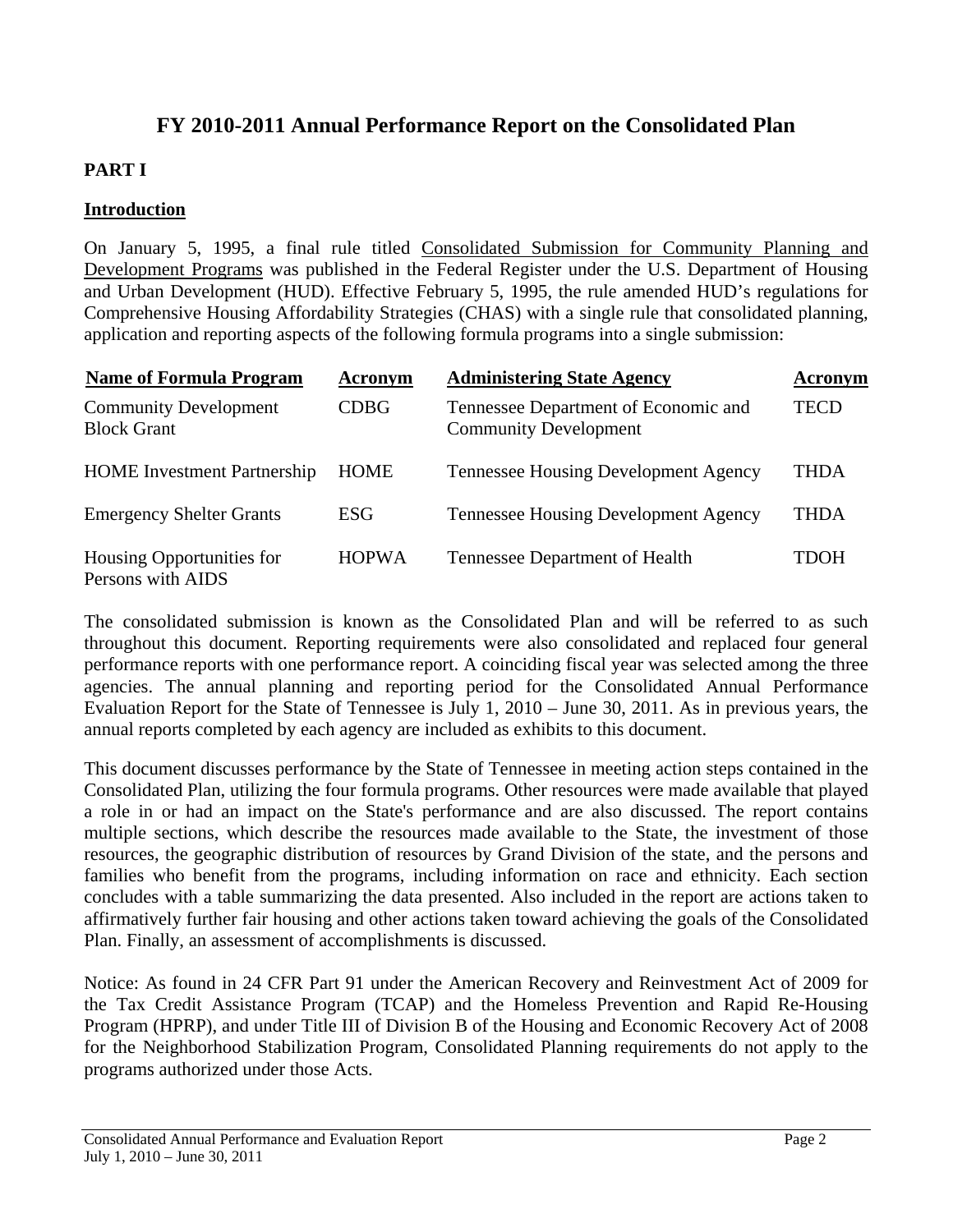# FY 2010-2011 Annual Performance Report on the Consolidated Plan

## PART I

### Introduction

On January 5, 1995, a final rule titled Consolidated Submission for Community Planning and Development Programs was published in the Federal Register under the U.S. Department of Housing and Urban Development (HUD). Effective February 5, 1995, the rule amended HUD's regulations for Comprehensive Housing Affordability Strategies (CHAS) with a single rule that consolidated planning, application and reporting aspects of the following formula programs into a single submission:

| Name of Formula Program | Acronym | Administering State Agency | Acronym |
|---|---|---|---|
| Community Development Block Grant | CDBG | Tennessee Department of Economic and Community Development | TECD |
| HOME Investment Partnership | HOME | Tennessee Housing Development Agency | THDA |
| Emergency Shelter Grants | ESG | Tennessee Housing Development Agency | THDA |
| Housing Opportunities for Persons with AIDS | HOPWA | Tennessee Department of Health | TDOH |

The consolidated submission is known as the Consolidated Plan and will be referred to as such throughout this document. Reporting requirements were also consolidated and replaced four general performance reports with one performance report. A coinciding fiscal year was selected among the three agencies. The annual planning and reporting period for the Consolidated Annual Performance Evaluation Report for the State of Tennessee is July 1, 2010 – June 30, 2011. As in previous years, the annual reports completed by each agency are included as exhibits to this document.

This document discusses performance by the State of Tennessee in meeting action steps contained in the Consolidated Plan, utilizing the four formula programs. Other resources were made available that played a role in or had an impact on the State's performance and are also discussed. The report contains multiple sections, which describe the resources made available to the State, the investment of those resources, the geographic distribution of resources by Grand Division of the state, and the persons and families who benefit from the programs, including information on race and ethnicity. Each section concludes with a table summarizing the data presented. Also included in the report are actions taken to affirmatively further fair housing and other actions taken toward achieving the goals of the Consolidated Plan. Finally, an assessment of accomplishments is discussed.

Notice: As found in 24 CFR Part 91 under the American Recovery and Reinvestment Act of 2009 for the Tax Credit Assistance Program (TCAP) and the Homeless Prevention and Rapid Re-Housing Program (HPRP), and under Title III of Division B of the Housing and Economic Recovery Act of 2008 for the Neighborhood Stabilization Program, Consolidated Planning requirements do not apply to the programs authorized under those Acts.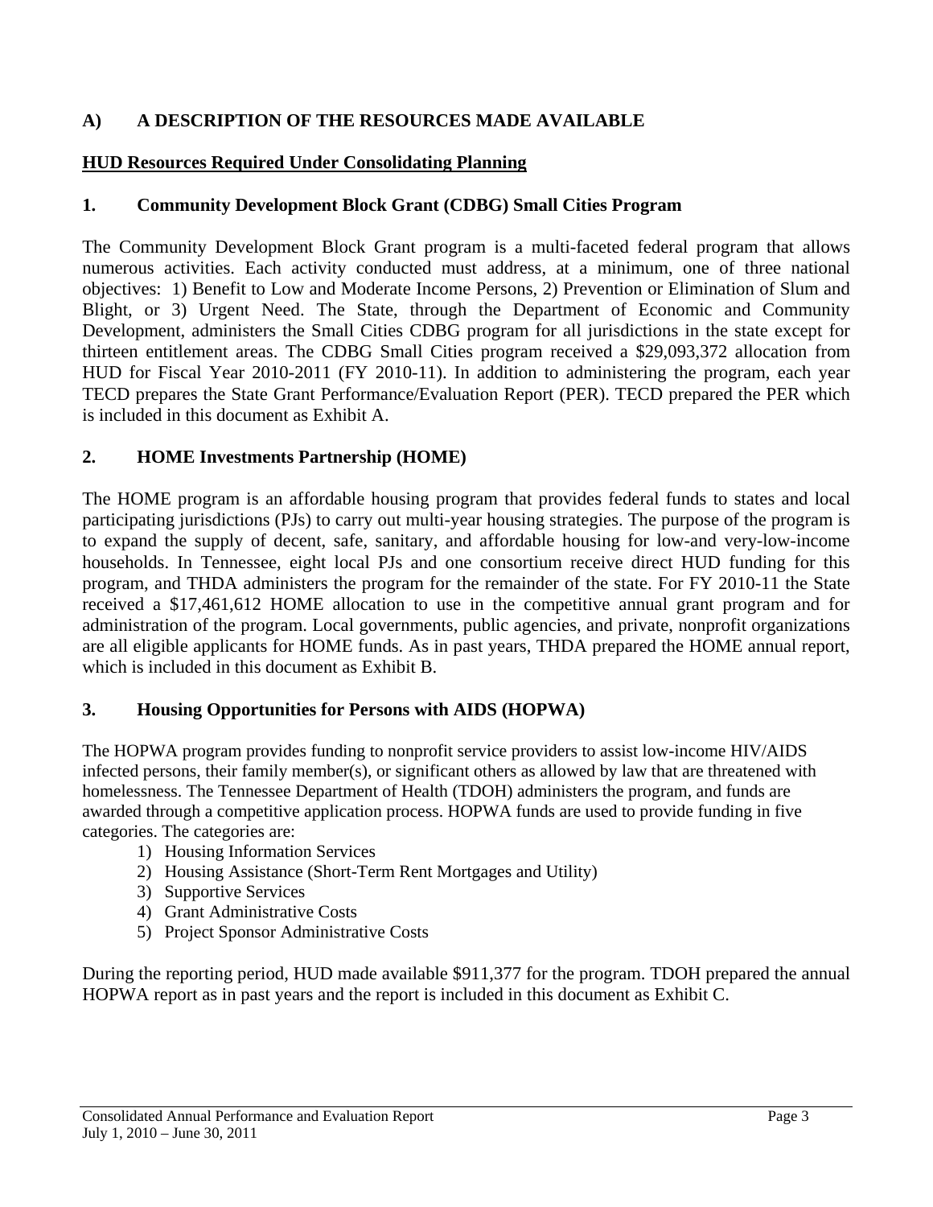## A) A DESCRIPTION OF THE RESOURCES MADE AVAILABLE

**HUD Resources Required Under Consolidating Planning**

### 1. Community Development Block Grant (CDBG) Small Cities Program

The Community Development Block Grant program is a multi-faceted federal program that allows numerous activities. Each activity conducted must address, at a minimum, one of three national objectives: 1) Benefit to Low and Moderate Income Persons, 2) Prevention or Elimination of Slum and Blight, or 3) Urgent Need. The State, through the Department of Economic and Community Development, administers the Small Cities CDBG program for all jurisdictions in the state except for thirteen entitlement areas. The CDBG Small Cities program received a $29,093,372 allocation from HUD for Fiscal Year 2010-2011 (FY 2010-11). In addition to administering the program, each year TECD prepares the State Grant Performance/Evaluation Report (PER). TECD prepared the PER which is included in this document as Exhibit A.

### 2. HOME Investments Partnership (HOME)

The HOME program is an affordable housing program that provides federal funds to states and local participating jurisdictions (PJs) to carry out multi-year housing strategies. The purpose of the program is to expand the supply of decent, safe, sanitary, and affordable housing for low-and very-low-income households. In Tennessee, eight local PJs and one consortium receive direct HUD funding for this program, and THDA administers the program for the remainder of the state. For FY 2010-11 the State received a $17,461,612 HOME allocation to use in the competitive annual grant program and for administration of the program. Local governments, public agencies, and private, nonprofit organizations are all eligible applicants for HOME funds. As in past years, THDA prepared the HOME annual report, which is included in this document as Exhibit B.

### 3. Housing Opportunities for Persons with AIDS (HOPWA)

The HOPWA program provides funding to nonprofit service providers to assist low-income HIV/AIDS infected persons, their family member(s), or significant others as allowed by law that are threatened with homelessness. The Tennessee Department of Health (TDOH) administers the program, and funds are awarded through a competitive application process. HOPWA funds are used to provide funding in five categories. The categories are:

1) Housing Information Services
2) Housing Assistance (Short-Term Rent Mortgages and Utility)
3) Supportive Services
4) Grant Administrative Costs
5) Project Sponsor Administrative Costs

During the reporting period, HUD made available $911,377 for the program. TDOH prepared the annual HOPWA report as in past years and the report is included in this document as Exhibit C.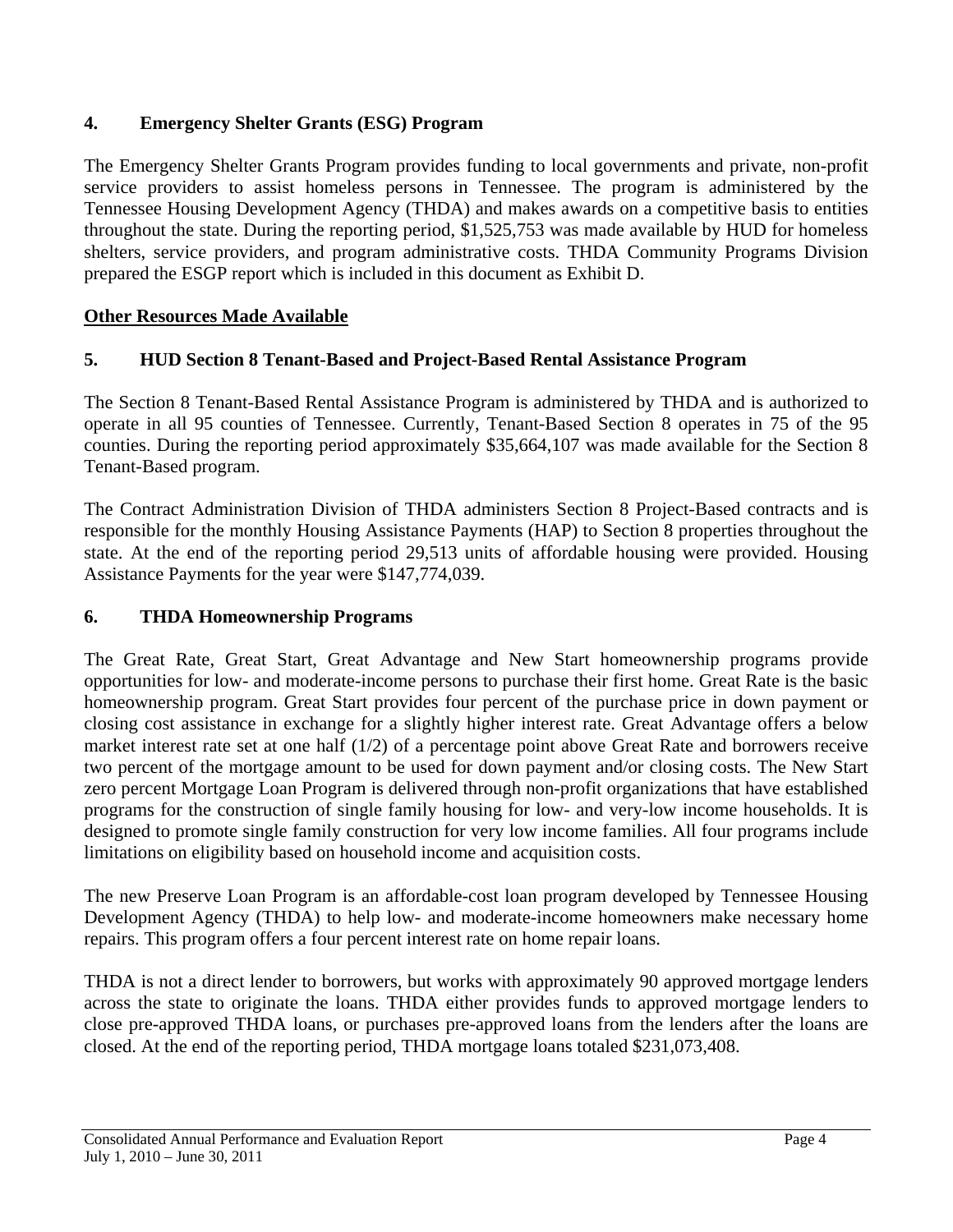### 4. Emergency Shelter Grants (ESG) Program

The Emergency Shelter Grants Program provides funding to local governments and private, non-profit service providers to assist homeless persons in Tennessee. The program is administered by the Tennessee Housing Development Agency (THDA) and makes awards on a competitive basis to entities throughout the state. During the reporting period, $1,525,753 was made available by HUD for homeless shelters, service providers, and program administrative costs. THDA Community Programs Division prepared the ESGP report which is included in this document as Exhibit D.

**Other Resources Made Available**

### 5. HUD Section 8 Tenant-Based and Project-Based Rental Assistance Program

The Section 8 Tenant-Based Rental Assistance Program is administered by THDA and is authorized to operate in all 95 counties of Tennessee. Currently, Tenant-Based Section 8 operates in 75 of the 95 counties. During the reporting period approximately $35,664,107 was made available for the Section 8 Tenant-Based program.

The Contract Administration Division of THDA administers Section 8 Project-Based contracts and is responsible for the monthly Housing Assistance Payments (HAP) to Section 8 properties throughout the state. At the end of the reporting period 29,513 units of affordable housing were provided. Housing Assistance Payments for the year were $147,774,039.

### 6. THDA Homeownership Programs

The Great Rate, Great Start, Great Advantage and New Start homeownership programs provide opportunities for low- and moderate-income persons to purchase their first home. Great Rate is the basic homeownership program. Great Start provides four percent of the purchase price in down payment or closing cost assistance in exchange for a slightly higher interest rate. Great Advantage offers a below market interest rate set at one half (1/2) of a percentage point above Great Rate and borrowers receive two percent of the mortgage amount to be used for down payment and/or closing costs. The New Start zero percent Mortgage Loan Program is delivered through non-profit organizations that have established programs for the construction of single family housing for low- and very-low income households. It is designed to promote single family construction for very low income families. All four programs include limitations on eligibility based on household income and acquisition costs.

The new Preserve Loan Program is an affordable-cost loan program developed by Tennessee Housing Development Agency (THDA) to help low- and moderate-income homeowners make necessary home repairs. This program offers a four percent interest rate on home repair loans.

THDA is not a direct lender to borrowers, but works with approximately 90 approved mortgage lenders across the state to originate the loans. THDA either provides funds to approved mortgage lenders to close pre-approved THDA loans, or purchases pre-approved loans from the lenders after the loans are closed. At the end of the reporting period, THDA mortgage loans totaled $231,073,408.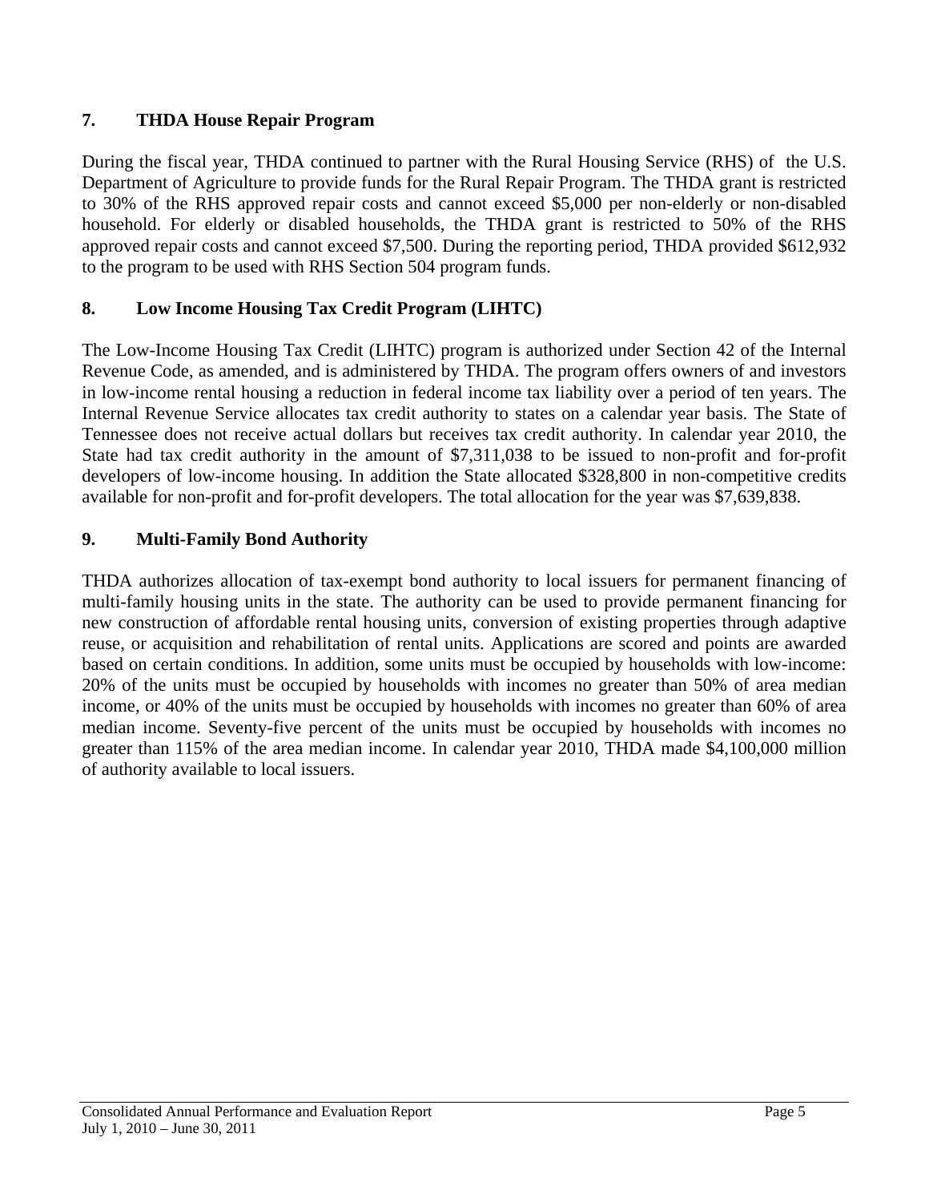## 7. THDA House Repair Program

During the fiscal year, THDA continued to partner with the Rural Housing Service (RHS) of the U.S. Department of Agriculture to provide funds for the Rural Repair Program. The THDA grant is restricted to 30% of the RHS approved repair costs and cannot exceed $5,000 per non-elderly or non-disabled household. For elderly or disabled households, the THDA grant is restricted to 50% of the RHS approved repair costs and cannot exceed $7,500. During the reporting period, THDA provided $612,932 to the program to be used with RHS Section 504 program funds.

## 8. Low Income Housing Tax Credit Program (LIHTC)

The Low-Income Housing Tax Credit (LIHTC) program is authorized under Section 42 of the Internal Revenue Code, as amended, and is administered by THDA. The program offers owners of and investors in low-income rental housing a reduction in federal income tax liability over a period of ten years. The Internal Revenue Service allocates tax credit authority to states on a calendar year basis. The State of Tennessee does not receive actual dollars but receives tax credit authority. In calendar year 2010, the State had tax credit authority in the amount of $7,311,038 to be issued to non-profit and for-profit developers of low-income housing. In addition the State allocated $328,800 in non-competitive credits available for non-profit and for-profit developers. The total allocation for the year was $7,639,838.

## 9. Multi-Family Bond Authority

THDA authorizes allocation of tax-exempt bond authority to local issuers for permanent financing of multi-family housing units in the state. The authority can be used to provide permanent financing for new construction of affordable rental housing units, conversion of existing properties through adaptive reuse, or acquisition and rehabilitation of rental units. Applications are scored and points are awarded based on certain conditions. In addition, some units must be occupied by households with low-income: 20% of the units must be occupied by households with incomes no greater than 50% of area median income, or 40% of the units must be occupied by households with incomes no greater than 60% of area median income. Seventy-five percent of the units must be occupied by households with incomes no greater than 115% of the area median income. In calendar year 2010, THDA made $4,100,000 million of authority available to local issuers.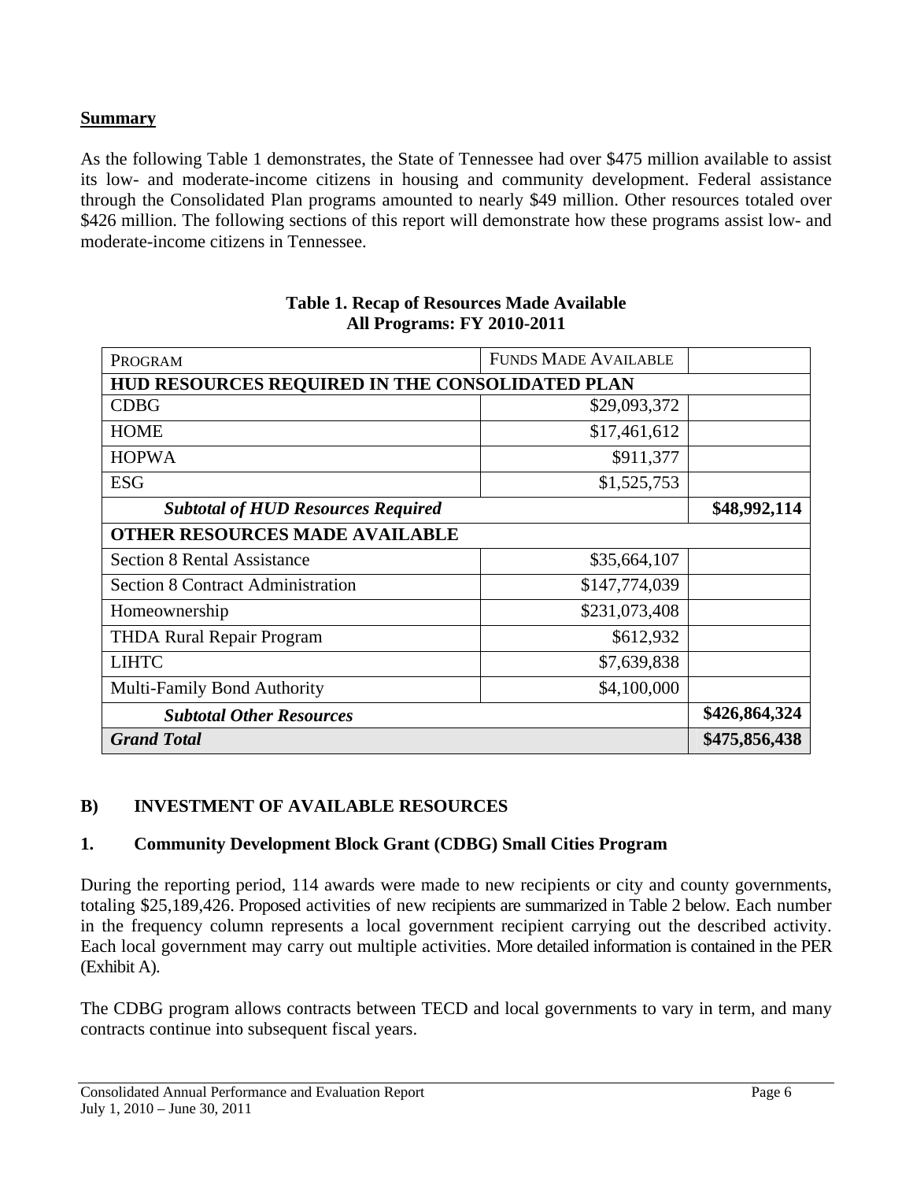**Summary**

As the following Table 1 demonstrates, the State of Tennessee had over $475 million available to assist its low- and moderate-income citizens in housing and community development. Federal assistance through the Consolidated Plan programs amounted to nearly $49 million. Other resources totaled over $426 million. The following sections of this report will demonstrate how these programs assist low- and moderate-income citizens in Tennessee.

**Table 1. Recap of Resources Made Available**
**All Programs: FY 2010-2011**

| PROGRAM | FUNDS MADE AVAILABLE | |
|---|---|---|
| **HUD RESOURCES REQUIRED IN THE CONSOLIDATED PLAN** | | |
| CDBG | $29,093,372 | |
| HOME | $17,461,612 | |
| HOPWA | $911,377 | |
| ESG | $1,525,753 | |
| ***Subtotal of HUD Resources Required*** | | **$48,992,114** |
| **OTHER RESOURCES MADE AVAILABLE** | | |
| Section 8 Rental Assistance | $35,664,107 | |
| Section 8 Contract Administration | $147,774,039 | |
| Homeownership | $231,073,408 | |
| THDA Rural Repair Program | $612,932 | |
| LIHTC | $7,639,838 | |
| Multi-Family Bond Authority | $4,100,000 | |
| ***Subtotal Other Resources*** | | **$426,864,324** |
| ***Grand Total*** | | **$475,856,438** |

## B) INVESTMENT OF AVAILABLE RESOURCES

### 1. Community Development Block Grant (CDBG) Small Cities Program

During the reporting period, 114 awards were made to new recipients or city and county governments, totaling $25,189,426. Proposed activities of new recipients are summarized in Table 2 below. Each number in the frequency column represents a local government recipient carrying out the described activity. Each local government may carry out multiple activities. More detailed information is contained in the PER (Exhibit A).

The CDBG program allows contracts between TECD and local governments to vary in term, and many contracts continue into subsequent fiscal years.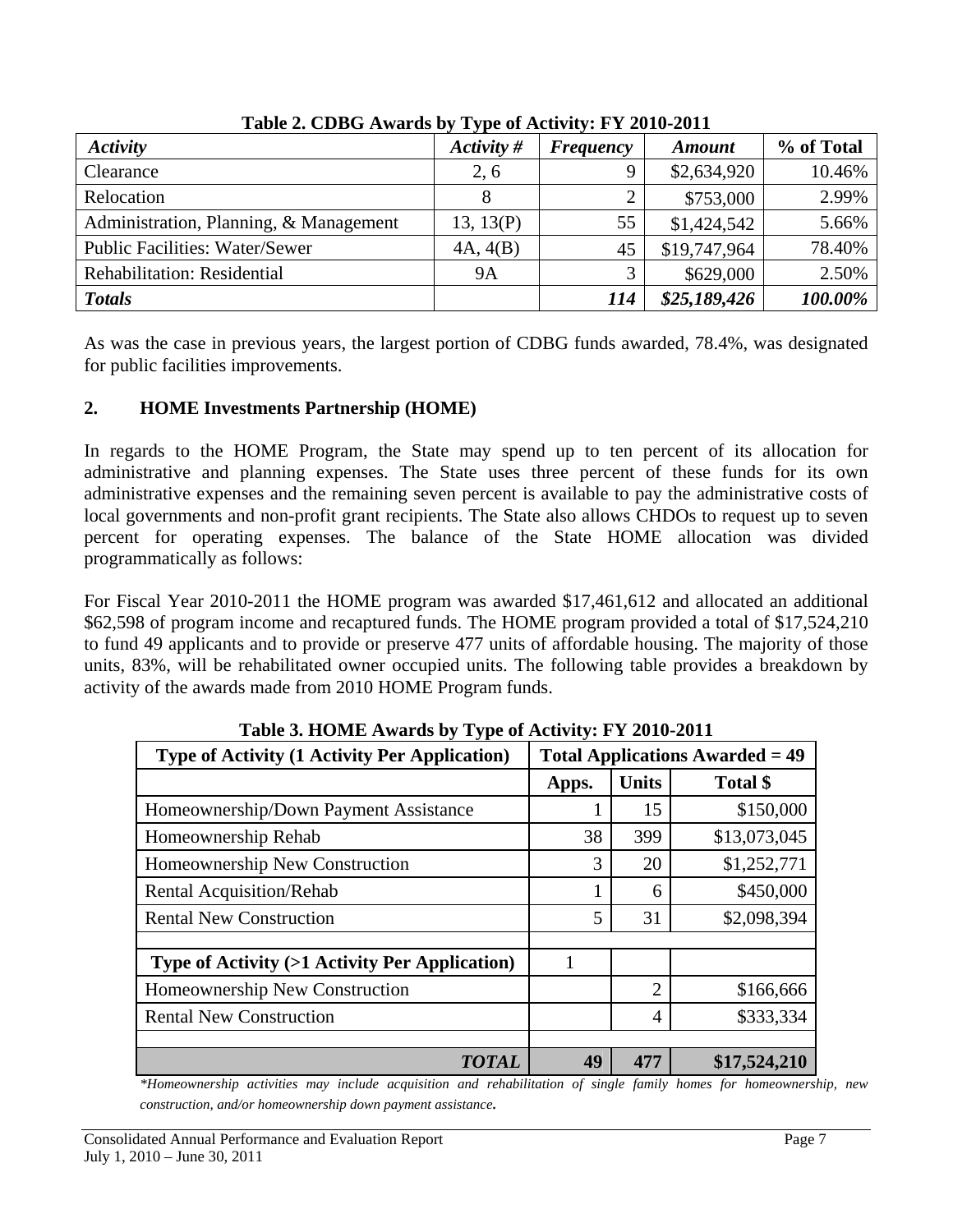**Table 2. CDBG Awards by Type of Activity: FY 2010-2011**

| *Activity* | *Activity #* | *Frequency* | *Amount* | % of Total |
|---|---|---|---|---|
| Clearance | 2, 6 | 9 | $2,634,920 | 10.46% |
| Relocation | 8 | 2 | $753,000 | 2.99% |
| Administration, Planning, & Management | 13, 13(P) | 55 | $1,424,542 | 5.66% |
| Public Facilities: Water/Sewer | 4A, 4(B) | 45 | $19,747,964 | 78.40% |
| Rehabilitation: Residential | 9A | 3 | $629,000 | 2.50% |
| ***Totals*** | | ***114*** | ***$25,189,426*** | ***100.00%*** |

As was the case in previous years, the largest portion of CDBG funds awarded, 78.4%, was designated for public facilities improvements.

## 2. HOME Investments Partnership (HOME)

In regards to the HOME Program, the State may spend up to ten percent of its allocation for administrative and planning expenses. The State uses three percent of these funds for its own administrative expenses and the remaining seven percent is available to pay the administrative costs of local governments and non-profit grant recipients. The State also allows CHDOs to request up to seven percent for operating expenses. The balance of the State HOME allocation was divided programmatically as follows:

For Fiscal Year 2010-2011 the HOME program was awarded $17,461,612 and allocated an additional $62,598 of program income and recaptured funds. The HOME program provided a total of $17,524,210 to fund 49 applicants and to provide or preserve 477 units of affordable housing. The majority of those units, 83%, will be rehabilitated owner occupied units. The following table provides a breakdown by activity of the awards made from 2010 HOME Program funds.

**Table 3. HOME Awards by Type of Activity: FY 2010-2011**

| Type of Activity (1 Activity Per Application) | Total Applications Awarded = 49 | | |
|---|---|---|---|
| | Apps. | Units | Total $ |
| Homeownership/Down Payment Assistance | 1 | 15 | $150,000 |
| Homeownership Rehab | 38 | 399 | $13,073,045 |
| Homeownership New Construction | 3 | 20 | $1,252,771 |
| Rental Acquisition/Rehab | 1 | 6 | $450,000 |
| Rental New Construction | 5 | 31 | $2,098,394 |
| | | | |
| **Type of Activity (>1 Activity Per Application)** | 1 | | |
| Homeownership New Construction | | 2 | $166,666 |
| Rental New Construction | | 4 | $333,334 |
| | | | |
| ***TOTAL*** | **49** | **477** | **$17,524,210** |

*\*Homeownership activities may include acquisition and rehabilitation of single family homes for homeownership, new construction, and/or homeownership down payment assistance.*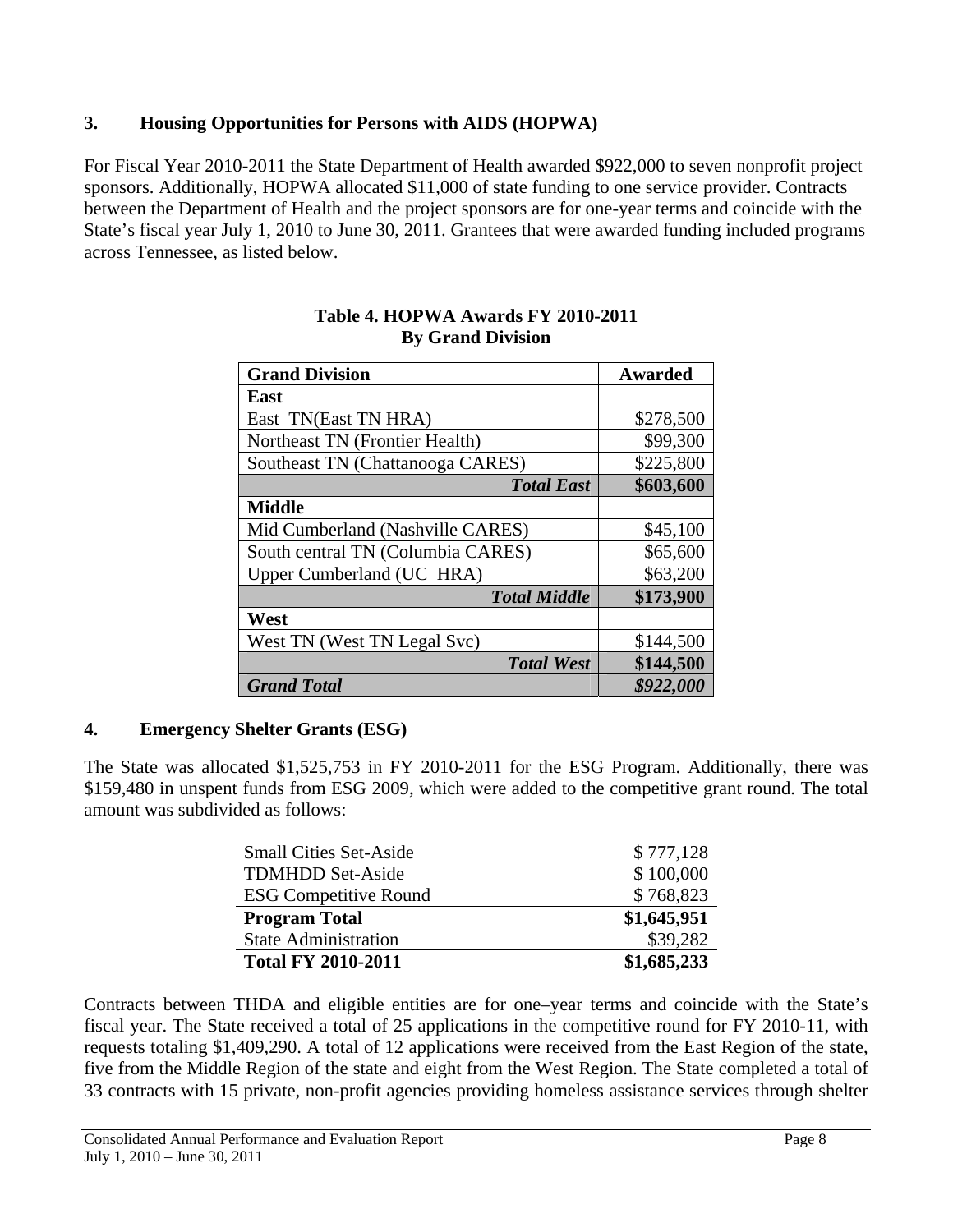## 3. Housing Opportunities for Persons with AIDS (HOPWA)

For Fiscal Year 2010-2011 the State Department of Health awarded $922,000 to seven nonprofit project sponsors. Additionally, HOPWA allocated $11,000 of state funding to one service provider. Contracts between the Department of Health and the project sponsors are for one-year terms and coincide with the State's fiscal year July 1, 2010 to June 30, 2011. Grantees that were awarded funding included programs across Tennessee, as listed below.

**Table 4. HOPWA Awards FY 2010-2011**
**By Grand Division**

| Grand Division | Awarded |
|---|---|
| **East** | |
| East TN(East TN HRA) | $278,500 |
| Northeast TN (Frontier Health) | $99,300 |
| Southeast TN (Chattanooga CARES) | $225,800 |
| ***Total East*** | **$603,600** |
| **Middle** | |
| Mid Cumberland (Nashville CARES) | $45,100 |
| South central TN (Columbia CARES) | $65,600 |
| Upper Cumberland (UC HRA) | $63,200 |
| ***Total Middle*** | **$173,900** |
| **West** | |
| West TN (West TN Legal Svc) | $144,500 |
| ***Total West*** | **$144,500** |
| ***Grand Total*** | ***$922,000*** |

## 4. Emergency Shelter Grants (ESG)

The State was allocated $1,525,753 in FY 2010-2011 for the ESG Program. Additionally, there was $159,480 in unspent funds from ESG 2009, which were added to the competitive grant round. The total amount was subdivided as follows:

| | |
|---|---|
| Small Cities Set-Aside | $ 777,128 |
| TDMHDD Set-Aside | $ 100,000 |
| ESG Competitive Round | $ 768,823 |
| **Program Total** | **$1,645,951** |
| State Administration | $39,282 |
| **Total FY 2010-2011** | **$1,685,233** |

Contracts between THDA and eligible entities are for one–year terms and coincide with the State's fiscal year. The State received a total of 25 applications in the competitive round for FY 2010-11, with requests totaling $1,409,290. A total of 12 applications were received from the East Region of the state, five from the Middle Region of the state and eight from the West Region. The State completed a total of 33 contracts with 15 private, non-profit agencies providing homeless assistance services through shelter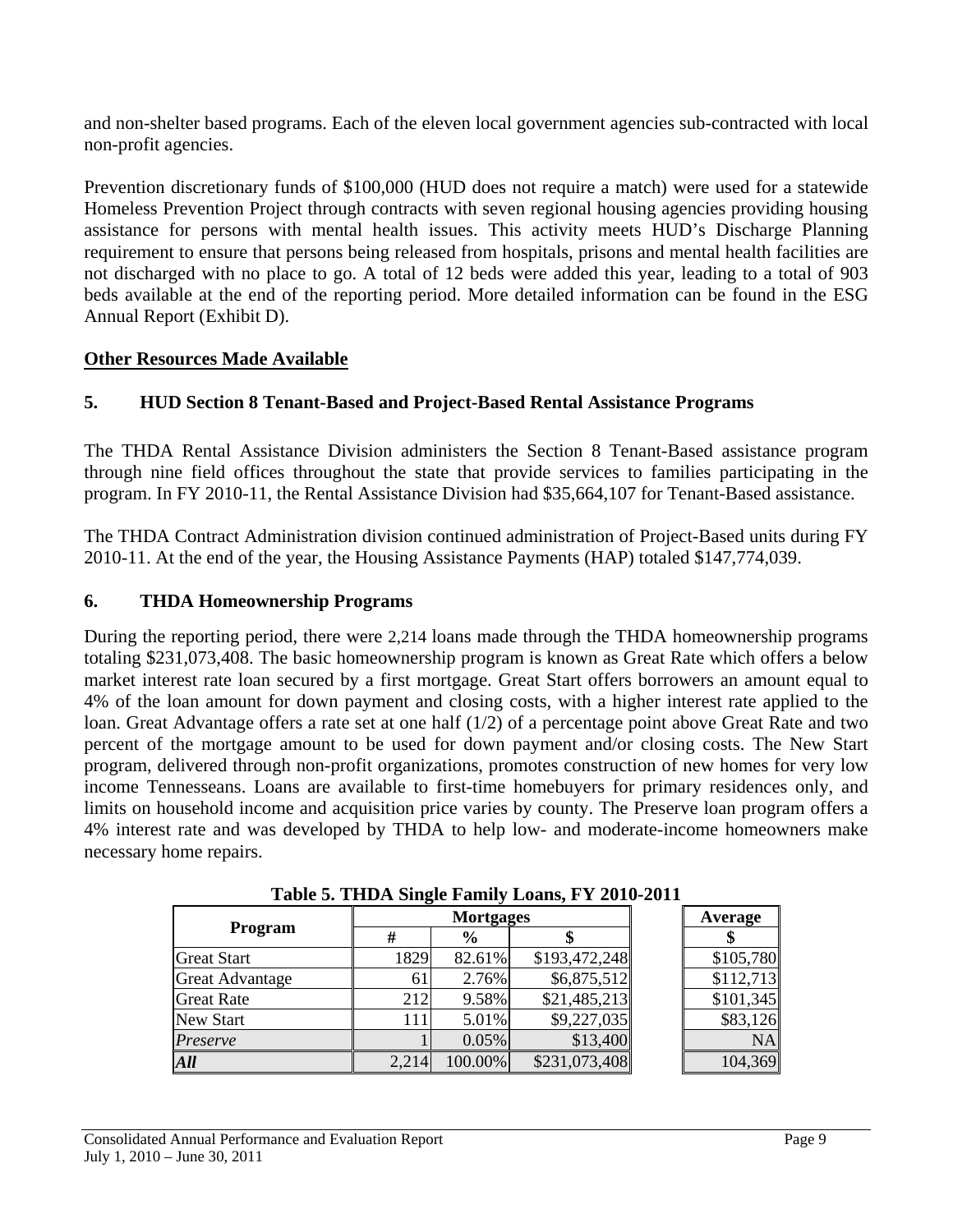and non-shelter based programs. Each of the eleven local government agencies sub-contracted with local non-profit agencies.

Prevention discretionary funds of $100,000 (HUD does not require a match) were used for a statewide Homeless Prevention Project through contracts with seven regional housing agencies providing housing assistance for persons with mental health issues. This activity meets HUD's Discharge Planning requirement to ensure that persons being released from hospitals, prisons and mental health facilities are not discharged with no place to go. A total of 12 beds were added this year, leading to a total of 903 beds available at the end of the reporting period. More detailed information can be found in the ESG Annual Report (Exhibit D).

## Other Resources Made Available

### 5. HUD Section 8 Tenant-Based and Project-Based Rental Assistance Programs

The THDA Rental Assistance Division administers the Section 8 Tenant-Based assistance program through nine field offices throughout the state that provide services to families participating in the program. In FY 2010-11, the Rental Assistance Division had $35,664,107 for Tenant-Based assistance.

The THDA Contract Administration division continued administration of Project-Based units during FY 2010-11. At the end of the year, the Housing Assistance Payments (HAP) totaled $147,774,039.

### 6. THDA Homeownership Programs

During the reporting period, there were 2,214 loans made through the THDA homeownership programs totaling $231,073,408. The basic homeownership program is known as Great Rate which offers a below market interest rate loan secured by a first mortgage. Great Start offers borrowers an amount equal to 4% of the loan amount for down payment and closing costs, with a higher interest rate applied to the loan. Great Advantage offers a rate set at one half (1/2) of a percentage point above Great Rate and two percent of the mortgage amount to be used for down payment and/or closing costs. The New Start program, delivered through non-profit organizations, promotes construction of new homes for very low income Tennesseans. Loans are available to first-time homebuyers for primary residences only, and limits on household income and acquisition price varies by county. The Preserve loan program offers a 4% interest rate and was developed by THDA to help low- and moderate-income homeowners make necessary home repairs.

**Table 5. THDA Single Family Loans, FY 2010-2011**

| Program | Mortgages | | | Average |
|---|---|---|---|---|
| | # | % | $ | $ |
| Great Start | 1829 | 82.61% | $193,472,248 | $105,780 |
| Great Advantage | 61 | 2.76% | $6,875,512 | $112,713 |
| Great Rate | 212 | 9.58% | $21,485,213 | $101,345 |
| New Start | 111 | 5.01% | $9,227,035 | $83,126 |
| *Preserve* | 1 | 0.05% | $13,400 | NA |
| ***All*** | 2,214 | 100.00% | $231,073,408 | 104,369 |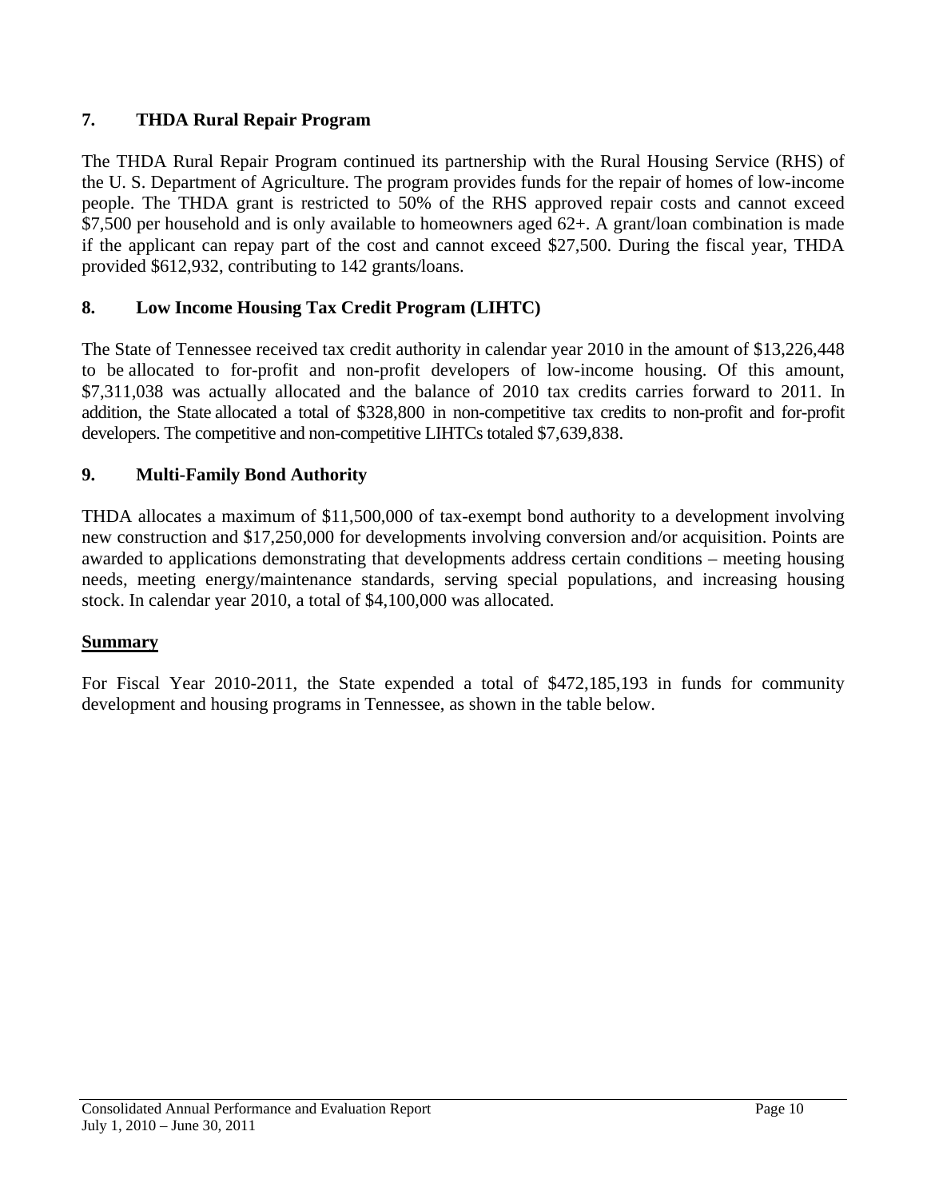## 7. THDA Rural Repair Program

The THDA Rural Repair Program continued its partnership with the Rural Housing Service (RHS) of the U. S. Department of Agriculture. The program provides funds for the repair of homes of low-income people. The THDA grant is restricted to 50% of the RHS approved repair costs and cannot exceed $7,500 per household and is only available to homeowners aged 62+. A grant/loan combination is made if the applicant can repay part of the cost and cannot exceed $27,500. During the fiscal year, THDA provided $612,932, contributing to 142 grants/loans.

## 8. Low Income Housing Tax Credit Program (LIHTC)

The State of Tennessee received tax credit authority in calendar year 2010 in the amount of $13,226,448 to be allocated to for-profit and non-profit developers of low-income housing. Of this amount, $7,311,038 was actually allocated and the balance of 2010 tax credits carries forward to 2011. In addition, the State allocated a total of $328,800 in non-competitive tax credits to non-profit and for-profit developers. The competitive and non-competitive LIHTCs totaled $7,639,838.

## 9. Multi-Family Bond Authority

THDA allocates a maximum of $11,500,000 of tax-exempt bond authority to a development involving new construction and $17,250,000 for developments involving conversion and/or acquisition. Points are awarded to applications demonstrating that developments address certain conditions – meeting housing needs, meeting energy/maintenance standards, serving special populations, and increasing housing stock. In calendar year 2010, a total of $4,100,000 was allocated.

## Summary

For Fiscal Year 2010-2011, the State expended a total of $472,185,193 in funds for community development and housing programs in Tennessee, as shown in the table below.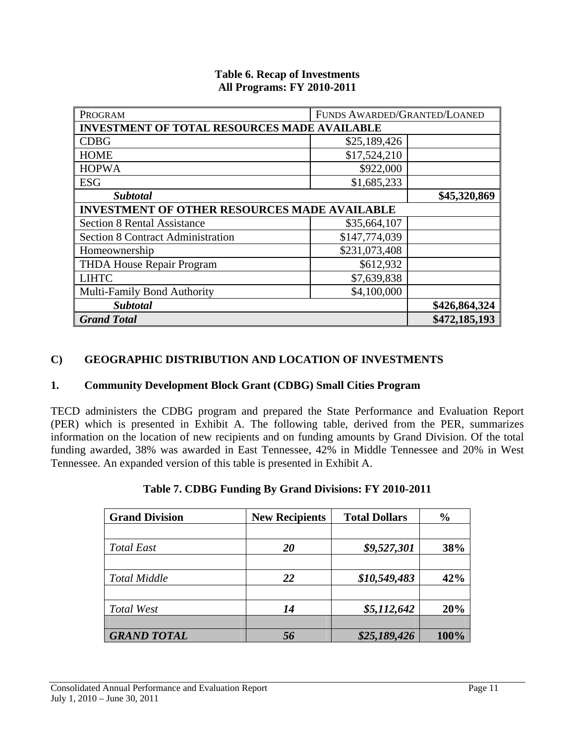**Table 6. Recap of Investments**
**All Programs: FY 2010-2011**

| PROGRAM | FUNDS AWARDED/GRANTED/LOANED | |
|---|---|---|
| **INVESTMENT OF TOTAL RESOURCES MADE AVAILABLE** | | |
| CDBG | $25,189,426 | |
| HOME | $17,524,210 | |
| HOPWA | $922,000 | |
| ESG | $1,685,233 | |
| ***Subtotal*** | | **$45,320,869** |
| **INVESTMENT OF OTHER RESOURCES MADE AVAILABLE** | | |
| Section 8 Rental Assistance | $35,664,107 | |
| Section 8 Contract Administration | $147,774,039 | |
| Homeownership | $231,073,408 | |
| THDA House Repair Program | $612,932 | |
| LIHTC | $7,639,838 | |
| Multi-Family Bond Authority | $4,100,000 | |
| ***Subtotal*** | | **$426,864,324** |
| ***Grand Total*** | | **$472,185,193** |

## C) GEOGRAPHIC DISTRIBUTION AND LOCATION OF INVESTMENTS

### 1. Community Development Block Grant (CDBG) Small Cities Program

TECD administers the CDBG program and prepared the State Performance and Evaluation Report (PER) which is presented in Exhibit A. The following table, derived from the PER, summarizes information on the location of new recipients and on funding amounts by Grand Division. Of the total funding awarded, 38% was awarded in East Tennessee, 42% in Middle Tennessee and 20% in West Tennessee. An expanded version of this table is presented in Exhibit A.

**Table 7. CDBG Funding By Grand Divisions: FY 2010-2011**

| Grand Division | New Recipients | Total Dollars | % |
|---|---|---|---|
| | | | |
| *Total East* | ***20*** | ***$9,527,301*** | **38%** |
| | | | |
| *Total Middle* | ***22*** | ***$10,549,483*** | **42%** |
| | | | |
| *Total West* | ***14*** | ***$5,112,642*** | **20%** |
| | | | |
| ***GRAND TOTAL*** | ***56*** | ***$25,189,426*** | **100%** |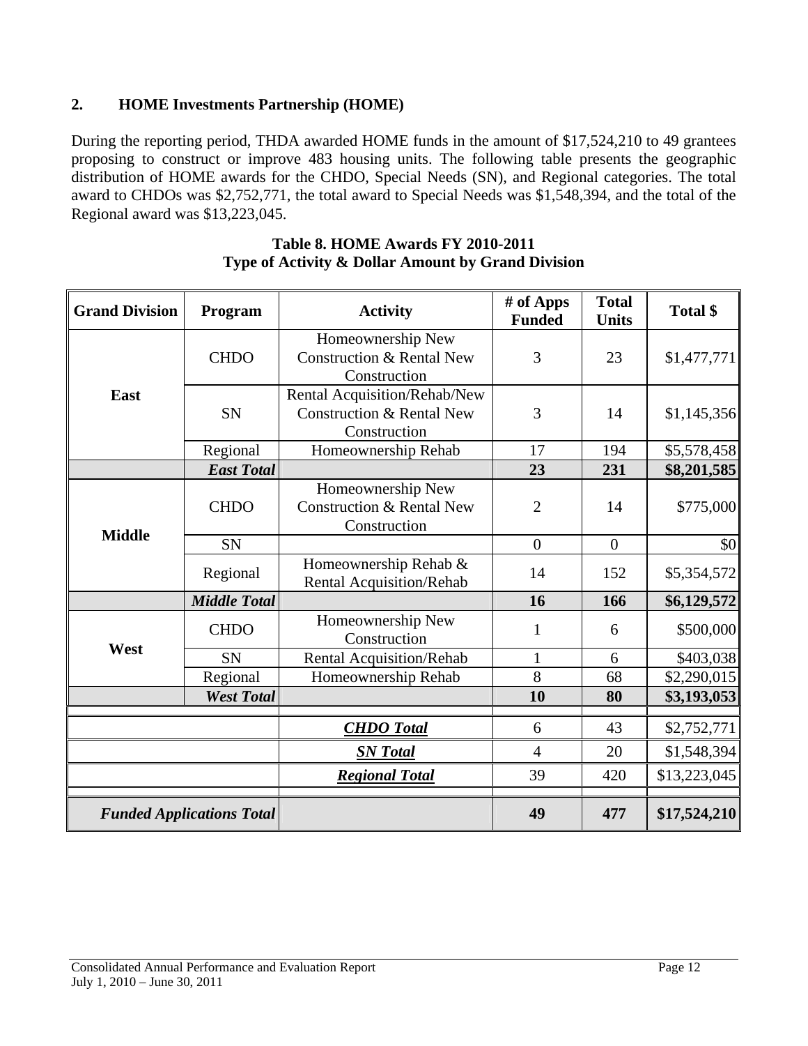## 2. HOME Investments Partnership (HOME)

During the reporting period, THDA awarded HOME funds in the amount of $17,524,210 to 49 grantees proposing to construct or improve 483 housing units. The following table presents the geographic distribution of HOME awards for the CHDO, Special Needs (SN), and Regional categories. The total award to CHDOs was $2,752,771, the total award to Special Needs was $1,548,394, and the total of the Regional award was $13,223,045.

**Table 8. HOME Awards FY 2010-2011**
**Type of Activity & Dollar Amount by Grand Division**

| Grand Division | Program | Activity | # of Apps Funded | Total Units | Total $ |
|---|---|---|---|---|---|
| East | CHDO | Homeownership New Construction & Rental New Construction | 3 | 23 | $1,477,771 |
| | SN | Rental Acquisition/Rehab/New Construction & Rental New Construction | 3 | 14 | $1,145,356 |
| | Regional | Homeownership Rehab | 17 | 194 | $5,578,458 |
| | ***East Total*** | | **23** | **231** | **$8,201,585** |
| Middle | CHDO | Homeownership New Construction & Rental New Construction | 2 | 14 | $775,000 |
| | SN | | 0 | 0 | $0 |
| | Regional | Homeownership Rehab & Rental Acquisition/Rehab | 14 | 152 | $5,354,572 |
| | ***Middle Total*** | | **16** | **166** | **$6,129,572** |
| West | CHDO | Homeownership New Construction | 1 | 6 | $500,000 |
| | SN | Rental Acquisition/Rehab | 1 | 6 | $403,038 |
| | Regional | Homeownership Rehab | 8 | 68 | $2,290,015 |
| | ***West Total*** | | **10** | **80** | **$3,193,053** |
| | | ***CHDO Total*** | 6 | 43 | $2,752,771 |
| | | ***SN Total*** | 4 | 20 | $1,548,394 |
| | | ***Regional Total*** | 39 | 420 | $13,223,045 |
| ***Funded Applications Total*** | | | **49** | **477** | **$17,524,210** |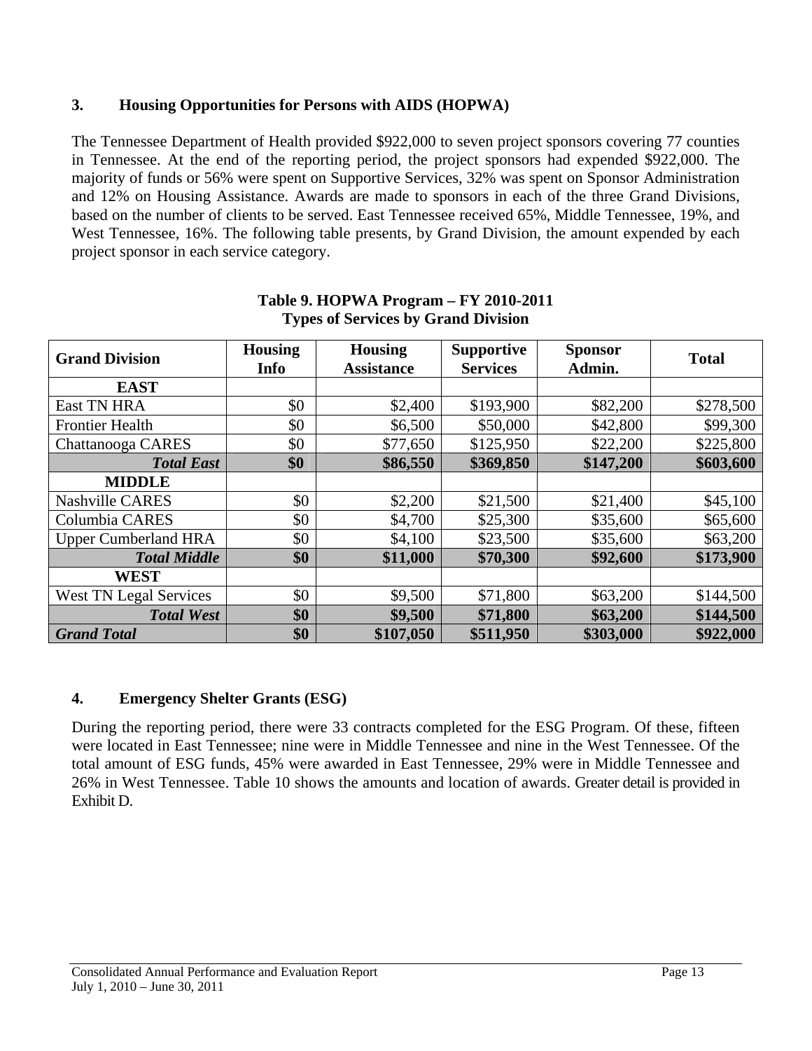### 3. Housing Opportunities for Persons with AIDS (HOPWA)

The Tennessee Department of Health provided $922,000 to seven project sponsors covering 77 counties in Tennessee. At the end of the reporting period, the project sponsors had expended $922,000. The majority of funds or 56% were spent on Supportive Services, 32% was spent on Sponsor Administration and 12% on Housing Assistance. Awards are made to sponsors in each of the three Grand Divisions, based on the number of clients to be served. East Tennessee received 65%, Middle Tennessee, 19%, and West Tennessee, 16%. The following table presents, by Grand Division, the amount expended by each project sponsor in each service category.

**Table 9. HOPWA Program – FY 2010-2011**
**Types of Services by Grand Division**

| Grand Division | Housing Info | Housing Assistance | Supportive Services | Sponsor Admin. | Total |
|---|---|---|---|---|---|
| **EAST** | | | | | |
| East TN HRA | $0 | $2,400 | $193,900 | $82,200 | $278,500 |
| Frontier Health | $0 | $6,500 | $50,000 | $42,800 | $99,300 |
| Chattanooga CARES | $0 | $77,650 | $125,950 | $22,200 | $225,800 |
| ***Total East*** | **$0** | **$86,550** | **$369,850** | **$147,200** | **$603,600** |
| **MIDDLE** | | | | | |
| Nashville CARES | $0 | $2,200 | $21,500 | $21,400 | $45,100 |
| Columbia CARES | $0 | $4,700 | $25,300 | $35,600 | $65,600 |
| Upper Cumberland HRA | $0 | $4,100 | $23,500 | $35,600 | $63,200 |
| ***Total Middle*** | **$0** | **$11,000** | **$70,300** | **$92,600** | **$173,900** |
| **WEST** | | | | | |
| West TN Legal Services | $0 | $9,500 | $71,800 | $63,200 | $144,500 |
| ***Total West*** | **$0** | **$9,500** | **$71,800** | **$63,200** | **$144,500** |
| ***Grand Total*** | **$0** | **$107,050** | **$511,950** | **$303,000** | **$922,000** |

### 4. Emergency Shelter Grants (ESG)

During the reporting period, there were 33 contracts completed for the ESG Program. Of these, fifteen were located in East Tennessee; nine were in Middle Tennessee and nine in the West Tennessee. Of the total amount of ESG funds, 45% were awarded in East Tennessee, 29% were in Middle Tennessee and 26% in West Tennessee. Table 10 shows the amounts and location of awards. Greater detail is provided in Exhibit D.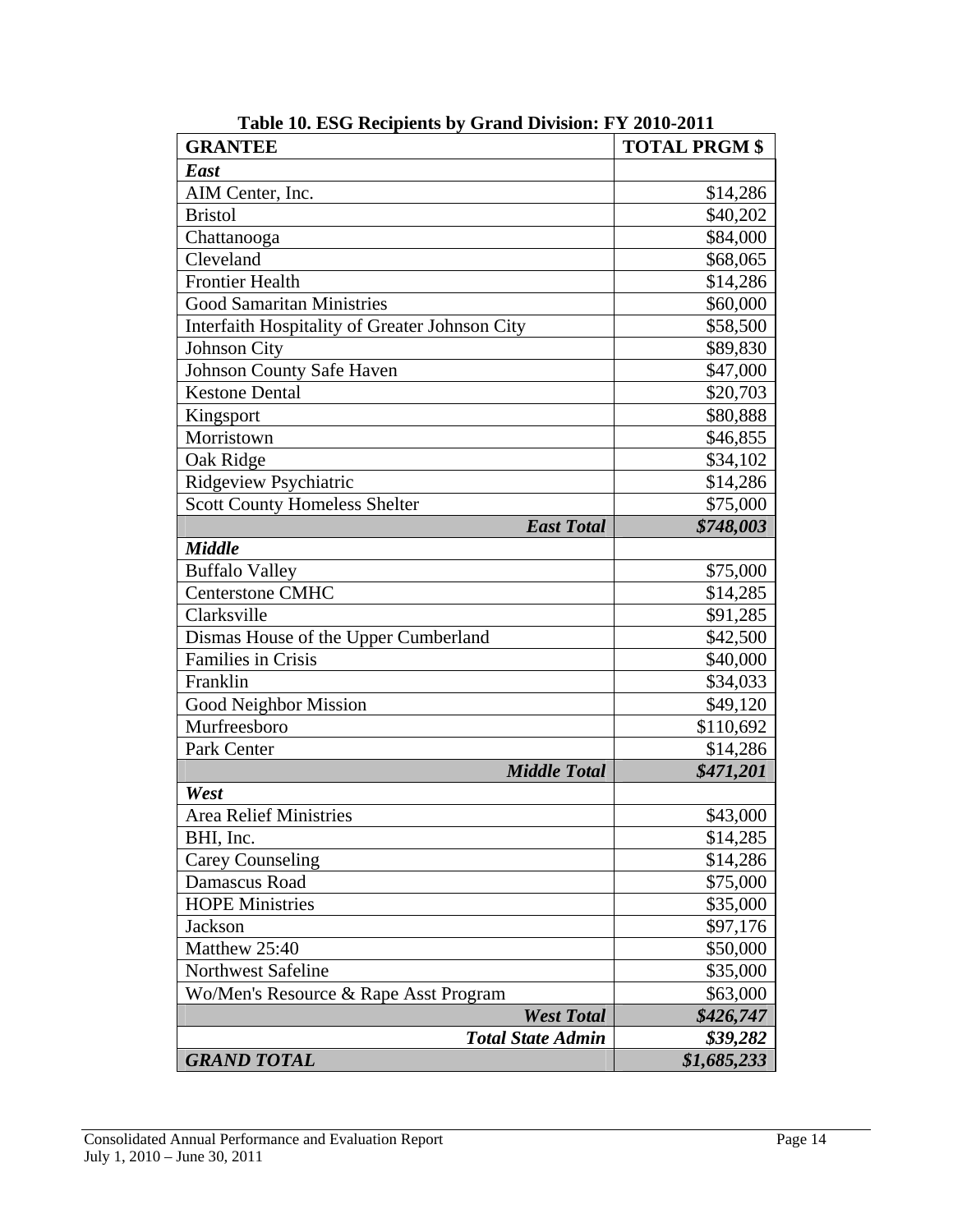**Table 10. ESG Recipients by Grand Division: FY 2010-2011**

| GRANTEE | TOTAL PRGM $ |
|---|---|
| ***East*** | |
| AIM Center, Inc. | $14,286 |
| Bristol | $40,202 |
| Chattanooga | $84,000 |
| Cleveland | $68,065 |
| Frontier Health | $14,286 |
| Good Samaritan Ministries | $60,000 |
| Interfaith Hospitality of Greater Johnson City | $58,500 |
| Johnson City | $89,830 |
| Johnson County Safe Haven | $47,000 |
| Kestone Dental | $20,703 |
| Kingsport | $80,888 |
| Morristown | $46,855 |
| Oak Ridge | $34,102 |
| Ridgeview Psychiatric | $14,286 |
| Scott County Homeless Shelter | $75,000 |
| ***East Total*** | ***$748,003*** |
| ***Middle*** | |
| Buffalo Valley | $75,000 |
| Centerstone CMHC | $14,285 |
| Clarksville | $91,285 |
| Dismas House of the Upper Cumberland | $42,500 |
| Families in Crisis | $40,000 |
| Franklin | $34,033 |
| Good Neighbor Mission | $49,120 |
| Murfreesboro | $110,692 |
| Park Center | $14,286 |
| ***Middle Total*** | ***$471,201*** |
| ***West*** | |
| Area Relief Ministries | $43,000 |
| BHI, Inc. | $14,285 |
| Carey Counseling | $14,286 |
| Damascus Road | $75,000 |
| HOPE Ministries | $35,000 |
| Jackson | $97,176 |
| Matthew 25:40 | $50,000 |
| Northwest Safeline | $35,000 |
| Wo/Men's Resource & Rape Asst Program | $63,000 |
| ***West Total*** | ***$426,747*** |
| ***Total State Admin*** | ***$39,282*** |
| ***GRAND TOTAL*** | ***$1,685,233*** |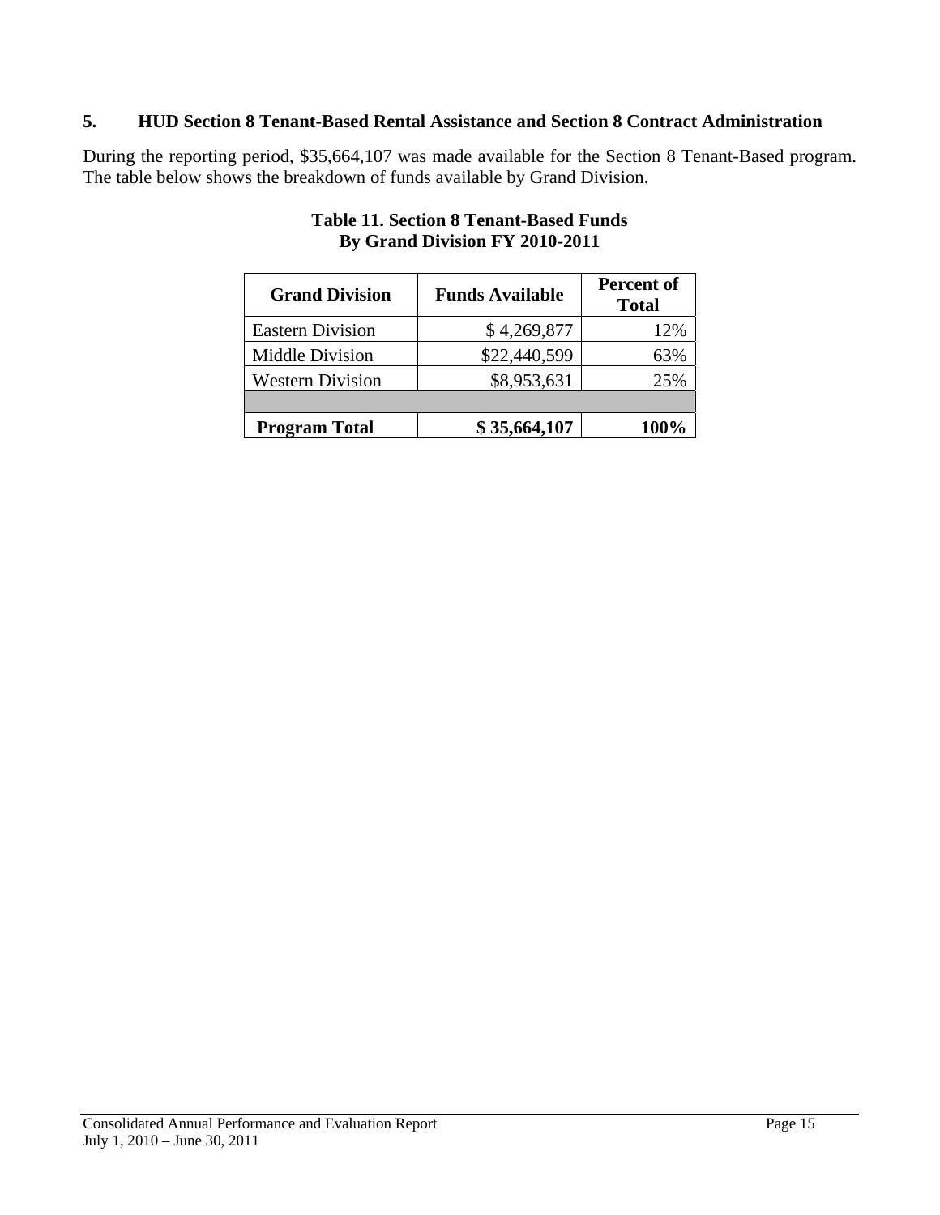## 5. HUD Section 8 Tenant-Based Rental Assistance and Section 8 Contract Administration

During the reporting period, $35,664,107 was made available for the Section 8 Tenant-Based program. The table below shows the breakdown of funds available by Grand Division.

**Table 11. Section 8 Tenant-Based Funds By Grand Division FY 2010-2011**

| Grand Division | Funds Available | Percent of Total |
|---|---:|---:|
| Eastern Division | $ 4,269,877 | 12% |
| Middle Division | $22,440,599 | 63% |
| Western Division | $8,953,631 | 25% |
| | | |
| **Program Total** | **$ 35,664,107** | **100%** |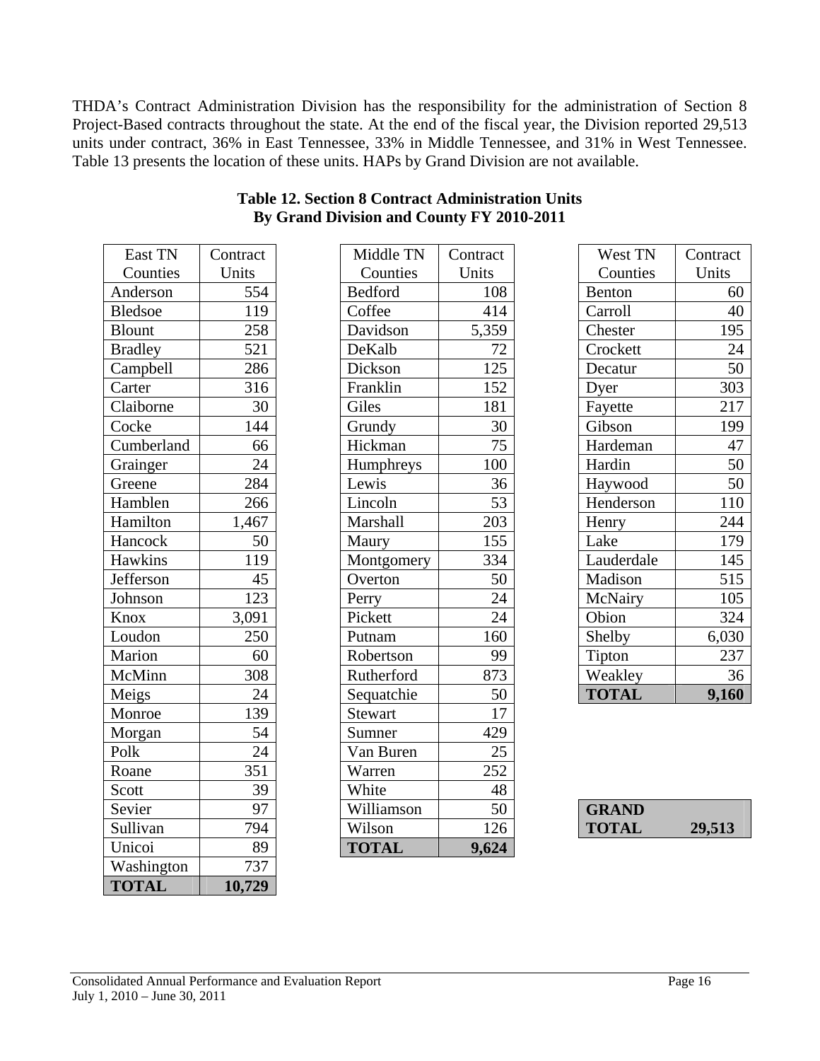THDA's Contract Administration Division has the responsibility for the administration of Section 8 Project-Based contracts throughout the state. At the end of the fiscal year, the Division reported 29,513 units under contract, 36% in East Tennessee, 33% in Middle Tennessee, and 31% in West Tennessee. Table 13 presents the location of these units. HAPs by Grand Division are not available.

**Table 12. Section 8 Contract Administration Units By Grand Division and County FY 2010-2011**

| East TN Counties | Contract Units |
|---|---|
| Anderson | 554 |
| Bledsoe | 119 |
| Blount | 258 |
| Bradley | 521 |
| Campbell | 286 |
| Carter | 316 |
| Claiborne | 30 |
| Cocke | 144 |
| Cumberland | 66 |
| Grainger | 24 |
| Greene | 284 |
| Hamblen | 266 |
| Hamilton | 1,467 |
| Hancock | 50 |
| Hawkins | 119 |
| Jefferson | 45 |
| Johnson | 123 |
| Knox | 3,091 |
| Loudon | 250 |
| Marion | 60 |
| McMinn | 308 |
| Meigs | 24 |
| Monroe | 139 |
| Morgan | 54 |
| Polk | 24 |
| Roane | 351 |
| Scott | 39 |
| Sevier | 97 |
| Sullivan | 794 |
| Unicoi | 89 |
| Washington | 737 |
| **TOTAL** | **10,729** |

| Middle TN Counties | Contract Units |
|---|---|
| Bedford | 108 |
| Coffee | 414 |
| Davidson | 5,359 |
| DeKalb | 72 |
| Dickson | 125 |
| Franklin | 152 |
| Giles | 181 |
| Grundy | 30 |
| Hickman | 75 |
| Humphreys | 100 |
| Lewis | 36 |
| Lincoln | 53 |
| Marshall | 203 |
| Maury | 155 |
| Montgomery | 334 |
| Overton | 50 |
| Perry | 24 |
| Pickett | 24 |
| Putnam | 160 |
| Robertson | 99 |
| Rutherford | 873 |
| Sequatchie | 50 |
| Stewart | 17 |
| Sumner | 429 |
| Van Buren | 25 |
| Warren | 252 |
| White | 48 |
| Williamson | 50 |
| Wilson | 126 |
| **TOTAL** | **9,624** |

| West TN Counties | Contract Units |
|---|---|
| Benton | 60 |
| Carroll | 40 |
| Chester | 195 |
| Crockett | 24 |
| Decatur | 50 |
| Dyer | 303 |
| Fayette | 217 |
| Gibson | 199 |
| Hardeman | 47 |
| Hardin | 50 |
| Haywood | 50 |
| Henderson | 110 |
| Henry | 244 |
| Lake | 179 |
| Lauderdale | 145 |
| Madison | 515 |
| McNairy | 105 |
| Obion | 324 |
| Shelby | 6,030 |
| Tipton | 237 |
| Weakley | 36 |
| **TOTAL** | **9,160** |

| **GRAND TOTAL** | **29,513** |
|---|---|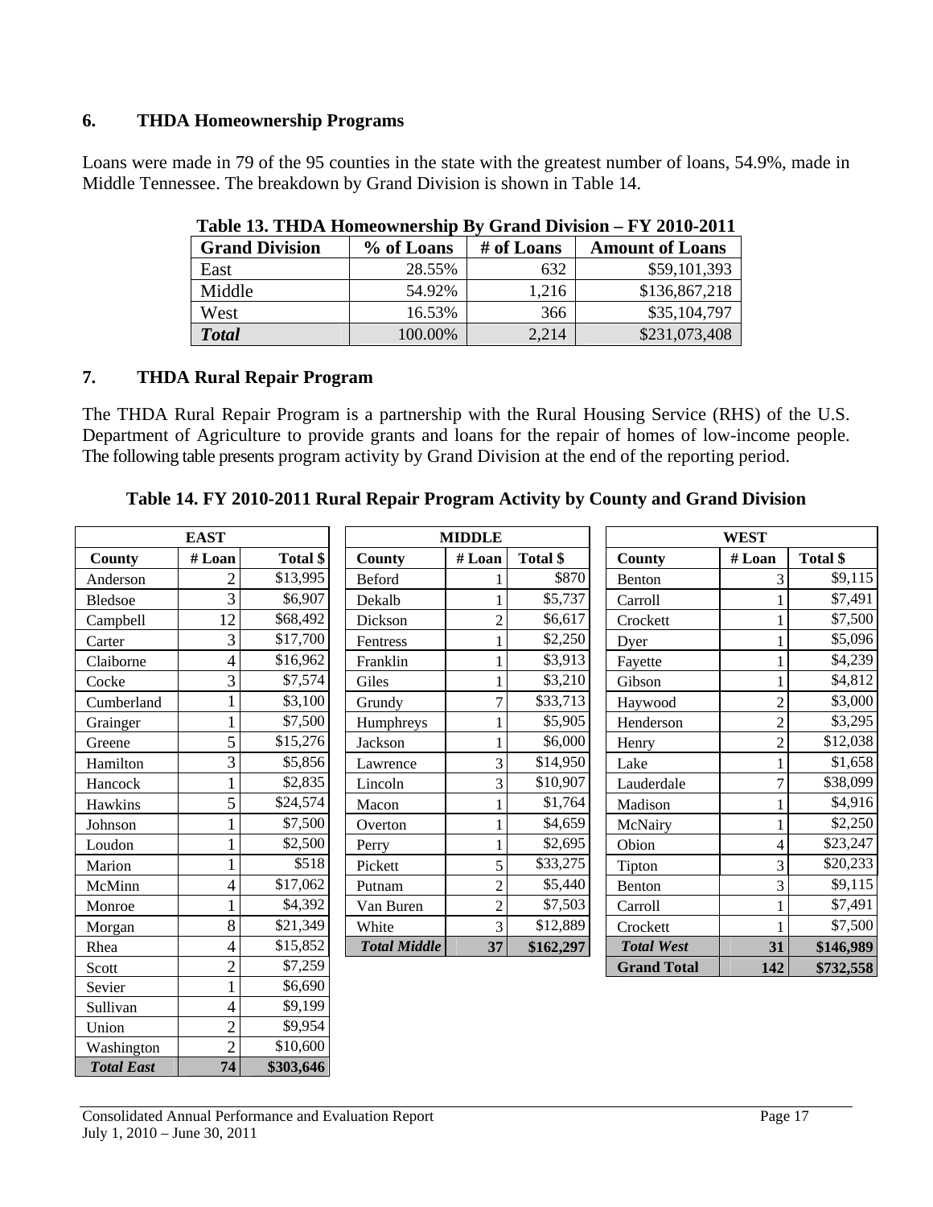## 6. THDA Homeownership Programs

Loans were made in 79 of the 95 counties in the state with the greatest number of loans, 54.9%, made in Middle Tennessee. The breakdown by Grand Division is shown in Table 14.

**Table 13. THDA Homeownership By Grand Division – FY 2010-2011**

| Grand Division | % of Loans | # of Loans | Amount of Loans |
|---|---|---|---|
| East | 28.55% | 632 | $59,101,393 |
| Middle | 54.92% | 1,216 | $136,867,218 |
| West | 16.53% | 366 | $35,104,797 |
| ***Total*** | 100.00% | 2,214 | $231,073,408 |

## 7. THDA Rural Repair Program

The THDA Rural Repair Program is a partnership with the Rural Housing Service (RHS) of the U.S. Department of Agriculture to provide grants and loans for the repair of homes of low-income people. The following table presents program activity by Grand Division at the end of the reporting period.

**Table 14. FY 2010-2011 Rural Repair Program Activity by County and Grand Division**

| EAST | | |
|---|---|---|
| County | # Loan | Total $ |
| Anderson | 2 | $13,995 |
| Bledsoe | 3 | $6,907 |
| Campbell | 12 | $68,492 |
| Carter | 3 | $17,700 |
| Claiborne | 4 | $16,962 |
| Cocke | 3 | $7,574 |
| Cumberland | 1 | $3,100 |
| Grainger | 1 | $7,500 |
| Greene | 5 | $15,276 |
| Hamilton | 3 | $5,856 |
| Hancock | 1 | $2,835 |
| Hawkins | 5 | $24,574 |
| Johnson | 1 | $7,500 |
| Loudon | 1 | $2,500 |
| Marion | 1 | $518 |
| McMinn | 4 | $17,062 |
| Monroe | 1 | $4,392 |
| Morgan | 8 | $21,349 |
| Rhea | 4 | $15,852 |
| Scott | 2 | $7,259 |
| Sevier | 1 | $6,690 |
| Sullivan | 4 | $9,199 |
| Union | 2 | $9,954 |
| Washington | 2 | $10,600 |
| ***Total East*** | **74** | **$303,646** |

| MIDDLE | | |
|---|---|---|
| County | # Loan | Total $ |
| Beford | 1 | $870 |
| Dekalb | 1 | $5,737 |
| Dickson | 2 | $6,617 |
| Fentress | 1 | $2,250 |
| Franklin | 1 | $3,913 |
| Giles | 1 | $3,210 |
| Grundy | 7 | $33,713 |
| Humphreys | 1 | $5,905 |
| Jackson | 1 | $6,000 |
| Lawrence | 3 | $14,950 |
| Lincoln | 3 | $10,907 |
| Macon | 1 | $1,764 |
| Overton | 1 | $4,659 |
| Perry | 1 | $2,695 |
| Pickett | 5 | $33,275 |
| Putnam | 2 | $5,440 |
| Van Buren | 2 | $7,503 |
| White | 3 | $12,889 |
| ***Total Middle*** | **37** | **$162,297** |

| WEST | | |
|---|---|---|
| County | # Loan | Total $ |
| Benton | 3 | $9,115 |
| Carroll | 1 | $7,491 |
| Crockett | 1 | $7,500 |
| Dyer | 1 | $5,096 |
| Fayette | 1 | $4,239 |
| Gibson | 1 | $4,812 |
| Haywood | 2 | $3,000 |
| Henderson | 2 | $3,295 |
| Henry | 2 | $12,038 |
| Lake | 1 | $1,658 |
| Lauderdale | 7 | $38,099 |
| Madison | 1 | $4,916 |
| McNairy | 1 | $2,250 |
| Obion | 4 | $23,247 |
| Tipton | 3 | $20,233 |
| Benton | 3 | $9,115 |
| Carroll | 1 | $7,491 |
| Crockett | 1 | $7,500 |
| ***Total West*** | **31** | **$146,989** |
| **Grand Total** | **142** | **$732,558** |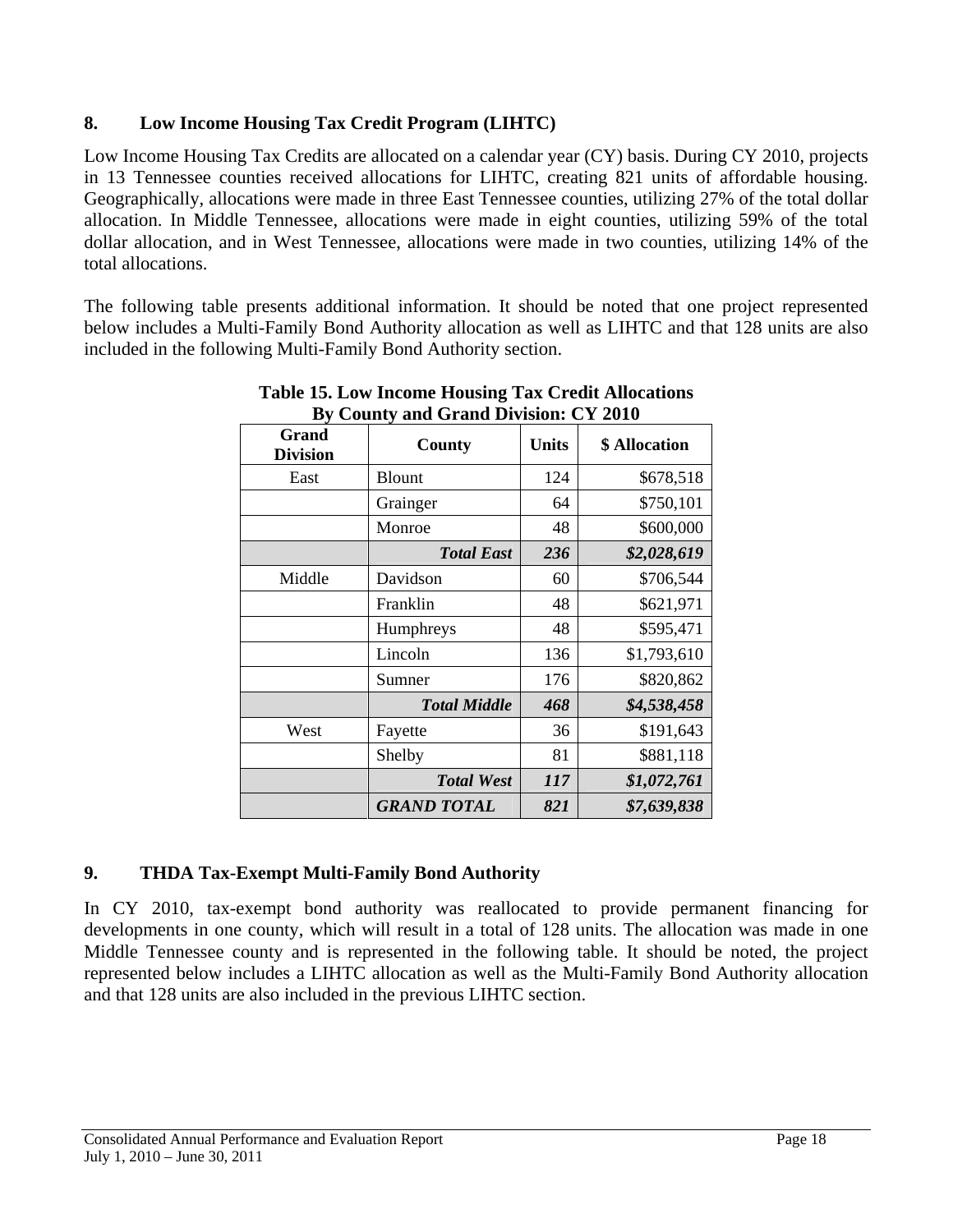## 8. Low Income Housing Tax Credit Program (LIHTC)

Low Income Housing Tax Credits are allocated on a calendar year (CY) basis. During CY 2010, projects in 13 Tennessee counties received allocations for LIHTC, creating 821 units of affordable housing. Geographically, allocations were made in three East Tennessee counties, utilizing 27% of the total dollar allocation. In Middle Tennessee, allocations were made in eight counties, utilizing 59% of the total dollar allocation, and in West Tennessee, allocations were made in two counties, utilizing 14% of the total allocations.

The following table presents additional information. It should be noted that one project represented below includes a Multi-Family Bond Authority allocation as well as LIHTC and that 128 units are also included in the following Multi-Family Bond Authority section.

**Table 15. Low Income Housing Tax Credit Allocations By County and Grand Division: CY 2010**

| Grand Division | County | Units | $ Allocation |
|---|---|---|---|
| East | Blount | 124 | $678,518 |
| | Grainger | 64 | $750,101 |
| | Monroe | 48 | $600,000 |
| | ***Total East*** | ***236*** | ***$2,028,619*** |
| Middle | Davidson | 60 | $706,544 |
| | Franklin | 48 | $621,971 |
| | Humphreys | 48 | $595,471 |
| | Lincoln | 136 | $1,793,610 |
| | Sumner | 176 | $820,862 |
| | ***Total Middle*** | ***468*** | ***$4,538,458*** |
| West | Fayette | 36 | $191,643 |
| | Shelby | 81 | $881,118 |
| | ***Total West*** | ***117*** | ***$1,072,761*** |
| | ***GRAND TOTAL*** | ***821*** | ***$7,639,838*** |

## 9. THDA Tax-Exempt Multi-Family Bond Authority

In CY 2010, tax-exempt bond authority was reallocated to provide permanent financing for developments in one county, which will result in a total of 128 units. The allocation was made in one Middle Tennessee county and is represented in the following table. It should be noted, the project represented below includes a LIHTC allocation as well as the Multi-Family Bond Authority allocation and that 128 units are also included in the previous LIHTC section.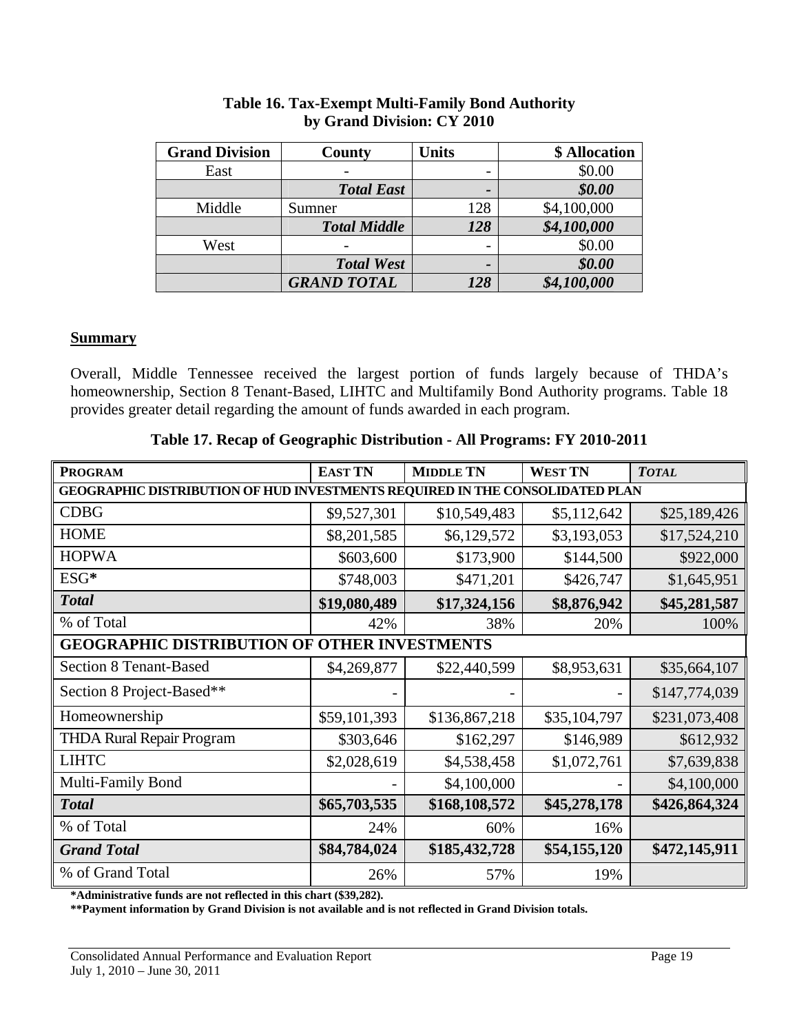**Table 16. Tax-Exempt Multi-Family Bond Authority by Grand Division: CY 2010**

| Grand Division | County | Units | $ Allocation |
|---|---|---|---|
| East | - | - | $0.00 |
| | ***Total East*** | ***-*** | ***$0.00*** |
| Middle | Sumner | 128 | $4,100,000 |
| | ***Total Middle*** | ***128*** | ***$4,100,000*** |
| West | - | - | $0.00 |
| | ***Total West*** | ***-*** | ***$0.00*** |
| | ***GRAND TOTAL*** | ***128*** | ***$4,100,000*** |

**Summary**

Overall, Middle Tennessee received the largest portion of funds largely because of THDA's homeownership, Section 8 Tenant-Based, LIHTC and Multifamily Bond Authority programs. Table 18 provides greater detail regarding the amount of funds awarded in each program.

**Table 17. Recap of Geographic Distribution - All Programs: FY 2010-2011**

| PROGRAM | EAST TN | MIDDLE TN | WEST TN | *TOTAL* |
|---|---|---|---|---|
| **GEOGRAPHIC DISTRIBUTION OF HUD INVESTMENTS REQUIRED IN THE CONSOLIDATED PLAN** | | | | |
| CDBG | $9,527,301 | $10,549,483 | $5,112,642 | $25,189,426 |
| HOME | $8,201,585 | $6,129,572 | $3,193,053 | $17,524,210 |
| HOPWA | $603,600 | $173,900 | $144,500 | $922,000 |
| ESG* | $748,003 | $471,201 | $426,747 | $1,645,951 |
| ***Total*** | **$19,080,489** | **$17,324,156** | **$8,876,942** | **$45,281,587** |
| % of Total | 42% | 38% | 20% | 100% |
| **GEOGRAPHIC DISTRIBUTION OF OTHER INVESTMENTS** | | | | |
| Section 8 Tenant-Based | $4,269,877 | $22,440,599 | $8,953,631 | $35,664,107 |
| Section 8 Project-Based** | - | - | - | $147,774,039 |
| Homeownership | $59,101,393 | $136,867,218 | $35,104,797 | $231,073,408 |
| THDA Rural Repair Program | $303,646 | $162,297 | $146,989 | $612,932 |
| LIHTC | $2,028,619 | $4,538,458 | $1,072,761 | $7,639,838 |
| Multi-Family Bond | - | $4,100,000 | - | $4,100,000 |
| ***Total*** | **$65,703,535** | **$168,108,572** | **$45,278,178** | **$426,864,324** |
| % of Total | 24% | 60% | 16% | |
| ***Grand Total*** | **$84,784,024** | **$185,432,728** | **$54,155,120** | **$472,145,911** |
| % of Grand Total | 26% | 57% | 19% | |

**\*Administrative funds are not reflected in this chart ($39,282).**

**\*\*Payment information by Grand Division is not available and is not reflected in Grand Division totals.**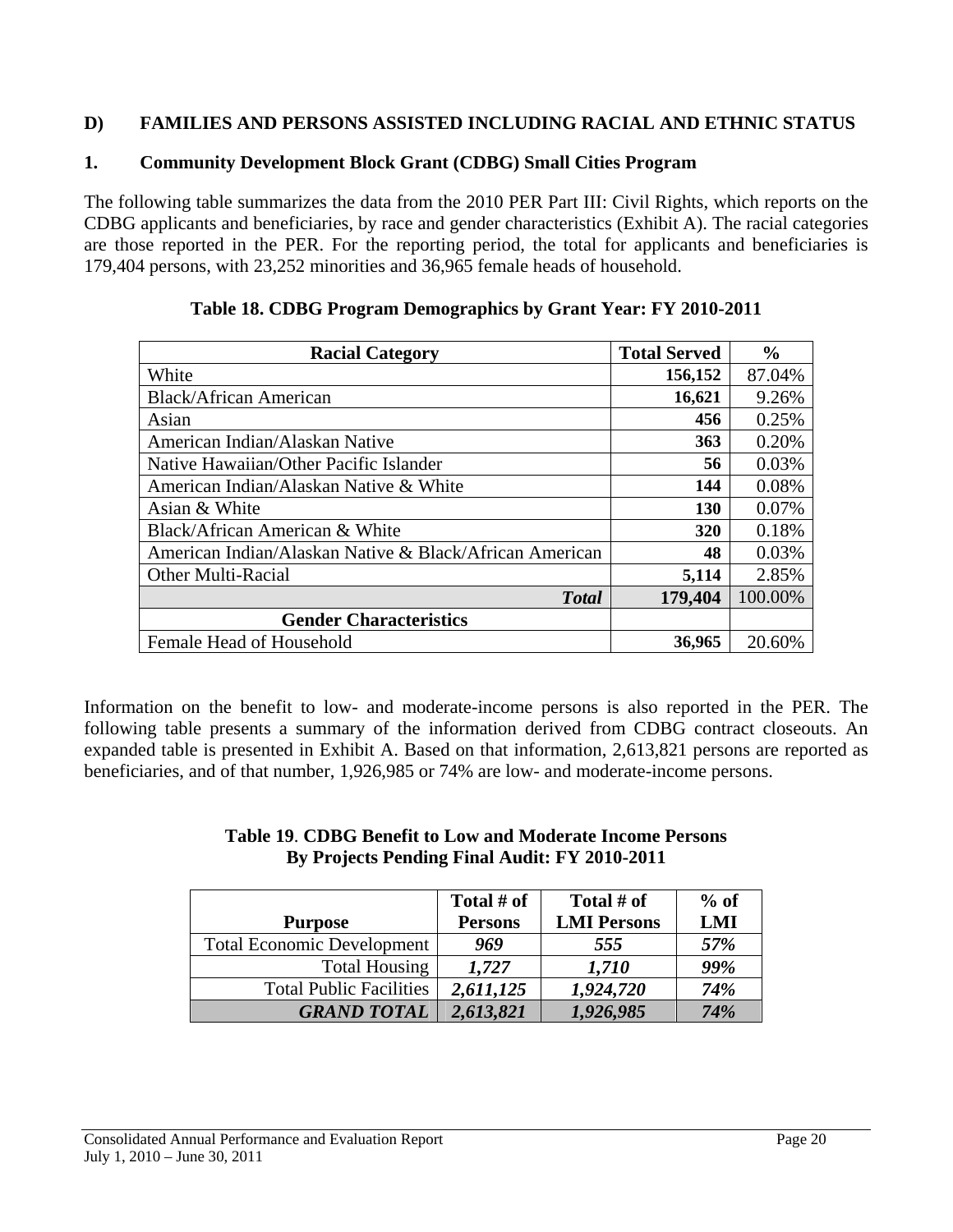## D) FAMILIES AND PERSONS ASSISTED INCLUDING RACIAL AND ETHNIC STATUS

### 1. Community Development Block Grant (CDBG) Small Cities Program

The following table summarizes the data from the 2010 PER Part III: Civil Rights, which reports on the CDBG applicants and beneficiaries, by race and gender characteristics (Exhibit A). The racial categories are those reported in the PER. For the reporting period, the total for applicants and beneficiaries is 179,404 persons, with 23,252 minorities and 36,965 female heads of household.

**Table 18. CDBG Program Demographics by Grant Year: FY 2010-2011**

| Racial Category | Total Served | % |
|---|---|---|
| White | **156,152** | 87.04% |
| Black/African American | **16,621** | 9.26% |
| Asian | **456** | 0.25% |
| American Indian/Alaskan Native | **363** | 0.20% |
| Native Hawaiian/Other Pacific Islander | **56** | 0.03% |
| American Indian/Alaskan Native & White | **144** | 0.08% |
| Asian & White | **130** | 0.07% |
| Black/African American & White | **320** | 0.18% |
| American Indian/Alaskan Native & Black/African American | **48** | 0.03% |
| Other Multi-Racial | **5,114** | 2.85% |
| ***Total*** | **179,404** | 100.00% |
| **Gender Characteristics** | | |
| Female Head of Household | **36,965** | 20.60% |

Information on the benefit to low- and moderate-income persons is also reported in the PER. The following table presents a summary of the information derived from CDBG contract closeouts. An expanded table is presented in Exhibit A. Based on that information, 2,613,821 persons are reported as beneficiaries, and of that number, 1,926,985 or 74% are low- and moderate-income persons.

**Table 19. CDBG Benefit to Low and Moderate Income Persons By Projects Pending Final Audit: FY 2010-2011**

| Purpose | Total # of Persons | Total # of LMI Persons | % of LMI |
|---|---|---|---|
| Total Economic Development | ***969*** | ***555*** | ***57%*** |
| Total Housing | ***1,727*** | ***1,710*** | ***99%*** |
| Total Public Facilities | ***2,611,125*** | ***1,924,720*** | ***74%*** |
| ***GRAND TOTAL*** | ***2,613,821*** | ***1,926,985*** | ***74%*** |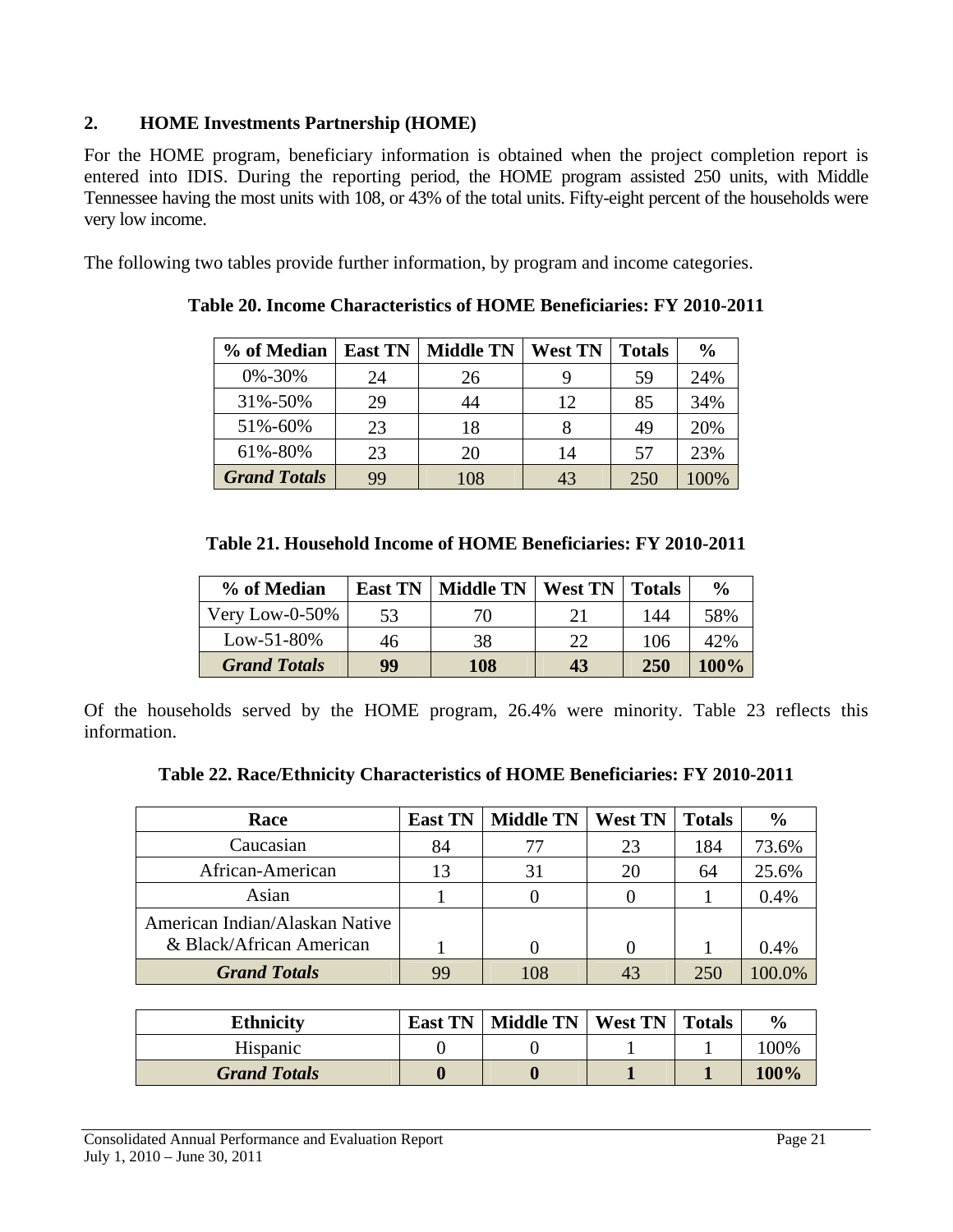## 2. HOME Investments Partnership (HOME)

For the HOME program, beneficiary information is obtained when the project completion report is entered into IDIS. During the reporting period, the HOME program assisted 250 units, with Middle Tennessee having the most units with 108, or 43% of the total units. Fifty-eight percent of the households were very low income.

The following two tables provide further information, by program and income categories.

**Table 20. Income Characteristics of HOME Beneficiaries: FY 2010-2011**

| % of Median | East TN | Middle TN | West TN | Totals | % |
|---|---|---|---|---|---|
| 0%-30% | 24 | 26 | 9 | 59 | 24% |
| 31%-50% | 29 | 44 | 12 | 85 | 34% |
| 51%-60% | 23 | 18 | 8 | 49 | 20% |
| 61%-80% | 23 | 20 | 14 | 57 | 23% |
| ***Grand Totals*** | 99 | 108 | 43 | 250 | 100% |

**Table 21. Household Income of HOME Beneficiaries: FY 2010-2011**

| % of Median | East TN | Middle TN | West TN | Totals | % |
|---|---|---|---|---|---|
| Very Low-0-50% | 53 | 70 | 21 | 144 | 58% |
| Low-51-80% | 46 | 38 | 22 | 106 | 42% |
| ***Grand Totals*** | **99** | **108** | **43** | **250** | **100%** |

Of the households served by the HOME program, 26.4% were minority. Table 23 reflects this information.

**Table 22. Race/Ethnicity Characteristics of HOME Beneficiaries: FY 2010-2011**

| Race | East TN | Middle TN | West TN | Totals | % |
|---|---|---|---|---|---|
| Caucasian | 84 | 77 | 23 | 184 | 73.6% |
| African-American | 13 | 31 | 20 | 64 | 25.6% |
| Asian | 1 | 0 | 0 | 1 | 0.4% |
| American Indian/Alaskan Native & Black/African American | 1 | 0 | 0 | 1 | 0.4% |
| ***Grand Totals*** | 99 | 108 | 43 | 250 | 100.0% |

| Ethnicity | East TN | Middle TN | West TN | Totals | % |
|---|---|---|---|---|---|
| Hispanic | 0 | 0 | 1 | 1 | 100% |
| ***Grand Totals*** | **0** | **0** | **1** | **1** | **100%** |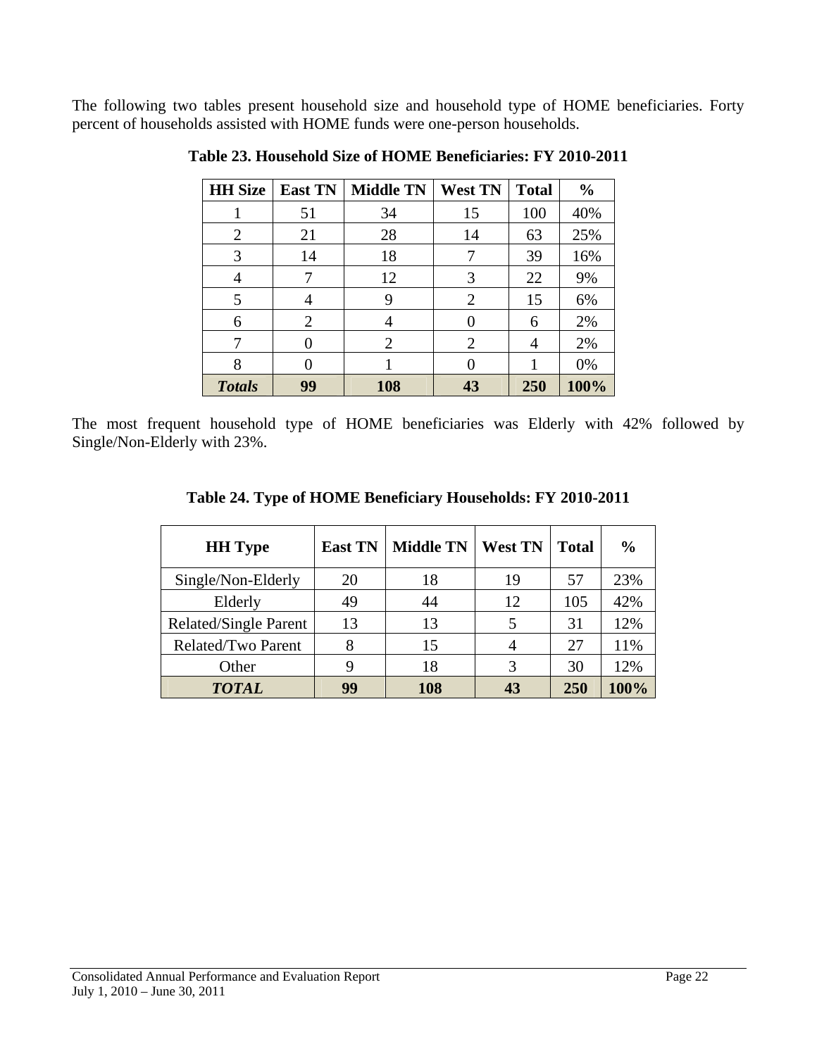The following two tables present household size and household type of HOME beneficiaries. Forty percent of households assisted with HOME funds were one-person households.

**Table 23. Household Size of HOME Beneficiaries: FY 2010-2011**

| HH Size | East TN | Middle TN | West TN | Total | % |
|---|---|---|---|---|---|
| 1 | 51 | 34 | 15 | 100 | 40% |
| 2 | 21 | 28 | 14 | 63 | 25% |
| 3 | 14 | 18 | 7 | 39 | 16% |
| 4 | 7 | 12 | 3 | 22 | 9% |
| 5 | 4 | 9 | 2 | 15 | 6% |
| 6 | 2 | 4 | 0 | 6 | 2% |
| 7 | 0 | 2 | 2 | 4 | 2% |
| 8 | 0 | 1 | 0 | 1 | 0% |
| ***Totals*** | **99** | **108** | **43** | **250** | **100%** |

The most frequent household type of HOME beneficiaries was Elderly with 42% followed by Single/Non-Elderly with 23%.

**Table 24. Type of HOME Beneficiary Households: FY 2010-2011**

| HH Type | East TN | Middle TN | West TN | Total | % |
|---|---|---|---|---|---|
| Single/Non-Elderly | 20 | 18 | 19 | 57 | 23% |
| Elderly | 49 | 44 | 12 | 105 | 42% |
| Related/Single Parent | 13 | 13 | 5 | 31 | 12% |
| Related/Two Parent | 8 | 15 | 4 | 27 | 11% |
| Other | 9 | 18 | 3 | 30 | 12% |
| ***TOTAL*** | **99** | **108** | **43** | **250** | **100%** |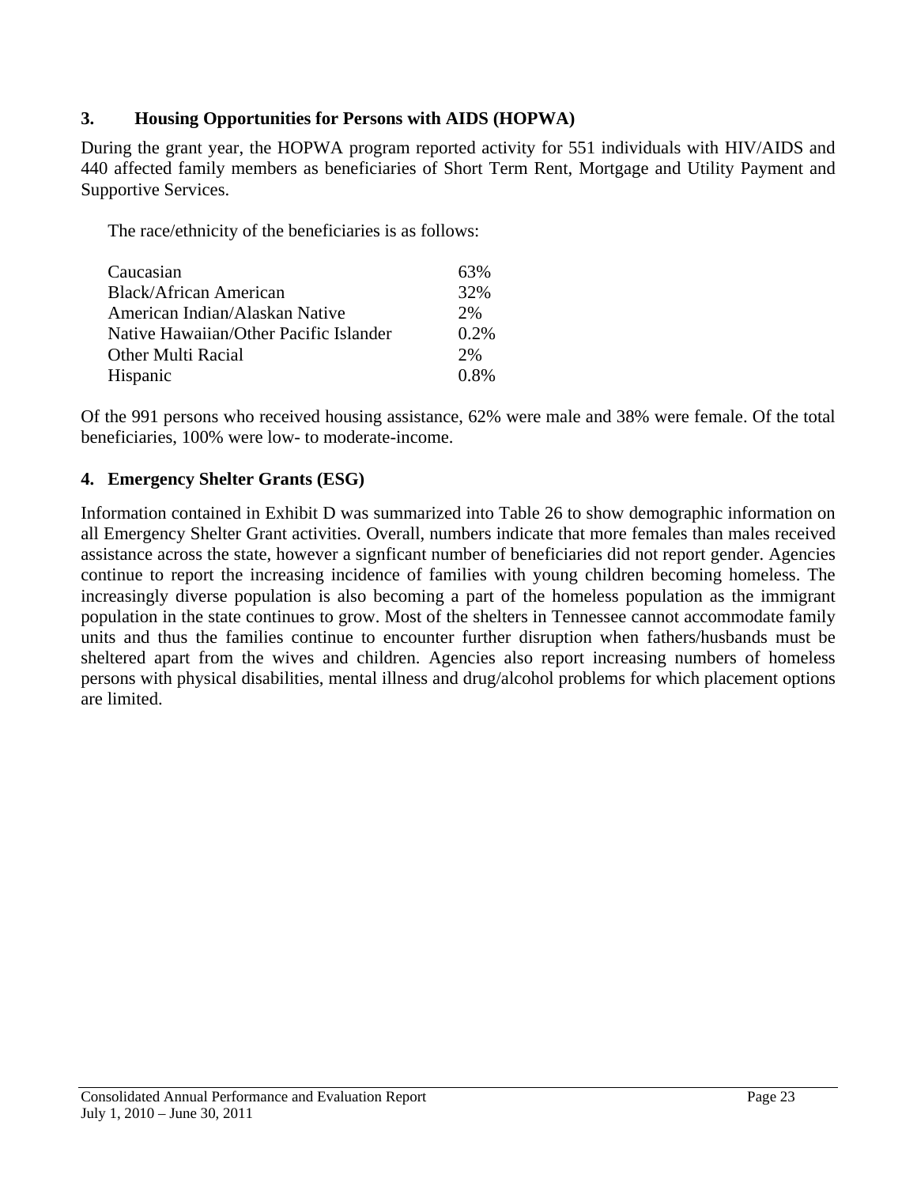### 3. Housing Opportunities for Persons with AIDS (HOPWA)

During the grant year, the HOPWA program reported activity for 551 individuals with HIV/AIDS and 440 affected family members as beneficiaries of Short Term Rent, Mortgage and Utility Payment and Supportive Services.

The race/ethnicity of the beneficiaries is as follows:

| | |
|---|---|
| Caucasian | 63% |
| Black/African American | 32% |
| American Indian/Alaskan Native | 2% |
| Native Hawaiian/Other Pacific Islander | 0.2% |
| Other Multi Racial | 2% |
| Hispanic | 0.8% |

Of the 991 persons who received housing assistance, 62% were male and 38% were female. Of the total beneficiaries, 100% were low- to moderate-income.

### 4. Emergency Shelter Grants (ESG)

Information contained in Exhibit D was summarized into Table 26 to show demographic information on all Emergency Shelter Grant activities. Overall, numbers indicate that more females than males received assistance across the state, however a signficant number of beneficiaries did not report gender. Agencies continue to report the increasing incidence of families with young children becoming homeless. The increasingly diverse population is also becoming a part of the homeless population as the immigrant population in the state continues to grow. Most of the shelters in Tennessee cannot accommodate family units and thus the families continue to encounter further disruption when fathers/husbands must be sheltered apart from the wives and children. Agencies also report increasing numbers of homeless persons with physical disabilities, mental illness and drug/alcohol problems for which placement options are limited.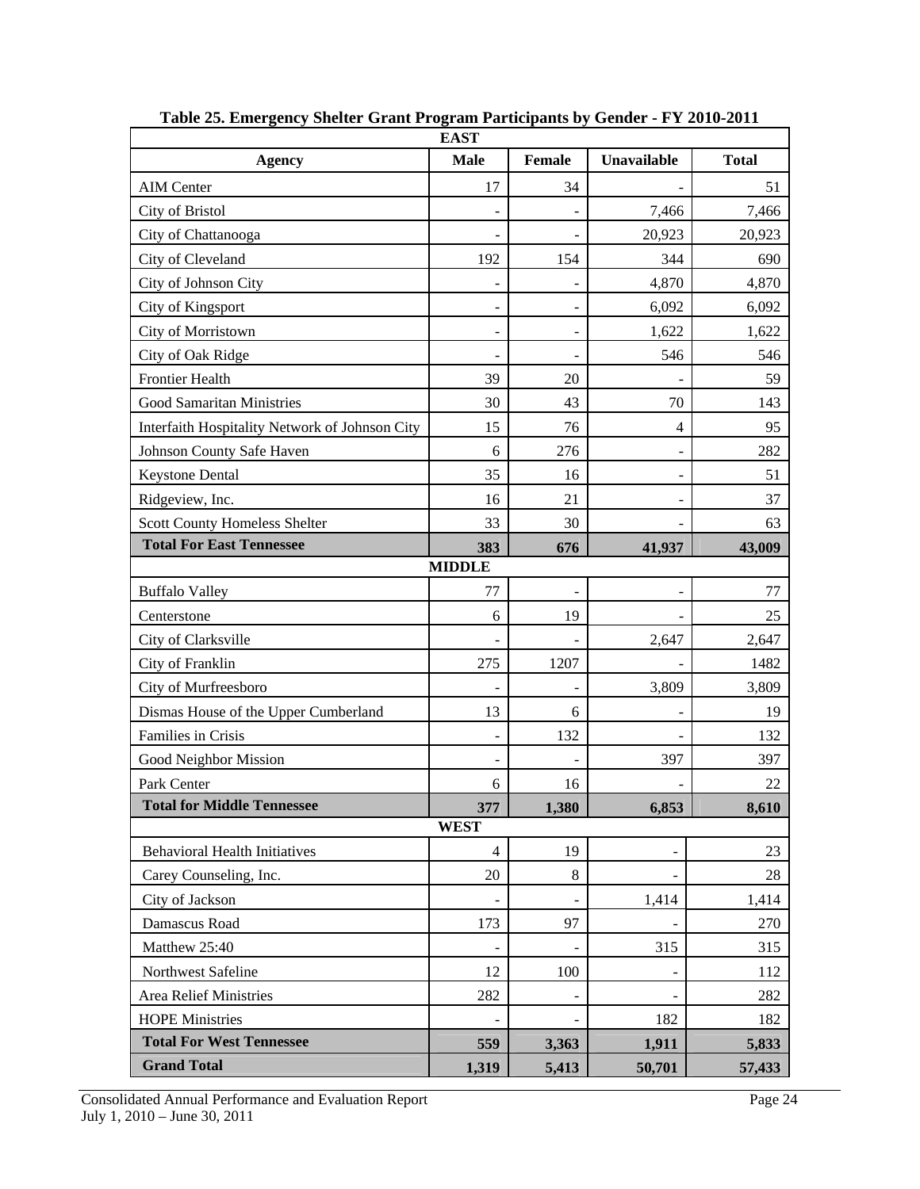**Table 25. Emergency Shelter Grant Program Participants by Gender - FY 2010-2011**

| Agency | Male | Female | Unavailable | Total |
|---|---|---|---|---|
| **EAST** | | | | |
| AIM Center | 17 | 34 | - | 51 |
| City of Bristol | - | - | 7,466 | 7,466 |
| City of Chattanooga | - | - | 20,923 | 20,923 |
| City of Cleveland | 192 | 154 | 344 | 690 |
| City of Johnson City | - | - | 4,870 | 4,870 |
| City of Kingsport | - | - | 6,092 | 6,092 |
| City of Morristown | - | - | 1,622 | 1,622 |
| City of Oak Ridge | - | - | 546 | 546 |
| Frontier Health | 39 | 20 | - | 59 |
| Good Samaritan Ministries | 30 | 43 | 70 | 143 |
| Interfaith Hospitality Network of Johnson City | 15 | 76 | 4 | 95 |
| Johnson County Safe Haven | 6 | 276 | - | 282 |
| Keystone Dental | 35 | 16 | - | 51 |
| Ridgeview, Inc. | 16 | 21 | - | 37 |
| Scott County Homeless Shelter | 33 | 30 | - | 63 |
| **Total For East Tennessee** | **383** | **676** | **41,937** | **43,009** |
| **MIDDLE** | | | | |
| Buffalo Valley | 77 | - | - | 77 |
| Centerstone | 6 | 19 | - | 25 |
| City of Clarksville | - | - | 2,647 | 2,647 |
| City of Franklin | 275 | 1207 | - | 1482 |
| City of Murfreesboro | - | - | 3,809 | 3,809 |
| Dismas House of the Upper Cumberland | 13 | 6 | - | 19 |
| Families in Crisis | - | 132 | - | 132 |
| Good Neighbor Mission | - | - | 397 | 397 |
| Park Center | 6 | 16 | - | 22 |
| **Total for Middle Tennessee** | **377** | **1,380** | **6,853** | **8,610** |
| **WEST** | | | | |
| Behavioral Health Initiatives | 4 | 19 | - | 23 |
| Carey Counseling, Inc. | 20 | 8 | - | 28 |
| City of Jackson | - | - | 1,414 | 1,414 |
| Damascus Road | 173 | 97 | - | 270 |
| Matthew 25:40 | - | - | 315 | 315 |
| Northwest Safeline | 12 | 100 | - | 112 |
| Area Relief Ministries | 282 | - | - | 282 |
| HOPE Ministries | - | - | 182 | 182 |
| **Total For West Tennessee** | **559** | **3,363** | **1,911** | **5,833** |
| **Grand Total** | **1,319** | **5,413** | **50,701** | **57,433** |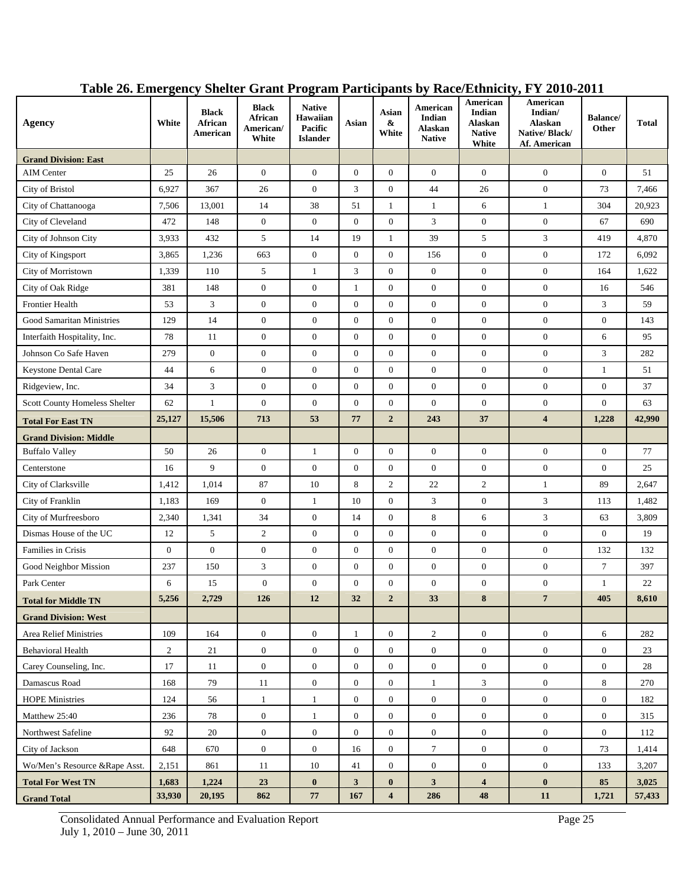## Table 26. Emergency Shelter Grant Program Participants by Race/Ethnicity, FY 2010-2011

| Agency | White | Black African American | Black African American/ White | Native Hawaiian Pacific Islander | Asian | Asian & White | American Indian Alaskan Native | American Indian Alaskan Native White | American Indian/ Alaskan Native/ Black/ Af. American | Balance/ Other | Total |
|---|---|---|---|---|---|---|---|---|---|---|---|
| **Grand Division: East** | | | | | | | | | | | |
| AIM Center | 25 | 26 | 0 | 0 | 0 | 0 | 0 | 0 | 0 | 0 | 51 |
| City of Bristol | 6,927 | 367 | 26 | 0 | 3 | 0 | 44 | 26 | 0 | 73 | 7,466 |
| City of Chattanooga | 7,506 | 13,001 | 14 | 38 | 51 | 1 | 1 | 6 | 1 | 304 | 20,923 |
| City of Cleveland | 472 | 148 | 0 | 0 | 0 | 0 | 3 | 0 | 0 | 67 | 690 |
| City of Johnson City | 3,933 | 432 | 5 | 14 | 19 | 1 | 39 | 5 | 3 | 419 | 4,870 |
| City of Kingsport | 3,865 | 1,236 | 663 | 0 | 0 | 0 | 156 | 0 | 0 | 172 | 6,092 |
| City of Morristown | 1,339 | 110 | 5 | 1 | 3 | 0 | 0 | 0 | 0 | 164 | 1,622 |
| City of Oak Ridge | 381 | 148 | 0 | 0 | 1 | 0 | 0 | 0 | 0 | 16 | 546 |
| Frontier Health | 53 | 3 | 0 | 0 | 0 | 0 | 0 | 0 | 0 | 3 | 59 |
| Good Samaritan Ministries | 129 | 14 | 0 | 0 | 0 | 0 | 0 | 0 | 0 | 0 | 143 |
| Interfaith Hospitality, Inc. | 78 | 11 | 0 | 0 | 0 | 0 | 0 | 0 | 0 | 6 | 95 |
| Johnson Co Safe Haven | 279 | 0 | 0 | 0 | 0 | 0 | 0 | 0 | 0 | 3 | 282 |
| Keystone Dental Care | 44 | 6 | 0 | 0 | 0 | 0 | 0 | 0 | 0 | 1 | 51 |
| Ridgeview, Inc. | 34 | 3 | 0 | 0 | 0 | 0 | 0 | 0 | 0 | 0 | 37 |
| Scott County Homeless Shelter | 62 | 1 | 0 | 0 | 0 | 0 | 0 | 0 | 0 | 0 | 63 |
| **Total For East TN** | **25,127** | **15,506** | **713** | **53** | **77** | **2** | **243** | **37** | **4** | **1,228** | **42,990** |
| **Grand Division: Middle** | | | | | | | | | | | |
| Buffalo Valley | 50 | 26 | 0 | 1 | 0 | 0 | 0 | 0 | 0 | 0 | 77 |
| Centerstone | 16 | 9 | 0 | 0 | 0 | 0 | 0 | 0 | 0 | 0 | 25 |
| City of Clarksville | 1,412 | 1,014 | 87 | 10 | 8 | 2 | 22 | 2 | 1 | 89 | 2,647 |
| City of Franklin | 1,183 | 169 | 0 | 1 | 10 | 0 | 3 | 0 | 3 | 113 | 1,482 |
| City of Murfreesboro | 2,340 | 1,341 | 34 | 0 | 14 | 0 | 8 | 6 | 3 | 63 | 3,809 |
| Dismas House of the UC | 12 | 5 | 2 | 0 | 0 | 0 | 0 | 0 | 0 | 0 | 19 |
| Families in Crisis | 0 | 0 | 0 | 0 | 0 | 0 | 0 | 0 | 0 | 132 | 132 |
| Good Neighbor Mission | 237 | 150 | 3 | 0 | 0 | 0 | 0 | 0 | 0 | 7 | 397 |
| Park Center | 6 | 15 | 0 | 0 | 0 | 0 | 0 | 0 | 0 | 1 | 22 |
| **Total for Middle TN** | **5,256** | **2,729** | **126** | **12** | **32** | **2** | **33** | **8** | **7** | **405** | **8,610** |
| **Grand Division: West** | | | | | | | | | | | |
| Area Relief Ministries | 109 | 164 | 0 | 0 | 1 | 0 | 2 | 0 | 0 | 6 | 282 |
| Behavioral Health | 2 | 21 | 0 | 0 | 0 | 0 | 0 | 0 | 0 | 0 | 23 |
| Carey Counseling, Inc. | 17 | 11 | 0 | 0 | 0 | 0 | 0 | 0 | 0 | 0 | 28 |
| Damascus Road | 168 | 79 | 11 | 0 | 0 | 0 | 1 | 3 | 0 | 8 | 270 |
| HOPE Ministries | 124 | 56 | 1 | 1 | 0 | 0 | 0 | 0 | 0 | 0 | 182 |
| Matthew 25:40 | 236 | 78 | 0 | 1 | 0 | 0 | 0 | 0 | 0 | 0 | 315 |
| Northwest Safeline | 92 | 20 | 0 | 0 | 0 | 0 | 0 | 0 | 0 | 0 | 112 |
| City of Jackson | 648 | 670 | 0 | 0 | 16 | 0 | 7 | 0 | 0 | 73 | 1,414 |
| Wo/Men's Resource &Rape Asst. | 2,151 | 861 | 11 | 10 | 41 | 0 | 0 | 0 | 0 | 133 | 3,207 |
| **Total For West TN** | **1,683** | **1,224** | **23** | **0** | **3** | **0** | **3** | **4** | **0** | **85** | **3,025** |
| **Grand Total** | **33,930** | **20,195** | **862** | **77** | **167** | **4** | **286** | **48** | **11** | **1,721** | **57,433** |

Consolidated Annual Performance and Evaluation Report
July 1, 2010 – June 30, 2011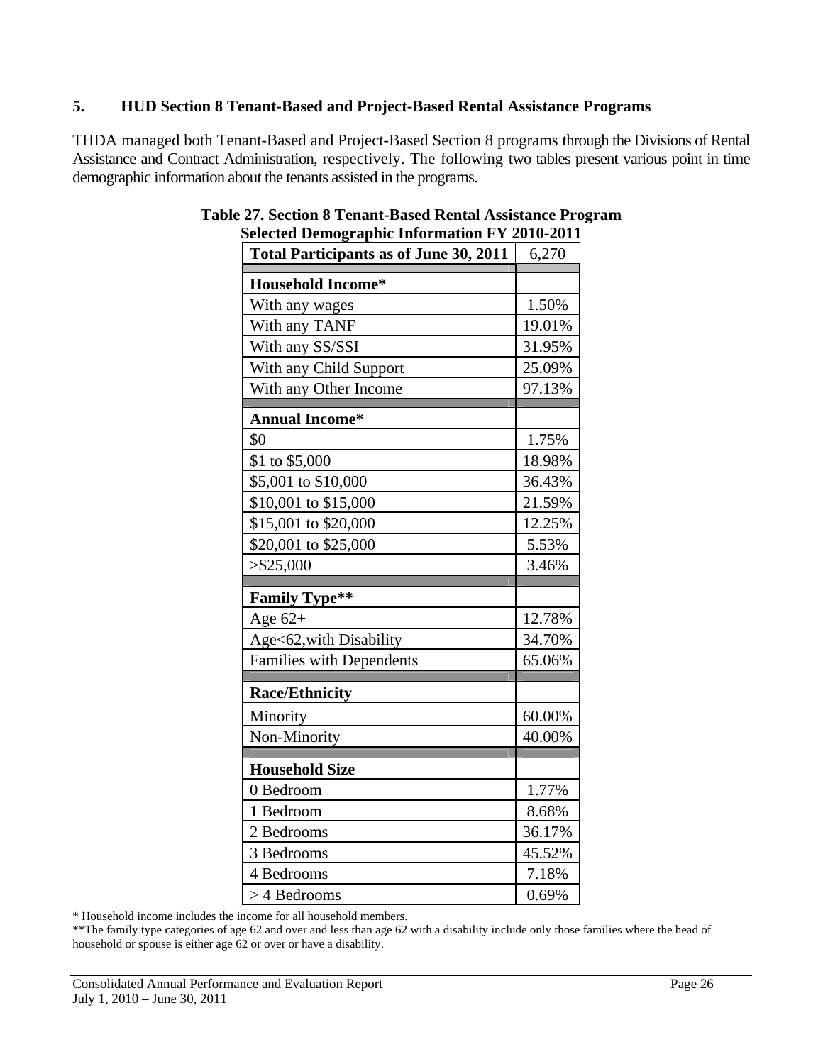## 5. HUD Section 8 Tenant-Based and Project-Based Rental Assistance Programs

THDA managed both Tenant-Based and Project-Based Section 8 programs through the Divisions of Rental Assistance and Contract Administration, respectively. The following two tables present various point in time demographic information about the tenants assisted in the programs.

**Table 27. Section 8 Tenant-Based Rental Assistance Program Selected Demographic Information FY 2010-2011**

| Total Participants as of June 30, 2011 | 6,270 |
|---|---|
| **Household Income*** | |
| With any wages | 1.50% |
| With any TANF | 19.01% |
| With any SS/SSI | 31.95% |
| With any Child Support | 25.09% |
| With any Other Income | 97.13% |
| **Annual Income*** | |
| $0 | 1.75% |
| $1 to $5,000 | 18.98% |
| $5,001 to $10,000 | 36.43% |
| $10,001 to $15,000 | 21.59% |
| $15,001 to $20,000 | 12.25% |
| $20,001 to $25,000 | 5.53% |
| >$25,000 | 3.46% |
| **Family Type**** | |
| Age 62+ | 12.78% |
| Age<62,with Disability | 34.70% |
| Families with Dependents | 65.06% |
| **Race/Ethnicity** | |
| Minority | 60.00% |
| Non-Minority | 40.00% |
| **Household Size** | |
| 0 Bedroom | 1.77% |
| 1 Bedroom | 8.68% |
| 2 Bedrooms | 36.17% |
| 3 Bedrooms | 45.52% |
| 4 Bedrooms | 7.18% |
| > 4 Bedrooms | 0.69% |

* Household income includes the income for all household members.

**The family type categories of age 62 and over and less than age 62 with a disability include only those families where the head of household or spouse is either age 62 or over or have a disability.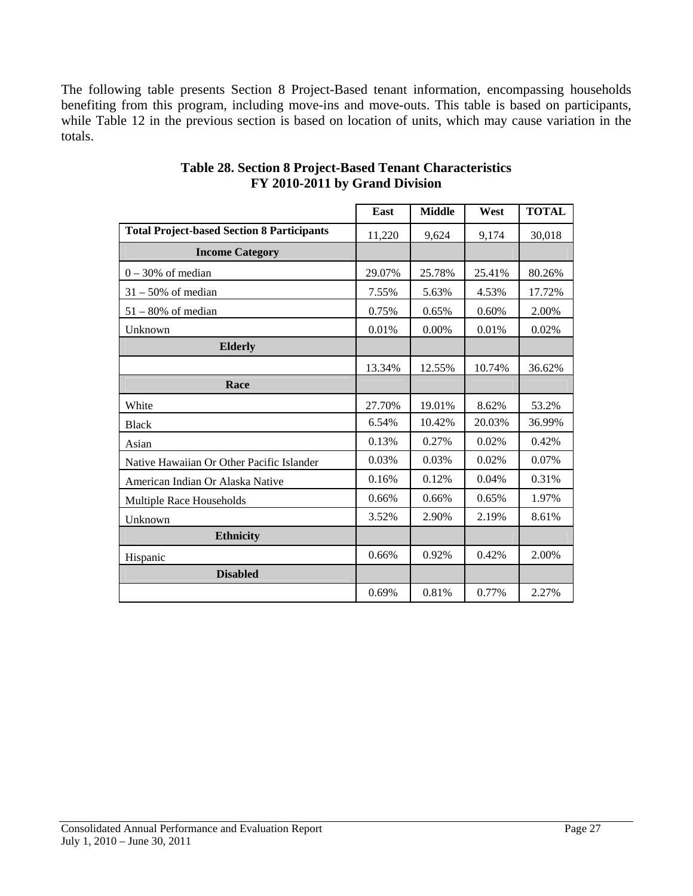The following table presents Section 8 Project-Based tenant information, encompassing households benefiting from this program, including move-ins and move-outs. This table is based on participants, while Table 12 in the previous section is based on location of units, which may cause variation in the totals.

**Table 28. Section 8 Project-Based Tenant Characteristics FY 2010-2011 by Grand Division**

| | East | Middle | West | TOTAL |
|---|---|---|---|---|
| **Total Project-based Section 8 Participants** | 11,220 | 9,624 | 9,174 | 30,018 |
| **Income Category** | | | | |
| 0 – 30% of median | 29.07% | 25.78% | 25.41% | 80.26% |
| 31 – 50% of median | 7.55% | 5.63% | 4.53% | 17.72% |
| 51 – 80% of median | 0.75% | 0.65% | 0.60% | 2.00% |
| Unknown | 0.01% | 0.00% | 0.01% | 0.02% |
| **Elderly** | | | | |
| | 13.34% | 12.55% | 10.74% | 36.62% |
| **Race** | | | | |
| White | 27.70% | 19.01% | 8.62% | 53.2% |
| Black | 6.54% | 10.42% | 20.03% | 36.99% |
| Asian | 0.13% | 0.27% | 0.02% | 0.42% |
| Native Hawaiian Or Other Pacific Islander | 0.03% | 0.03% | 0.02% | 0.07% |
| American Indian Or Alaska Native | 0.16% | 0.12% | 0.04% | 0.31% |
| Multiple Race Households | 0.66% | 0.66% | 0.65% | 1.97% |
| Unknown | 3.52% | 2.90% | 2.19% | 8.61% |
| **Ethnicity** | | | | |
| Hispanic | 0.66% | 0.92% | 0.42% | 2.00% |
| **Disabled** | | | | |
| | 0.69% | 0.81% | 0.77% | 2.27% |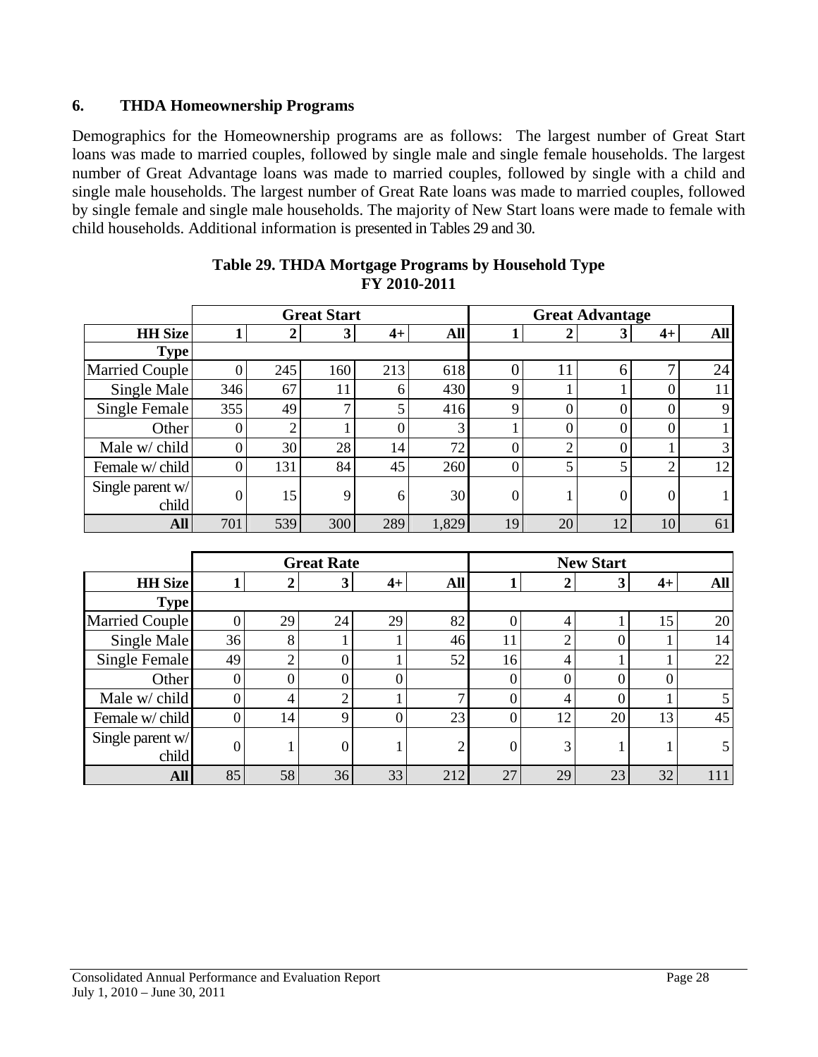## 6. THDA Homeownership Programs

Demographics for the Homeownership programs are as follows: The largest number of Great Start loans was made to married couples, followed by single male and single female households. The largest number of Great Advantage loans was made to married couples, followed by single with a child and single male households. The largest number of Great Rate loans was made to married couples, followed by single female and single male households. The majority of New Start loans were made to female with child households. Additional information is presented in Tables 29 and 30.

**Table 29. THDA Mortgage Programs by Household Type FY 2010-2011**

| | Great Start | | | | | Great Advantage | | | | |
|---|---|---|---|---|---|---|---|---|---|---|
| **HH Size** | **1** | **2** | **3** | **4+** | **All** | **1** | **2** | **3** | **4+** | **All** |
| **Type** | | | | | | | | | | |
| Married Couple | 0 | 245 | 160 | 213 | 618 | 0 | 11 | 6 | 7 | 24 |
| Single Male | 346 | 67 | 11 | 6 | 430 | 9 | 1 | 1 | 0 | 11 |
| Single Female | 355 | 49 | 7 | 5 | 416 | 9 | 0 | 0 | 0 | 9 |
| Other | 0 | 2 | 1 | 0 | 3 | 1 | 0 | 0 | 0 | 1 |
| Male w/ child | 0 | 30 | 28 | 14 | 72 | 0 | 2 | 0 | 1 | 3 |
| Female w/ child | 0 | 131 | 84 | 45 | 260 | 0 | 5 | 5 | 2 | 12 |
| Single parent w/ child | 0 | 15 | 9 | 6 | 30 | 0 | 1 | 0 | 0 | 1 |
| **All** | 701 | 539 | 300 | 289 | 1,829 | 19 | 20 | 12 | 10 | 61 |

| | Great Rate | | | | | New Start | | | | |
|---|---|---|---|---|---|---|---|---|---|---|
| **HH Size** | **1** | **2** | **3** | **4+** | **All** | **1** | **2** | **3** | **4+** | **All** |
| **Type** | | | | | | | | | | |
| Married Couple | 0 | 29 | 24 | 29 | 82 | 0 | 4 | 1 | 15 | 20 |
| Single Male | 36 | 8 | 1 | 1 | 46 | 11 | 2 | 0 | 1 | 14 |
| Single Female | 49 | 2 | 0 | 1 | 52 | 16 | 4 | 1 | 1 | 22 |
| Other | 0 | 0 | 0 | 0 | | 0 | 0 | 0 | 0 | |
| Male w/ child | 0 | 4 | 2 | 1 | 7 | 0 | 4 | 0 | 1 | 5 |
| Female w/ child | 0 | 14 | 9 | 0 | 23 | 0 | 12 | 20 | 13 | 45 |
| Single parent w/ child | 0 | 1 | 0 | 1 | 2 | 0 | 3 | 1 | 1 | 5 |
| **All** | 85 | 58 | 36 | 33 | 212 | 27 | 29 | 23 | 32 | 111 |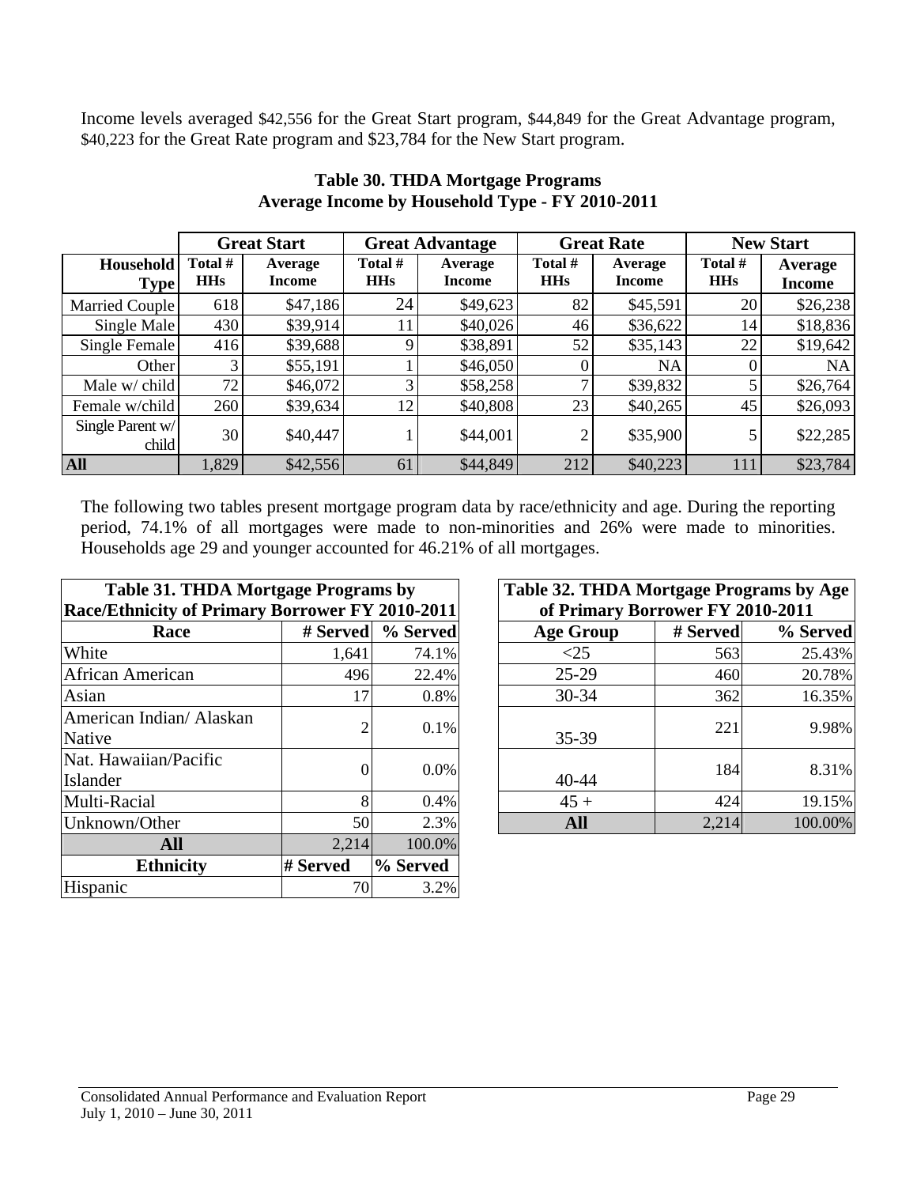Income levels averaged $42,556 for the Great Start program, $44,849 for the Great Advantage program, $40,223 for the Great Rate program and $23,784 for the New Start program.

**Table 30. THDA Mortgage Programs**
**Average Income by Household Type - FY 2010-2011**

| | Great Start | | Great Advantage | | Great Rate | | New Start | |
|---|---|---|---|---|---|---|---|---|
| **Household Type** | **Total # HHs** | **Average Income** | **Total # HHs** | **Average Income** | **Total # HHs** | **Average Income** | **Total # HHs** | **Average Income** |
| Married Couple | 618 | $47,186 | 24 | $49,623 | 82 | $45,591 | 20 | $26,238 |
| Single Male | 430 | $39,914 | 11 | $40,026 | 46 | $36,622 | 14 | $18,836 |
| Single Female | 416 | $39,688 | 9 | $38,891 | 52 | $35,143 | 22 | $19,642 |
| Other | 3 | $55,191 | 1 | $46,050 | 0 | NA | 0 | NA |
| Male w/ child | 72 | $46,072 | 3 | $58,258 | 7 | $39,832 | 5 | $26,764 |
| Female w/child | 260 | $39,634 | 12 | $40,808 | 23 | $40,265 | 45 | $26,093 |
| Single Parent w/ child | 30 | $40,447 | 1 | $44,001 | 2 | $35,900 | 5 | $22,285 |
| **All** | 1,829 | $42,556 | 61 | $44,849 | 212 | $40,223 | 111 | $23,784 |

The following two tables present mortgage program data by race/ethnicity and age. During the reporting period, 74.1% of all mortgages were made to non-minorities and 26% were made to minorities. Households age 29 and younger accounted for 46.21% of all mortgages.

**Table 31. THDA Mortgage Programs by Race/Ethnicity of Primary Borrower FY 2010-2011**

| Race | # Served | % Served |
|---|---|---|
| White | 1,641 | 74.1% |
| African American | 496 | 22.4% |
| Asian | 17 | 0.8% |
| American Indian/ Alaskan Native | 2 | 0.1% |
| Nat. Hawaiian/Pacific Islander | 0 | 0.0% |
| Multi-Racial | 8 | 0.4% |
| Unknown/Other | 50 | 2.3% |
| **All** | 2,214 | 100.0% |
| **Ethnicity** | **# Served** | **% Served** |
| Hispanic | 70 | 3.2% |

**Table 32. THDA Mortgage Programs by Age of Primary Borrower FY 2010-2011**

| Age Group | # Served | % Served |
|---|---|---|
| <25 | 563 | 25.43% |
| 25-29 | 460 | 20.78% |
| 30-34 | 362 | 16.35% |
| 35-39 | 221 | 9.98% |
| 40-44 | 184 | 8.31% |
| 45 + | 424 | 19.15% |
| **All** | 2,214 | 100.00% |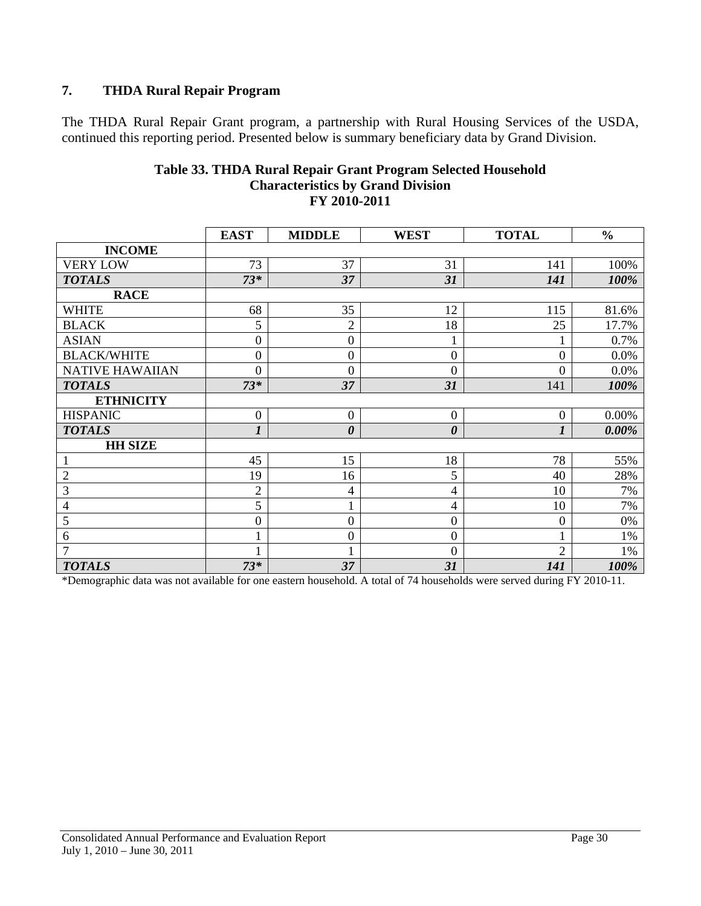## 7. THDA Rural Repair Program

The THDA Rural Repair Grant program, a partnership with Rural Housing Services of the USDA, continued this reporting period. Presented below is summary beneficiary data by Grand Division.

**Table 33. THDA Rural Repair Grant Program Selected Household Characteristics by Grand Division FY 2010-2011**

| | EAST | MIDDLE | WEST | TOTAL | % |
|---|---|---|---|---|---|
| **INCOME** | | | | | |
| VERY LOW | 73 | 37 | 31 | 141 | 100% |
| ***TOTALS*** | ***73**** | ***37*** | ***31*** | ***141*** | ***100%*** |
| **RACE** | | | | | |
| WHITE | 68 | 35 | 12 | 115 | 81.6% |
| BLACK | 5 | 2 | 18 | 25 | 17.7% |
| ASIAN | 0 | 0 | 1 | 1 | 0.7% |
| BLACK/WHITE | 0 | 0 | 0 | 0 | 0.0% |
| NATIVE HAWAIIAN | 0 | 0 | 0 | 0 | 0.0% |
| ***TOTALS*** | ***73**** | ***37*** | ***31*** | 141 | ***100%*** |
| **ETHNICITY** | | | | | |
| HISPANIC | 0 | 0 | 0 | 0 | 0.00% |
| ***TOTALS*** | ***1*** | ***0*** | ***0*** | ***1*** | ***0.00%*** |
| **HH SIZE** | | | | | |
| 1 | 45 | 15 | 18 | 78 | 55% |
| 2 | 19 | 16 | 5 | 40 | 28% |
| 3 | 2 | 4 | 4 | 10 | 7% |
| 4 | 5 | 1 | 4 | 10 | 7% |
| 5 | 0 | 0 | 0 | 0 | 0% |
| 6 | 1 | 0 | 0 | 1 | 1% |
| 7 | 1 | 1 | 0 | 2 | 1% |
| ***TOTALS*** | ***73**** | ***37*** | ***31*** | ***141*** | ***100%*** |

*Demographic data was not available for one eastern household. A total of 74 households were served during FY 2010-11.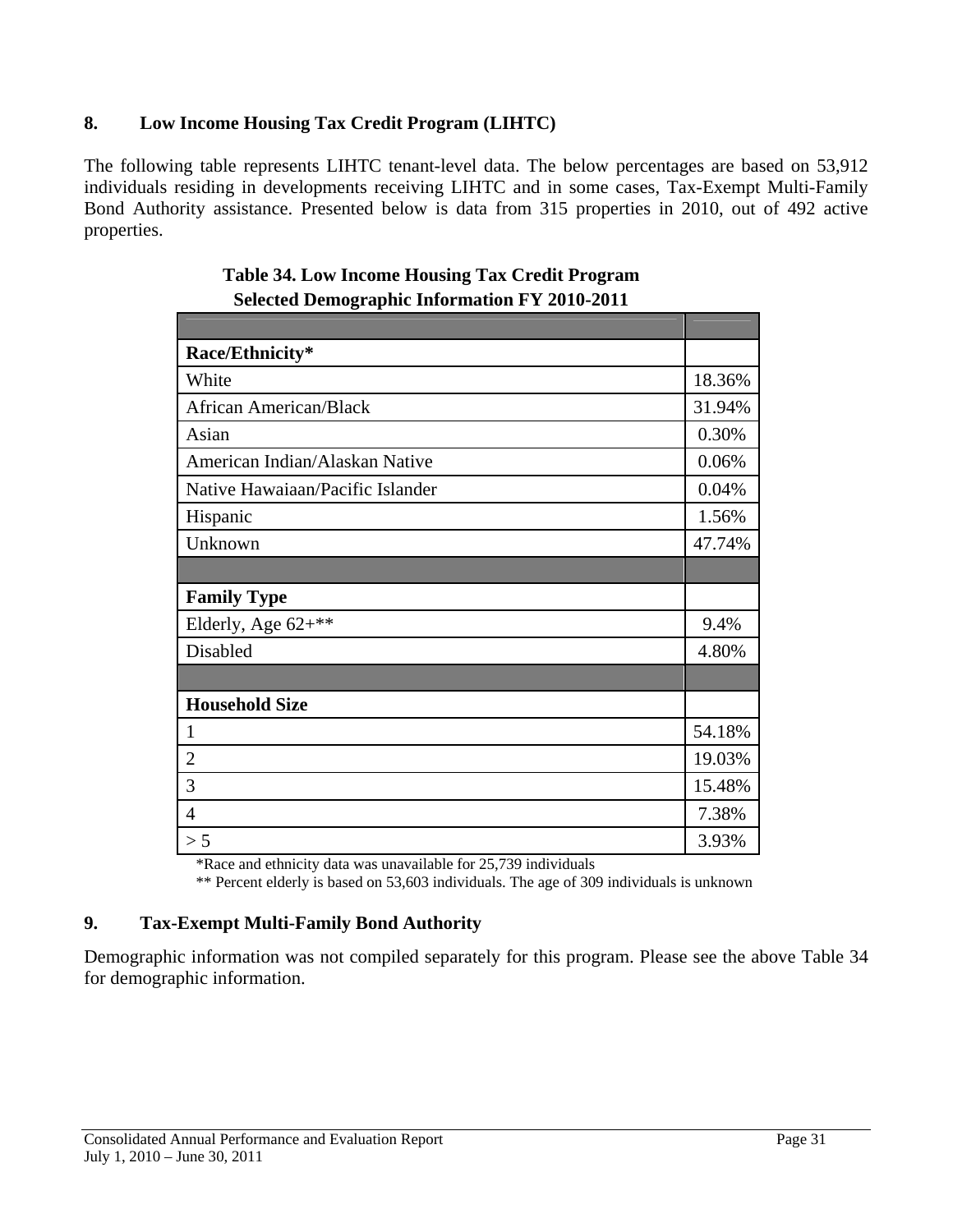## 8. Low Income Housing Tax Credit Program (LIHTC)

The following table represents LIHTC tenant-level data. The below percentages are based on 53,912 individuals residing in developments receiving LIHTC and in some cases, Tax-Exempt Multi-Family Bond Authority assistance. Presented below is data from 315 properties in 2010, out of 492 active properties.

**Table 34. Low Income Housing Tax Credit Program Selected Demographic Information FY 2010-2011**

| | |
|---|---|
| **Race/Ethnicity*** | |
| White | 18.36% |
| African American/Black | 31.94% |
| Asian | 0.30% |
| American Indian/Alaskan Native | 0.06% |
| Native Hawaiaan/Pacific Islander | 0.04% |
| Hispanic | 1.56% |
| Unknown | 47.74% |
| | |
| **Family Type** | |
| Elderly, Age 62+** | 9.4% |
| Disabled | 4.80% |
| | |
| **Household Size** | |
| 1 | 54.18% |
| 2 | 19.03% |
| 3 | 15.48% |
| 4 | 7.38% |
| > 5 | 3.93% |

*Race and ethnicity data was unavailable for 25,739 individuals

** Percent elderly is based on 53,603 individuals. The age of 309 individuals is unknown

## 9. Tax-Exempt Multi-Family Bond Authority

Demographic information was not compiled separately for this program. Please see the above Table 34 for demographic information.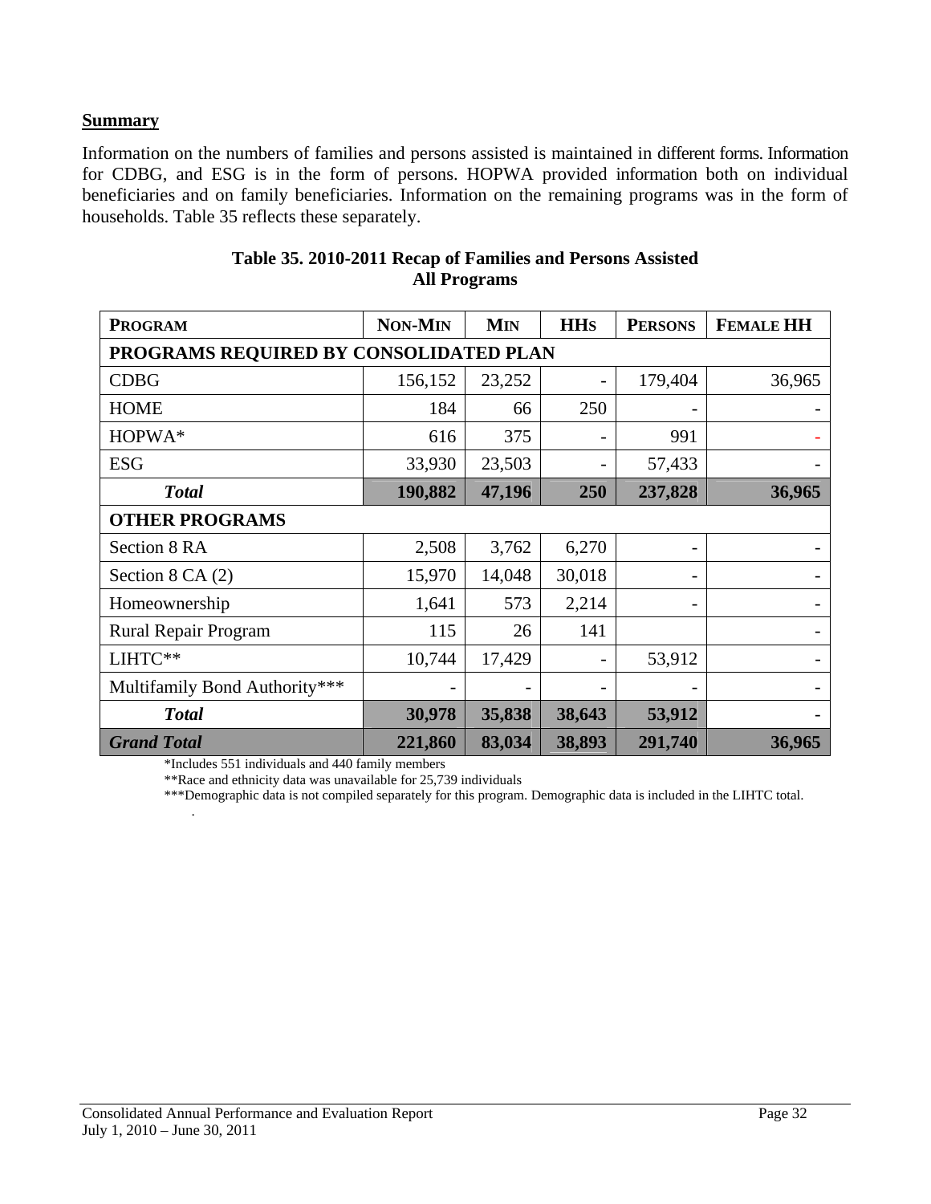**Summary**

Information on the numbers of families and persons assisted is maintained in different forms. Information for CDBG, and ESG is in the form of persons. HOPWA provided information both on individual beneficiaries and on family beneficiaries. Information on the remaining programs was in the form of households. Table 35 reflects these separately.

**Table 35. 2010-2011 Recap of Families and Persons Assisted All Programs**

| PROGRAM | NON-MIN | MIN | HHS | PERSONS | FEMALE HH |
|---|---|---|---|---|---|
| **PROGRAMS REQUIRED BY CONSOLIDATED PLAN** | | | | | |
| CDBG | 156,152 | 23,252 | - | 179,404 | 36,965 |
| HOME | 184 | 66 | 250 | - | - |
| HOPWA* | 616 | 375 | - | 991 | - |
| ESG | 33,930 | 23,503 | - | 57,433 | - |
| ***Total*** | **190,882** | **47,196** | **250** | **237,828** | **36,965** |
| **OTHER PROGRAMS** | | | | | |
| Section 8 RA | 2,508 | 3,762 | 6,270 | - | - |
| Section 8 CA (2) | 15,970 | 14,048 | 30,018 | - | - |
| Homeownership | 1,641 | 573 | 2,214 | - | - |
| Rural Repair Program | 115 | 26 | 141 | | - |
| LIHTC** | 10,744 | 17,429 | - | 53,912 | - |
| Multifamily Bond Authority*** | - | - | - | - | - |
| ***Total*** | **30,978** | **35,838** | **38,643** | **53,912** | **-** |
| ***Grand Total*** | **221,860** | **83,034** | **38,893** | **291,740** | **36,965** |

*Includes 551 individuals and 440 family members

**Race and ethnicity data was unavailable for 25,739 individuals

***Demographic data is not compiled separately for this program. Demographic data is included in the LIHTC total.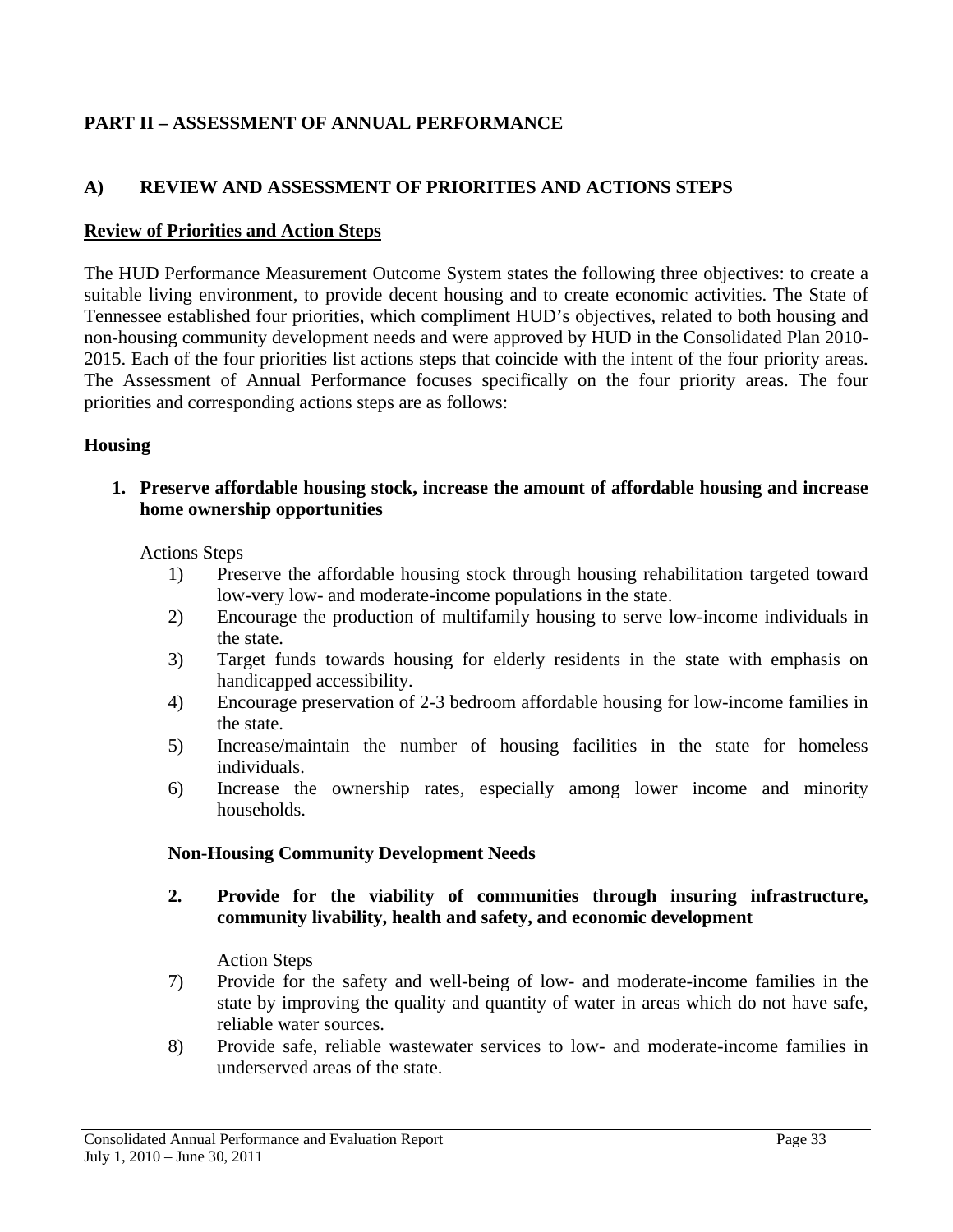## PART II – ASSESSMENT OF ANNUAL PERFORMANCE

### A) REVIEW AND ASSESSMENT OF PRIORITIES AND ACTIONS STEPS

**Review of Priorities and Action Steps**

The HUD Performance Measurement Outcome System states the following three objectives: to create a suitable living environment, to provide decent housing and to create economic activities. The State of Tennessee established four priorities, which compliment HUD's objectives, related to both housing and non-housing community development needs and were approved by HUD in the Consolidated Plan 2010-2015. Each of the four priorities list actions steps that coincide with the intent of the four priority areas. The Assessment of Annual Performance focuses specifically on the four priority areas. The four priorities and corresponding actions steps are as follows:

**Housing**

1. **Preserve affordable housing stock, increase the amount of affordable housing and increase home ownership opportunities**

   Actions Steps

   1) Preserve the affordable housing stock through housing rehabilitation targeted toward low-very low- and moderate-income populations in the state.
   2) Encourage the production of multifamily housing to serve low-income individuals in the state.
   3) Target funds towards housing for elderly residents in the state with emphasis on handicapped accessibility.
   4) Encourage preservation of 2-3 bedroom affordable housing for low-income families in the state.
   5) Increase/maintain the number of housing facilities in the state for homeless individuals.
   6) Increase the ownership rates, especially among lower income and minority households.

**Non-Housing Community Development Needs**

2. **Provide for the viability of communities through insuring infrastructure, community livability, health and safety, and economic development**

   Action Steps

   7) Provide for the safety and well-being of low- and moderate-income families in the state by improving the quality and quantity of water in areas which do not have safe, reliable water sources.
   8) Provide safe, reliable wastewater services to low- and moderate-income families in underserved areas of the state.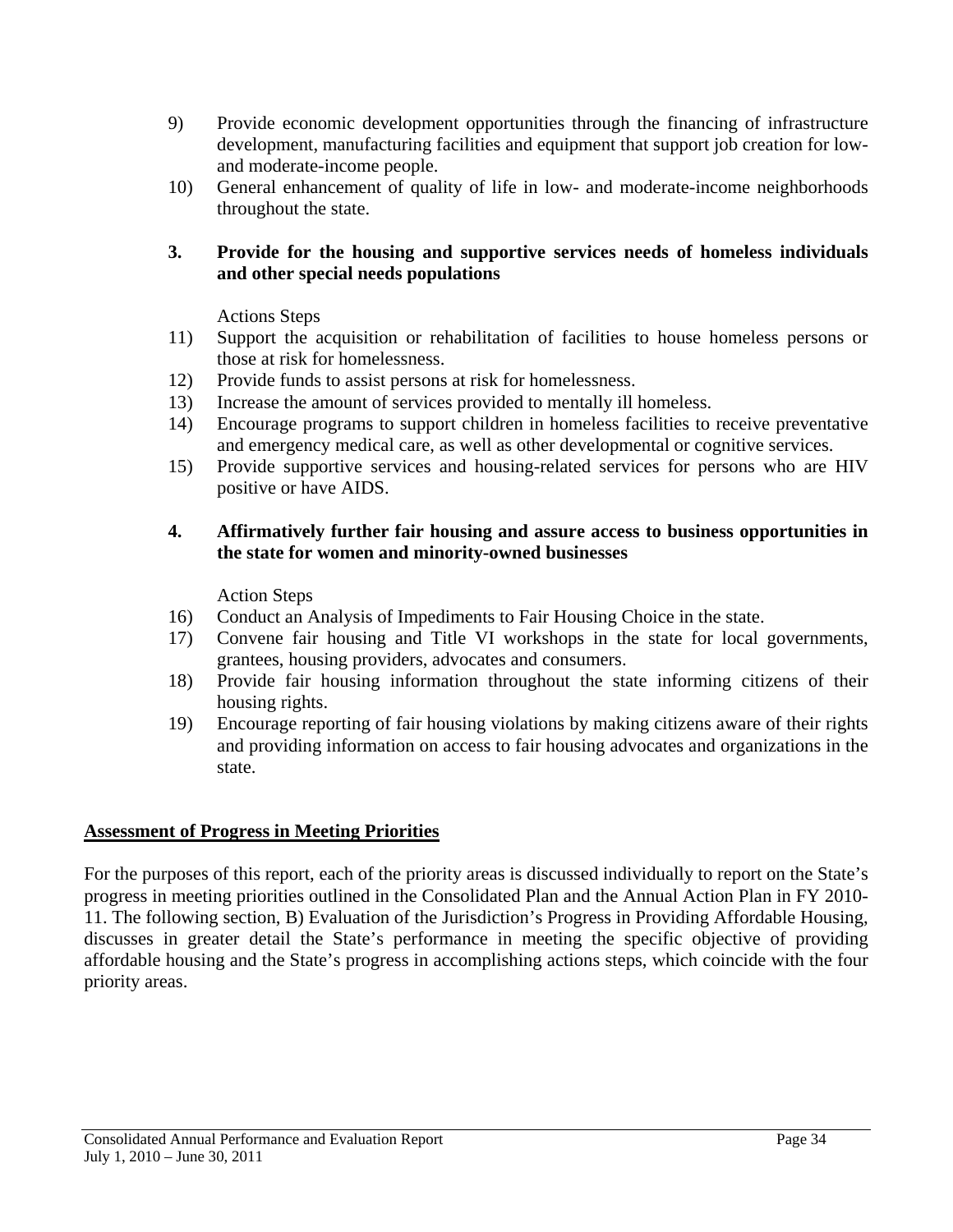9) Provide economic development opportunities through the financing of infrastructure development, manufacturing facilities and equipment that support job creation for low- and moderate-income people.
10) General enhancement of quality of life in low- and moderate-income neighborhoods throughout the state.

**3. Provide for the housing and supportive services needs of homeless individuals and other special needs populations**

Actions Steps

11) Support the acquisition or rehabilitation of facilities to house homeless persons or those at risk for homelessness.
12) Provide funds to assist persons at risk for homelessness.
13) Increase the amount of services provided to mentally ill homeless.
14) Encourage programs to support children in homeless facilities to receive preventative and emergency medical care, as well as other developmental or cognitive services.
15) Provide supportive services and housing-related services for persons who are HIV positive or have AIDS.

**4. Affirmatively further fair housing and assure access to business opportunities in the state for women and minority-owned businesses**

Action Steps

16) Conduct an Analysis of Impediments to Fair Housing Choice in the state.
17) Convene fair housing and Title VI workshops in the state for local governments, grantees, housing providers, advocates and consumers.
18) Provide fair housing information throughout the state informing citizens of their housing rights.
19) Encourage reporting of fair housing violations by making citizens aware of their rights and providing information on access to fair housing advocates and organizations in the state.

## Assessment of Progress in Meeting Priorities

For the purposes of this report, each of the priority areas is discussed individually to report on the State's progress in meeting priorities outlined in the Consolidated Plan and the Annual Action Plan in FY 2010-11. The following section, B) Evaluation of the Jurisdiction's Progress in Providing Affordable Housing, discusses in greater detail the State's performance in meeting the specific objective of providing affordable housing and the State's progress in accomplishing actions steps, which coincide with the four priority areas.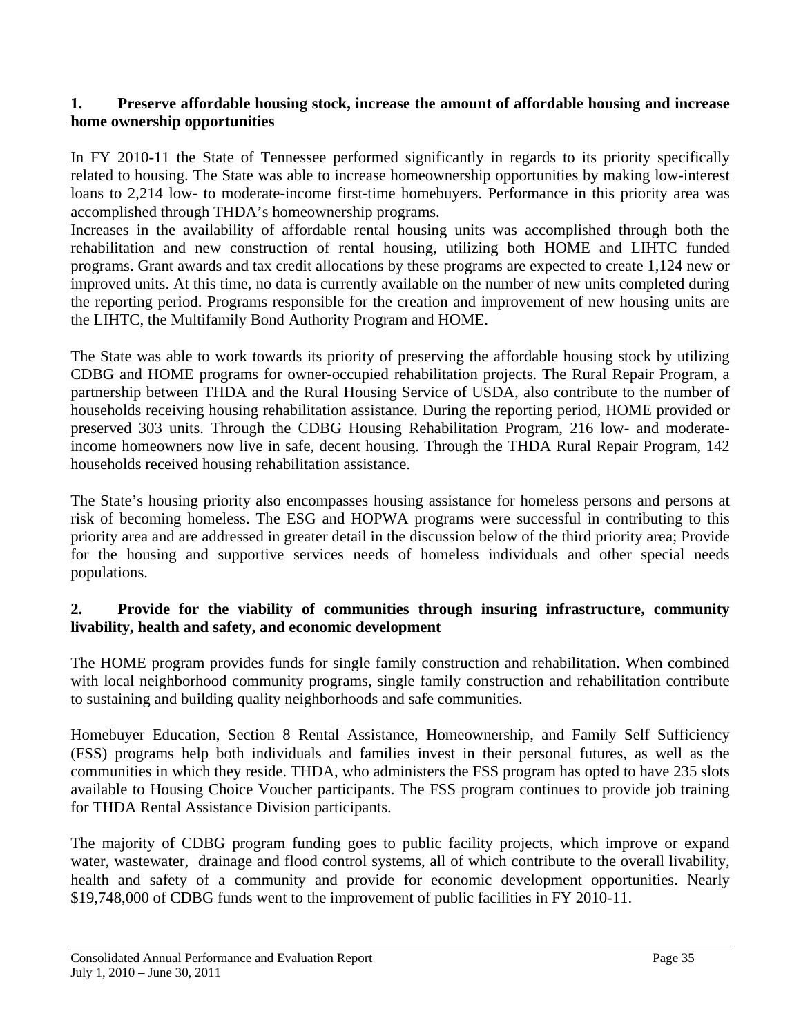**1. Preserve affordable housing stock, increase the amount of affordable housing and increase home ownership opportunities**

In FY 2010-11 the State of Tennessee performed significantly in regards to its priority specifically related to housing. The State was able to increase homeownership opportunities by making low-interest loans to 2,214 low- to moderate-income first-time homebuyers. Performance in this priority area was accomplished through THDA's homeownership programs.

Increases in the availability of affordable rental housing units was accomplished through both the rehabilitation and new construction of rental housing, utilizing both HOME and LIHTC funded programs. Grant awards and tax credit allocations by these programs are expected to create 1,124 new or improved units. At this time, no data is currently available on the number of new units completed during the reporting period. Programs responsible for the creation and improvement of new housing units are the LIHTC, the Multifamily Bond Authority Program and HOME.

The State was able to work towards its priority of preserving the affordable housing stock by utilizing CDBG and HOME programs for owner-occupied rehabilitation projects. The Rural Repair Program, a partnership between THDA and the Rural Housing Service of USDA, also contribute to the number of households receiving housing rehabilitation assistance. During the reporting period, HOME provided or preserved 303 units. Through the CDBG Housing Rehabilitation Program, 216 low- and moderate-income homeowners now live in safe, decent housing. Through the THDA Rural Repair Program, 142 households received housing rehabilitation assistance.

The State's housing priority also encompasses housing assistance for homeless persons and persons at risk of becoming homeless. The ESG and HOPWA programs were successful in contributing to this priority area and are addressed in greater detail in the discussion below of the third priority area; Provide for the housing and supportive services needs of homeless individuals and other special needs populations.

**2. Provide for the viability of communities through insuring infrastructure, community livability, health and safety, and economic development**

The HOME program provides funds for single family construction and rehabilitation. When combined with local neighborhood community programs, single family construction and rehabilitation contribute to sustaining and building quality neighborhoods and safe communities.

Homebuyer Education, Section 8 Rental Assistance, Homeownership, and Family Self Sufficiency (FSS) programs help both individuals and families invest in their personal futures, as well as the communities in which they reside. THDA, who administers the FSS program has opted to have 235 slots available to Housing Choice Voucher participants. The FSS program continues to provide job training for THDA Rental Assistance Division participants.

The majority of CDBG program funding goes to public facility projects, which improve or expand water, wastewater, drainage and flood control systems, all of which contribute to the overall livability, health and safety of a community and provide for economic development opportunities. Nearly $19,748,000 of CDBG funds went to the improvement of public facilities in FY 2010-11.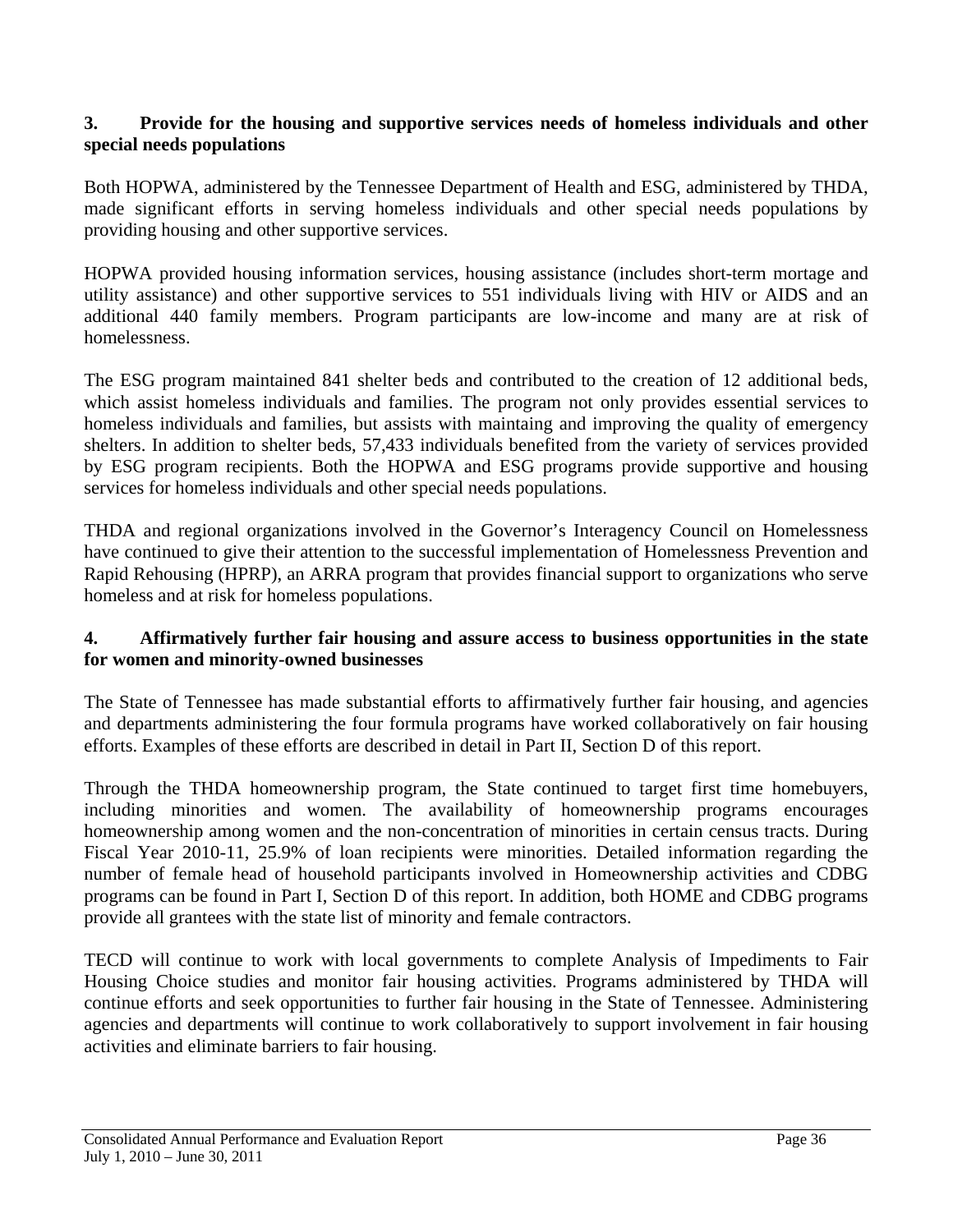**3. Provide for the housing and supportive services needs of homeless individuals and other special needs populations**

Both HOPWA, administered by the Tennessee Department of Health and ESG, administered by THDA, made significant efforts in serving homeless individuals and other special needs populations by providing housing and other supportive services.

HOPWA provided housing information services, housing assistance (includes short-term mortage and utility assistance) and other supportive services to 551 individuals living with HIV or AIDS and an additional 440 family members. Program participants are low-income and many are at risk of homelessness.

The ESG program maintained 841 shelter beds and contributed to the creation of 12 additional beds, which assist homeless individuals and families. The program not only provides essential services to homeless individuals and families, but assists with maintaing and improving the quality of emergency shelters. In addition to shelter beds, 57,433 individuals benefited from the variety of services provided by ESG program recipients. Both the HOPWA and ESG programs provide supportive and housing services for homeless individuals and other special needs populations.

THDA and regional organizations involved in the Governor's Interagency Council on Homelessness have continued to give their attention to the successful implementation of Homelessness Prevention and Rapid Rehousing (HPRP), an ARRA program that provides financial support to organizations who serve homeless and at risk for homeless populations.

**4. Affirmatively further fair housing and assure access to business opportunities in the state for women and minority-owned businesses**

The State of Tennessee has made substantial efforts to affirmatively further fair housing, and agencies and departments administering the four formula programs have worked collaboratively on fair housing efforts. Examples of these efforts are described in detail in Part II, Section D of this report.

Through the THDA homeownership program, the State continued to target first time homebuyers, including minorities and women. The availability of homeownership programs encourages homeownership among women and the non-concentration of minorities in certain census tracts. During Fiscal Year 2010-11, 25.9% of loan recipients were minorities. Detailed information regarding the number of female head of household participants involved in Homeownership activities and CDBG programs can be found in Part I, Section D of this report. In addition, both HOME and CDBG programs provide all grantees with the state list of minority and female contractors.

TECD will continue to work with local governments to complete Analysis of Impediments to Fair Housing Choice studies and monitor fair housing activities. Programs administered by THDA will continue efforts and seek opportunities to further fair housing in the State of Tennessee. Administering agencies and departments will continue to work collaboratively to support involvement in fair housing activities and eliminate barriers to fair housing.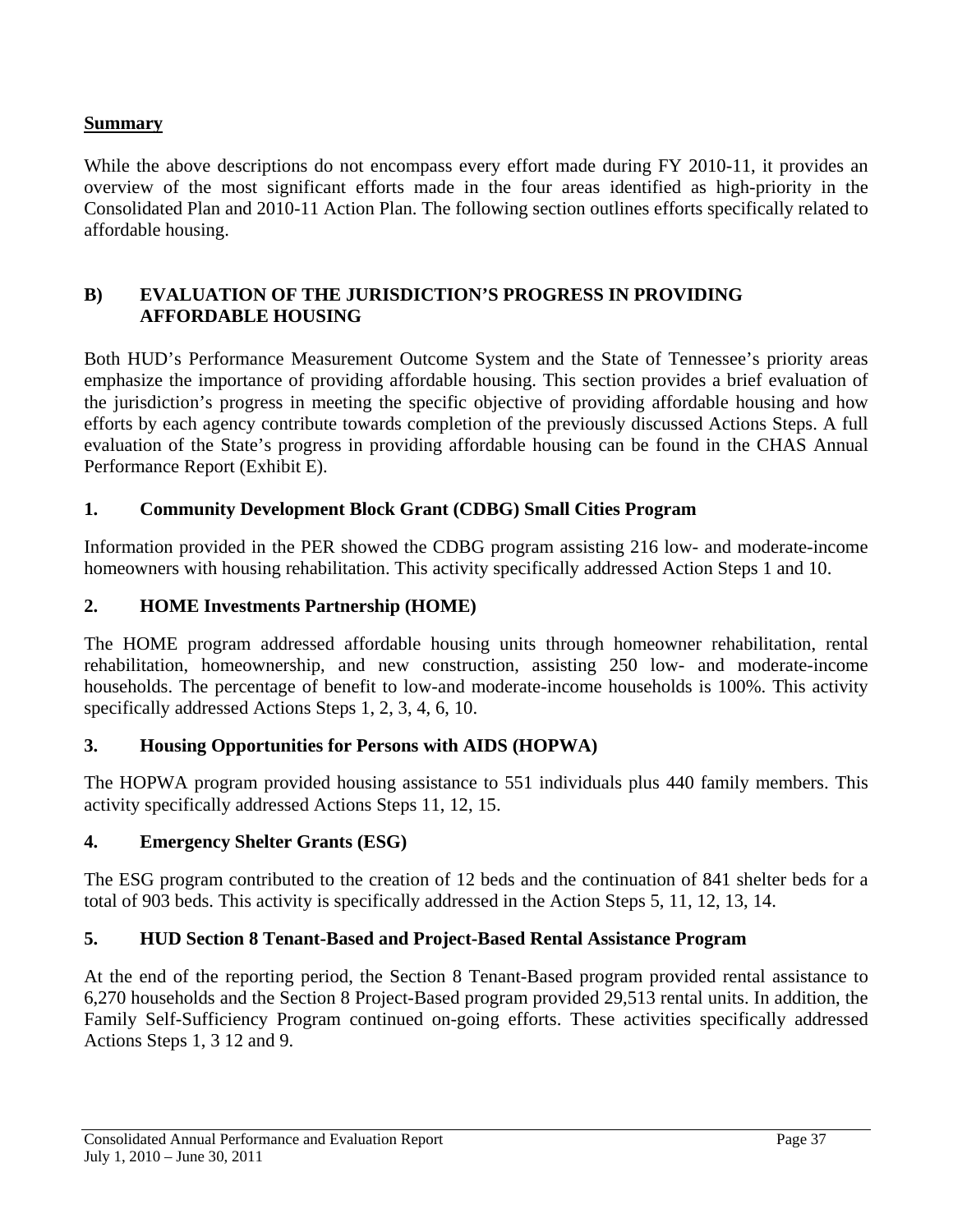**Summary**

While the above descriptions do not encompass every effort made during FY 2010-11, it provides an overview of the most significant efforts made in the four areas identified as high-priority in the Consolidated Plan and 2010-11 Action Plan. The following section outlines efforts specifically related to affordable housing.

## B) EVALUATION OF THE JURISDICTION'S PROGRESS IN PROVIDING AFFORDABLE HOUSING

Both HUD's Performance Measurement Outcome System and the State of Tennessee's priority areas emphasize the importance of providing affordable housing. This section provides a brief evaluation of the jurisdiction's progress in meeting the specific objective of providing affordable housing and how efforts by each agency contribute towards completion of the previously discussed Actions Steps. A full evaluation of the State's progress in providing affordable housing can be found in the CHAS Annual Performance Report (Exhibit E).

### 1. Community Development Block Grant (CDBG) Small Cities Program

Information provided in the PER showed the CDBG program assisting 216 low- and moderate-income homeowners with housing rehabilitation. This activity specifically addressed Action Steps 1 and 10.

### 2. HOME Investments Partnership (HOME)

The HOME program addressed affordable housing units through homeowner rehabilitation, rental rehabilitation, homeownership, and new construction, assisting 250 low- and moderate-income households. The percentage of benefit to low-and moderate-income households is 100%. This activity specifically addressed Actions Steps 1, 2, 3, 4, 6, 10.

### 3. Housing Opportunities for Persons with AIDS (HOPWA)

The HOPWA program provided housing assistance to 551 individuals plus 440 family members. This activity specifically addressed Actions Steps 11, 12, 15.

### 4. Emergency Shelter Grants (ESG)

The ESG program contributed to the creation of 12 beds and the continuation of 841 shelter beds for a total of 903 beds. This activity is specifically addressed in the Action Steps 5, 11, 12, 13, 14.

### 5. HUD Section 8 Tenant-Based and Project-Based Rental Assistance Program

At the end of the reporting period, the Section 8 Tenant-Based program provided rental assistance to 6,270 households and the Section 8 Project-Based program provided 29,513 rental units. In addition, the Family Self-Sufficiency Program continued on-going efforts. These activities specifically addressed Actions Steps 1, 3 12 and 9.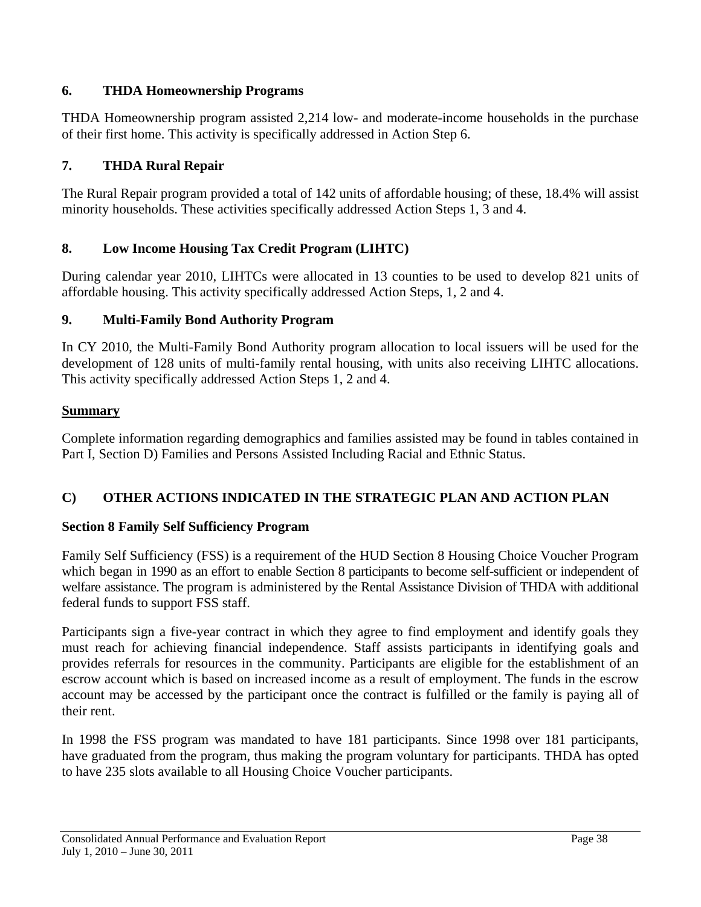### 6. THDA Homeownership Programs

THDA Homeownership program assisted 2,214 low- and moderate-income households in the purchase of their first home. This activity is specifically addressed in Action Step 6.

### 7. THDA Rural Repair

The Rural Repair program provided a total of 142 units of affordable housing; of these, 18.4% will assist minority households. These activities specifically addressed Action Steps 1, 3 and 4.

### 8. Low Income Housing Tax Credit Program (LIHTC)

During calendar year 2010, LIHTCs were allocated in 13 counties to be used to develop 821 units of affordable housing. This activity specifically addressed Action Steps, 1, 2 and 4.

### 9. Multi-Family Bond Authority Program

In CY 2010, the Multi-Family Bond Authority program allocation to local issuers will be used for the development of 128 units of multi-family rental housing, with units also receiving LIHTC allocations. This activity specifically addressed Action Steps 1, 2 and 4.

**Summary**

Complete information regarding demographics and families assisted may be found in tables contained in Part I, Section D) Families and Persons Assisted Including Racial and Ethnic Status.

## C) OTHER ACTIONS INDICATED IN THE STRATEGIC PLAN AND ACTION PLAN

### Section 8 Family Self Sufficiency Program

Family Self Sufficiency (FSS) is a requirement of the HUD Section 8 Housing Choice Voucher Program which began in 1990 as an effort to enable Section 8 participants to become self-sufficient or independent of welfare assistance. The program is administered by the Rental Assistance Division of THDA with additional federal funds to support FSS staff.

Participants sign a five-year contract in which they agree to find employment and identify goals they must reach for achieving financial independence. Staff assists participants in identifying goals and provides referrals for resources in the community. Participants are eligible for the establishment of an escrow account which is based on increased income as a result of employment. The funds in the escrow account may be accessed by the participant once the contract is fulfilled or the family is paying all of their rent.

In 1998 the FSS program was mandated to have 181 participants. Since 1998 over 181 participants, have graduated from the program, thus making the program voluntary for participants. THDA has opted to have 235 slots available to all Housing Choice Voucher participants.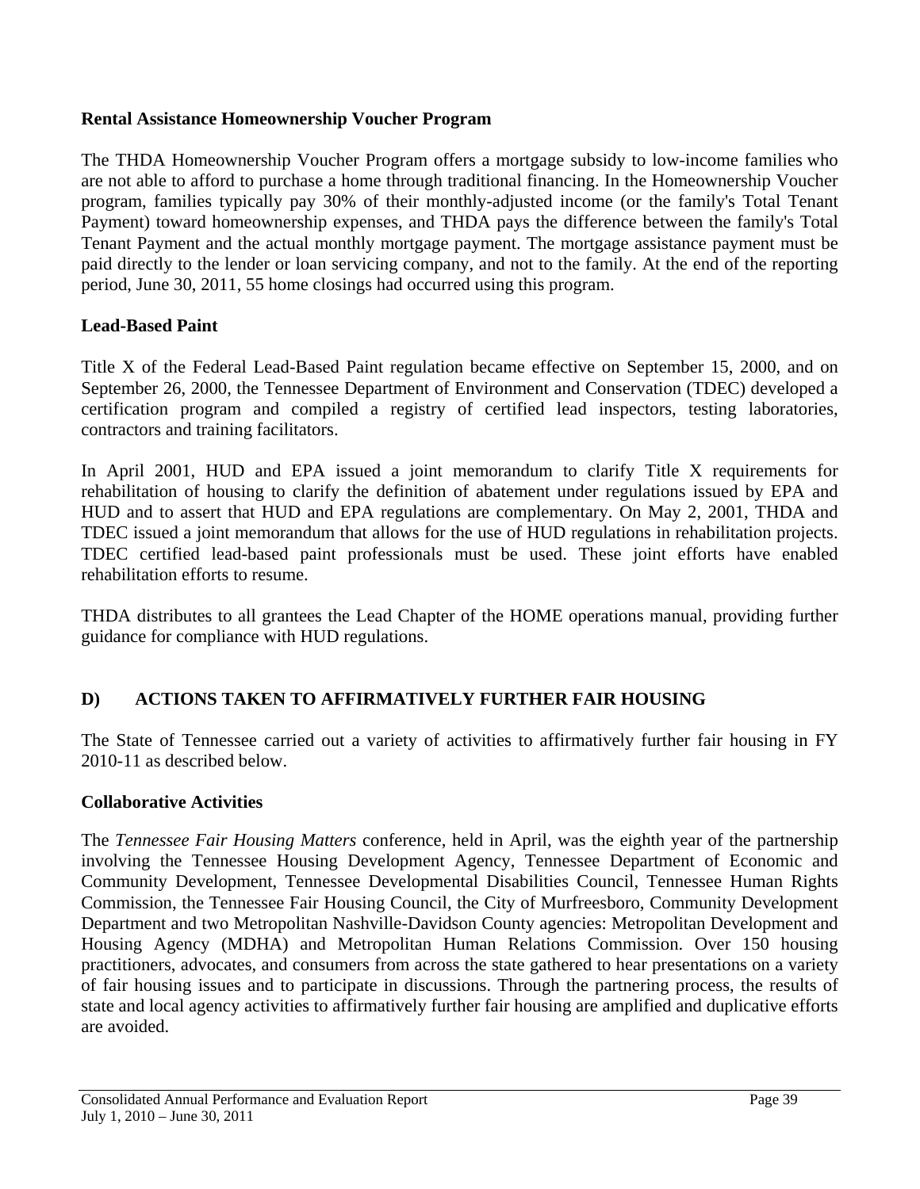**Rental Assistance Homeownership Voucher Program**

The THDA Homeownership Voucher Program offers a mortgage subsidy to low-income families who are not able to afford to purchase a home through traditional financing. In the Homeownership Voucher program, families typically pay 30% of their monthly-adjusted income (or the family's Total Tenant Payment) toward homeownership expenses, and THDA pays the difference between the family's Total Tenant Payment and the actual monthly mortgage payment. The mortgage assistance payment must be paid directly to the lender or loan servicing company, and not to the family. At the end of the reporting period, June 30, 2011, 55 home closings had occurred using this program.

**Lead-Based Paint**

Title X of the Federal Lead-Based Paint regulation became effective on September 15, 2000, and on September 26, 2000, the Tennessee Department of Environment and Conservation (TDEC) developed a certification program and compiled a registry of certified lead inspectors, testing laboratories, contractors and training facilitators.

In April 2001, HUD and EPA issued a joint memorandum to clarify Title X requirements for rehabilitation of housing to clarify the definition of abatement under regulations issued by EPA and HUD and to assert that HUD and EPA regulations are complementary. On May 2, 2001, THDA and TDEC issued a joint memorandum that allows for the use of HUD regulations in rehabilitation projects. TDEC certified lead-based paint professionals must be used. These joint efforts have enabled rehabilitation efforts to resume.

THDA distributes to all grantees the Lead Chapter of the HOME operations manual, providing further guidance for compliance with HUD regulations.

## D) ACTIONS TAKEN TO AFFIRMATIVELY FURTHER FAIR HOUSING

The State of Tennessee carried out a variety of activities to affirmatively further fair housing in FY 2010-11 as described below.

**Collaborative Activities**

The *Tennessee Fair Housing Matters* conference, held in April, was the eighth year of the partnership involving the Tennessee Housing Development Agency, Tennessee Department of Economic and Community Development, Tennessee Developmental Disabilities Council, Tennessee Human Rights Commission, the Tennessee Fair Housing Council, the City of Murfreesboro, Community Development Department and two Metropolitan Nashville-Davidson County agencies: Metropolitan Development and Housing Agency (MDHA) and Metropolitan Human Relations Commission. Over 150 housing practitioners, advocates, and consumers from across the state gathered to hear presentations on a variety of fair housing issues and to participate in discussions. Through the partnering process, the results of state and local agency activities to affirmatively further fair housing are amplified and duplicative efforts are avoided.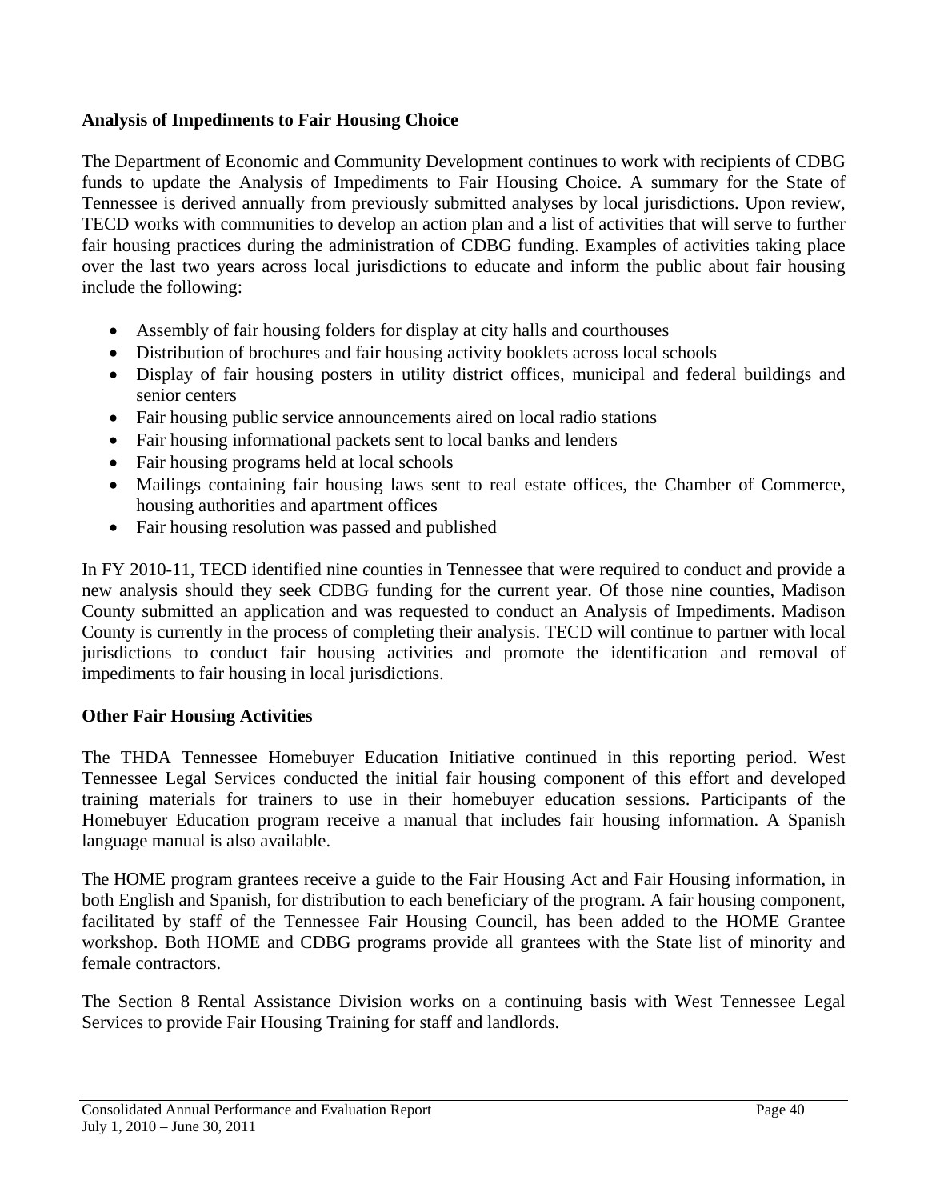**Analysis of Impediments to Fair Housing Choice**

The Department of Economic and Community Development continues to work with recipients of CDBG funds to update the Analysis of Impediments to Fair Housing Choice. A summary for the State of Tennessee is derived annually from previously submitted analyses by local jurisdictions. Upon review, TECD works with communities to develop an action plan and a list of activities that will serve to further fair housing practices during the administration of CDBG funding. Examples of activities taking place over the last two years across local jurisdictions to educate and inform the public about fair housing include the following:

- Assembly of fair housing folders for display at city halls and courthouses
- Distribution of brochures and fair housing activity booklets across local schools
- Display of fair housing posters in utility district offices, municipal and federal buildings and senior centers
- Fair housing public service announcements aired on local radio stations
- Fair housing informational packets sent to local banks and lenders
- Fair housing programs held at local schools
- Mailings containing fair housing laws sent to real estate offices, the Chamber of Commerce, housing authorities and apartment offices
- Fair housing resolution was passed and published

In FY 2010-11, TECD identified nine counties in Tennessee that were required to conduct and provide a new analysis should they seek CDBG funding for the current year. Of those nine counties, Madison County submitted an application and was requested to conduct an Analysis of Impediments. Madison County is currently in the process of completing their analysis. TECD will continue to partner with local jurisdictions to conduct fair housing activities and promote the identification and removal of impediments to fair housing in local jurisdictions.

**Other Fair Housing Activities**

The THDA Tennessee Homebuyer Education Initiative continued in this reporting period. West Tennessee Legal Services conducted the initial fair housing component of this effort and developed training materials for trainers to use in their homebuyer education sessions. Participants of the Homebuyer Education program receive a manual that includes fair housing information. A Spanish language manual is also available.

The HOME program grantees receive a guide to the Fair Housing Act and Fair Housing information, in both English and Spanish, for distribution to each beneficiary of the program. A fair housing component, facilitated by staff of the Tennessee Fair Housing Council, has been added to the HOME Grantee workshop. Both HOME and CDBG programs provide all grantees with the State list of minority and female contractors.

The Section 8 Rental Assistance Division works on a continuing basis with West Tennessee Legal Services to provide Fair Housing Training for staff and landlords.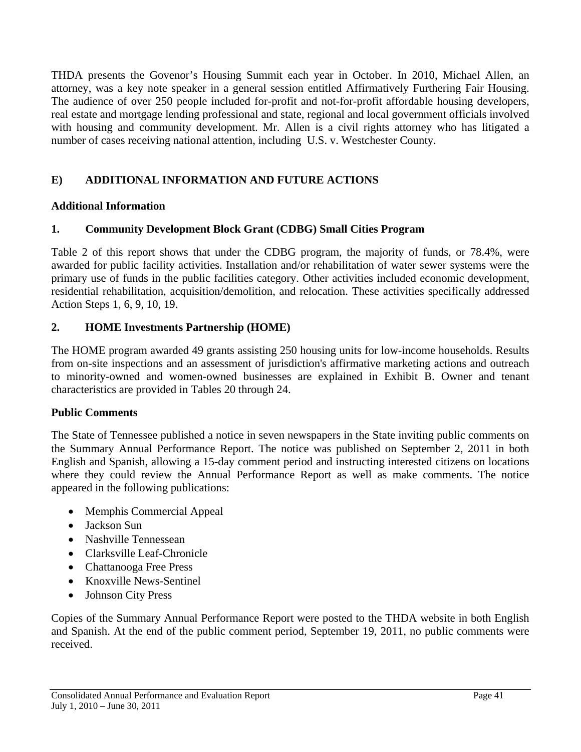THDA presents the Govenor's Housing Summit each year in October. In 2010, Michael Allen, an attorney, was a key note speaker in a general session entitled Affirmatively Furthering Fair Housing. The audience of over 250 people included for-profit and not-for-profit affordable housing developers, real estate and mortgage lending professional and state, regional and local government officials involved with housing and community development. Mr. Allen is a civil rights attorney who has litigated a number of cases receiving national attention, including U.S. v. Westchester County.

## E) ADDITIONAL INFORMATION AND FUTURE ACTIONS

### Additional Information

### 1. Community Development Block Grant (CDBG) Small Cities Program

Table 2 of this report shows that under the CDBG program, the majority of funds, or 78.4%, were awarded for public facility activities. Installation and/or rehabilitation of water sewer systems were the primary use of funds in the public facilities category. Other activities included economic development, residential rehabilitation, acquisition/demolition, and relocation. These activities specifically addressed Action Steps 1, 6, 9, 10, 19.

### 2. HOME Investments Partnership (HOME)

The HOME program awarded 49 grants assisting 250 housing units for low-income households. Results from on-site inspections and an assessment of jurisdiction's affirmative marketing actions and outreach to minority-owned and women-owned businesses are explained in Exhibit B. Owner and tenant characteristics are provided in Tables 20 through 24.

### Public Comments

The State of Tennessee published a notice in seven newspapers in the State inviting public comments on the Summary Annual Performance Report. The notice was published on September 2, 2011 in both English and Spanish, allowing a 15-day comment period and instructing interested citizens on locations where they could review the Annual Performance Report as well as make comments. The notice appeared in the following publications:

- Memphis Commercial Appeal
- Jackson Sun
- Nashville Tennessean
- Clarksville Leaf-Chronicle
- Chattanooga Free Press
- Knoxville News-Sentinel
- Johnson City Press

Copies of the Summary Annual Performance Report were posted to the THDA website in both English and Spanish. At the end of the public comment period, September 19, 2011, no public comments were received.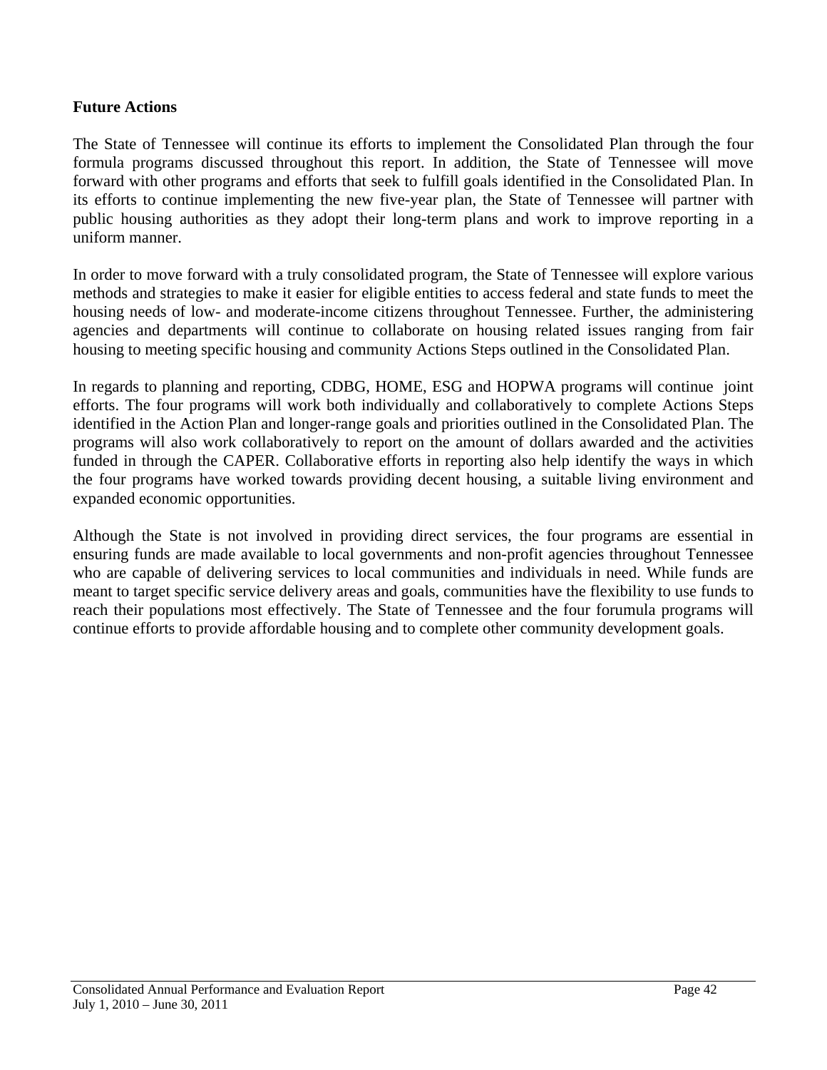## Future Actions

The State of Tennessee will continue its efforts to implement the Consolidated Plan through the four formula programs discussed throughout this report. In addition, the State of Tennessee will move forward with other programs and efforts that seek to fulfill goals identified in the Consolidated Plan. In its efforts to continue implementing the new five-year plan, the State of Tennessee will partner with public housing authorities as they adopt their long-term plans and work to improve reporting in a uniform manner.

In order to move forward with a truly consolidated program, the State of Tennessee will explore various methods and strategies to make it easier for eligible entities to access federal and state funds to meet the housing needs of low- and moderate-income citizens throughout Tennessee. Further, the administering agencies and departments will continue to collaborate on housing related issues ranging from fair housing to meeting specific housing and community Actions Steps outlined in the Consolidated Plan.

In regards to planning and reporting, CDBG, HOME, ESG and HOPWA programs will continue joint efforts. The four programs will work both individually and collaboratively to complete Actions Steps identified in the Action Plan and longer-range goals and priorities outlined in the Consolidated Plan. The programs will also work collaboratively to report on the amount of dollars awarded and the activities funded in through the CAPER. Collaborative efforts in reporting also help identify the ways in which the four programs have worked towards providing decent housing, a suitable living environment and expanded economic opportunities.

Although the State is not involved in providing direct services, the four programs are essential in ensuring funds are made available to local governments and non-profit agencies throughout Tennessee who are capable of delivering services to local communities and individuals in need. While funds are meant to target specific service delivery areas and goals, communities have the flexibility to use funds to reach their populations most effectively. The State of Tennessee and the four forumula programs will continue efforts to provide affordable housing and to complete other community development goals.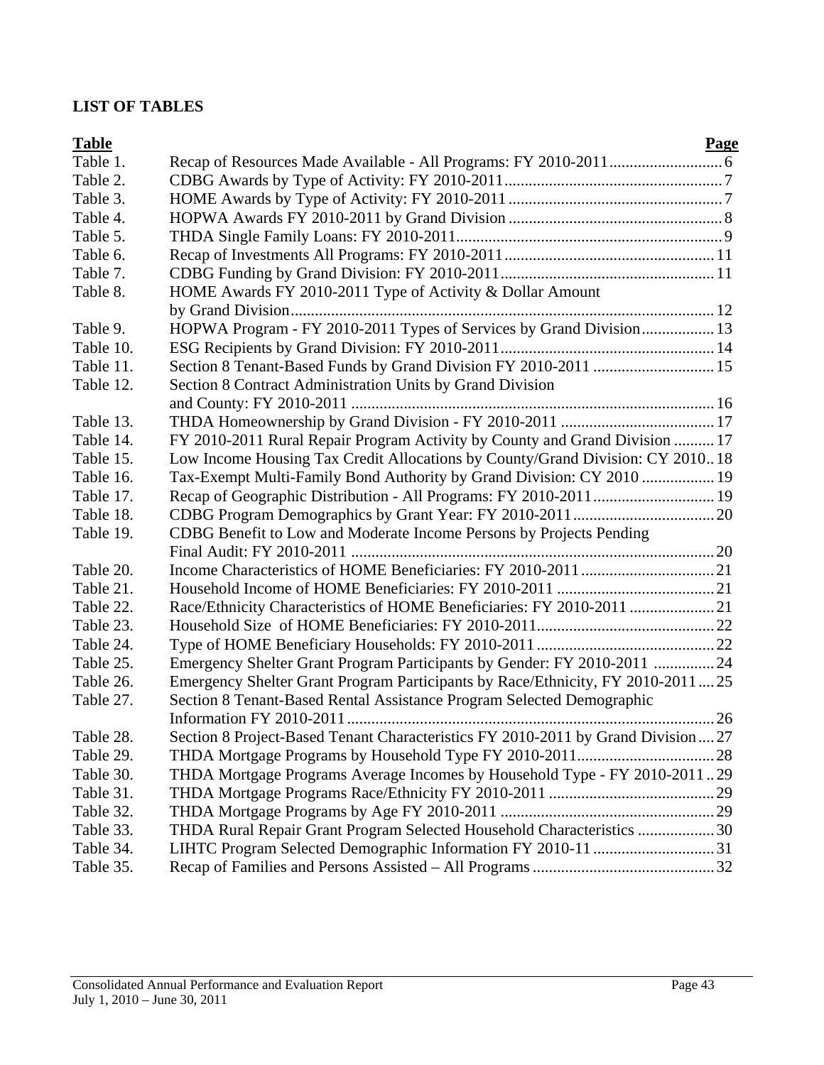## LIST OF TABLES

| Table | | Page |
|---|---|---|
| Table 1. | Recap of Resources Made Available - All Programs: FY 2010-2011 | 6 |
| Table 2. | CDBG Awards by Type of Activity: FY 2010-2011 | 7 |
| Table 3. | HOME Awards by Type of Activity: FY 2010-2011 | 7 |
| Table 4. | HOPWA Awards FY 2010-2011 by Grand Division | 8 |
| Table 5. | THDA Single Family Loans: FY 2010-2011 | 9 |
| Table 6. | Recap of Investments All Programs: FY 2010-2011 | 11 |
| Table 7. | CDBG Funding by Grand Division: FY 2010-2011 | 11 |
| Table 8. | HOME Awards FY 2010-2011 Type of Activity & Dollar Amount by Grand Division | 12 |
| Table 9. | HOPWA Program - FY 2010-2011 Types of Services by Grand Division | 13 |
| Table 10. | ESG Recipients by Grand Division: FY 2010-2011 | 14 |
| Table 11. | Section 8 Tenant-Based Funds by Grand Division FY 2010-2011 | 15 |
| Table 12. | Section 8 Contract Administration Units by Grand Division and County: FY 2010-2011 | 16 |
| Table 13. | THDA Homeownership by Grand Division - FY 2010-2011 | 17 |
| Table 14. | FY 2010-2011 Rural Repair Program Activity by County and Grand Division | 17 |
| Table 15. | Low Income Housing Tax Credit Allocations by County/Grand Division: CY 2010 | 18 |
| Table 16. | Tax-Exempt Multi-Family Bond Authority by Grand Division: CY 2010 | 19 |
| Table 17. | Recap of Geographic Distribution - All Programs: FY 2010-2011 | 19 |
| Table 18. | CDBG Program Demographics by Grant Year: FY 2010-2011 | 20 |
| Table 19. | CDBG Benefit to Low and Moderate Income Persons by Projects Pending Final Audit: FY 2010-2011 | 20 |
| Table 20. | Income Characteristics of HOME Beneficiaries: FY 2010-2011 | 21 |
| Table 21. | Household Income of HOME Beneficiaries: FY 2010-2011 | 21 |
| Table 22. | Race/Ethnicity Characteristics of HOME Beneficiaries: FY 2010-2011 | 21 |
| Table 23. | Household Size of HOME Beneficiaries: FY 2010-2011 | 22 |
| Table 24. | Type of HOME Beneficiary Households: FY 2010-2011 | 22 |
| Table 25. | Emergency Shelter Grant Program Participants by Gender: FY 2010-2011 | 24 |
| Table 26. | Emergency Shelter Grant Program Participants by Race/Ethnicity, FY 2010-2011 | 25 |
| Table 27. | Section 8 Tenant-Based Rental Assistance Program Selected Demographic Information FY 2010-2011 | 26 |
| Table 28. | Section 8 Project-Based Tenant Characteristics FY 2010-2011 by Grand Division | 27 |
| Table 29. | THDA Mortgage Programs by Household Type FY 2010-2011 | 28 |
| Table 30. | THDA Mortgage Programs Average Incomes by Household Type - FY 2010-2011 | 29 |
| Table 31. | THDA Mortgage Programs Race/Ethnicity FY 2010-2011 | 29 |
| Table 32. | THDA Mortgage Programs by Age FY 2010-2011 | 29 |
| Table 33. | THDA Rural Repair Grant Program Selected Household Characteristics | 30 |
| Table 34. | LIHTC Program Selected Demographic Information FY 2010-11 | 31 |
| Table 35. | Recap of Families and Persons Assisted – All Programs | 32 |